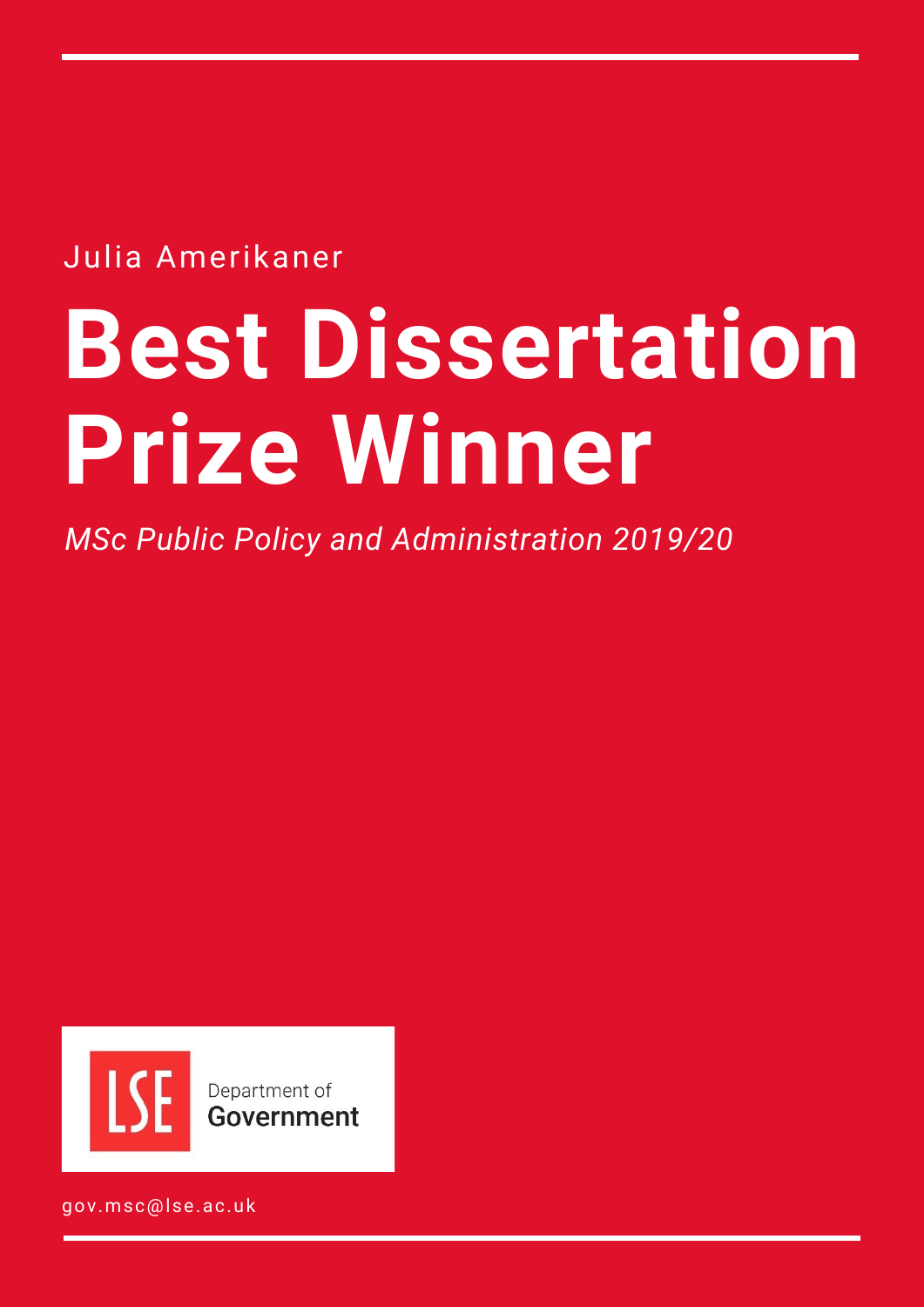Julia Amerikaner

# Best Dissertation Prize Winner

*MSc Public Policy and Administration 2019/20*

LSE Department of **Government**

gov.msc@lse.ac.uk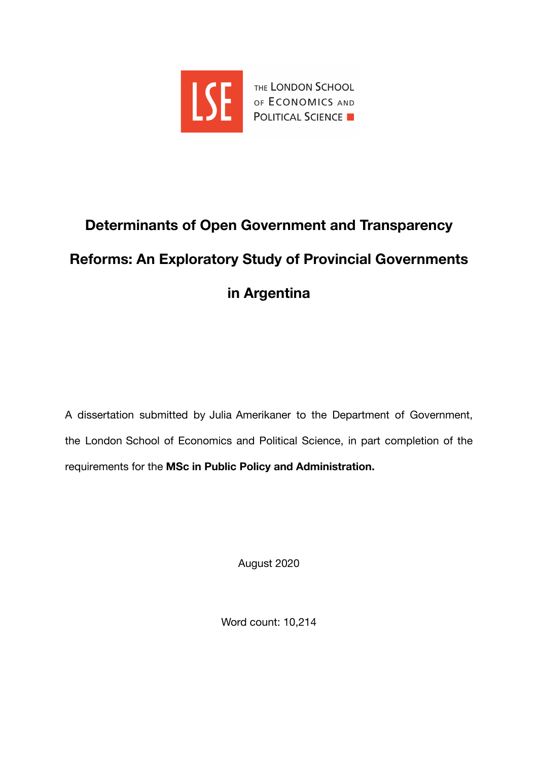THE LONDON SCHOOL OF ECONOMICS AND POLITICAL SCIENCE

# Determinants of Open Government and Transparency Reforms: An Exploratory Study of Provincial Governments in Argentina

A dissertation submitted by Julia Amerikaner to the Department of Government, the London School of Economics and Political Science, in part completion of the requirements for the **MSc in Public Policy and Administration.**

August 2020

Word count: 10,214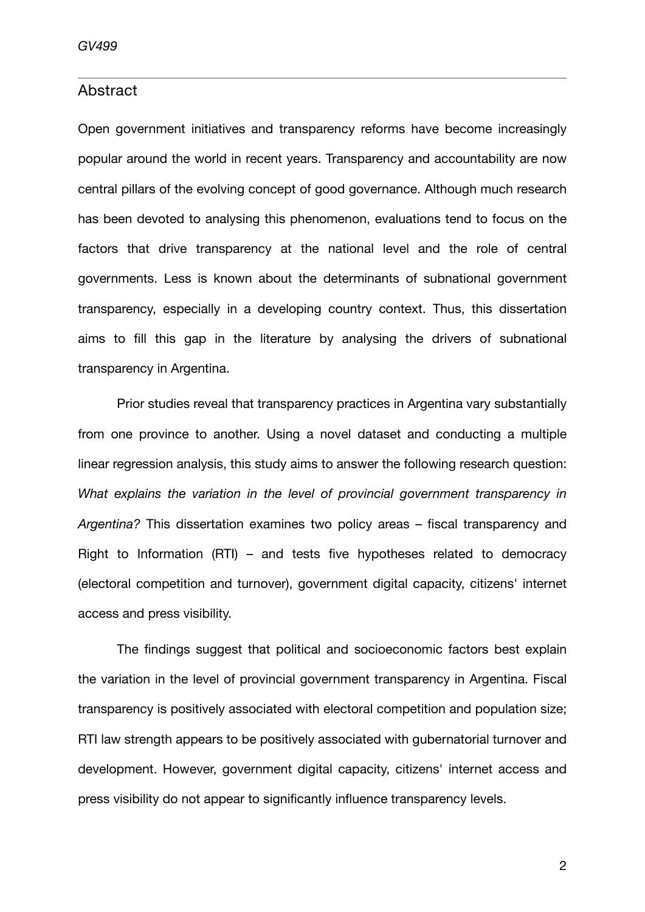## Abstract

Open government initiatives and transparency reforms have become increasingly popular around the world in recent years. Transparency and accountability are now central pillars of the evolving concept of good governance. Although much research has been devoted to analysing this phenomenon, evaluations tend to focus on the factors that drive transparency at the national level and the role of central governments. Less is known about the determinants of subnational government transparency, especially in a developing country context. Thus, this dissertation aims to fill this gap in the literature by analysing the drivers of subnational transparency in Argentina.

Prior studies reveal that transparency practices in Argentina vary substantially from one province to another. Using a novel dataset and conducting a multiple linear regression analysis, this study aims to answer the following research question: *What explains the variation in the level of provincial government transparency in Argentina?* This dissertation examines two policy areas – fiscal transparency and Right to Information (RTI) – and tests five hypotheses related to democracy (electoral competition and turnover), government digital capacity, citizens' internet access and press visibility.

The findings suggest that political and socioeconomic factors best explain the variation in the level of provincial government transparency in Argentina. Fiscal transparency is positively associated with electoral competition and population size; RTI law strength appears to be positively associated with gubernatorial turnover and development. However, government digital capacity, citizens' internet access and press visibility do not appear to significantly influence transparency levels.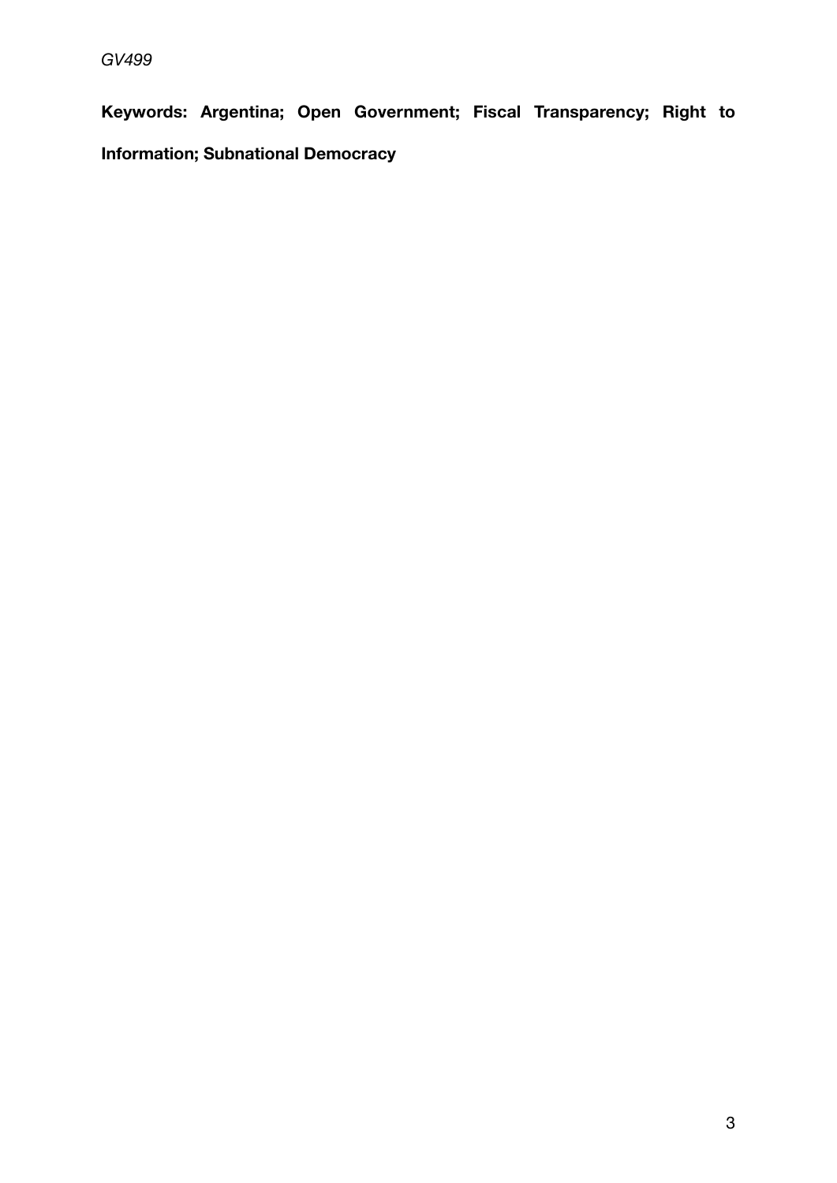**Keywords: Argentina; Open Government; Fiscal Transparency; Right to Information; Subnational Democracy**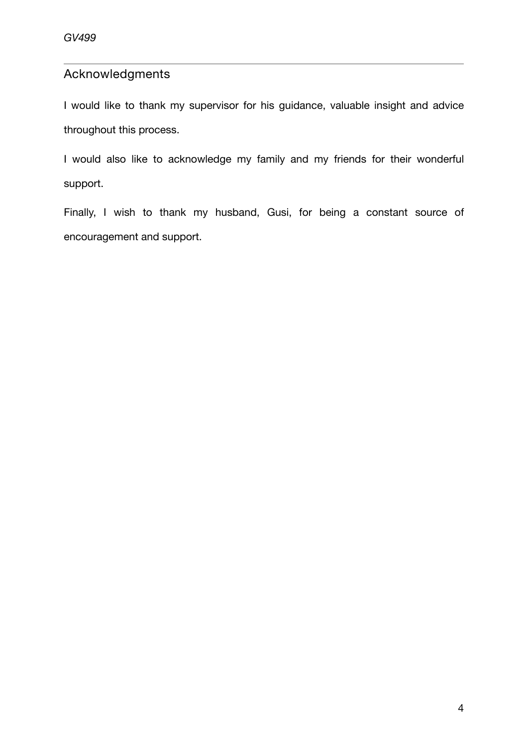## Acknowledgments

I would like to thank my supervisor for his guidance, valuable insight and advice throughout this process.

I would also like to acknowledge my family and my friends for their wonderful support.

Finally, I wish to thank my husband, Gusi, for being a constant source of encouragement and support.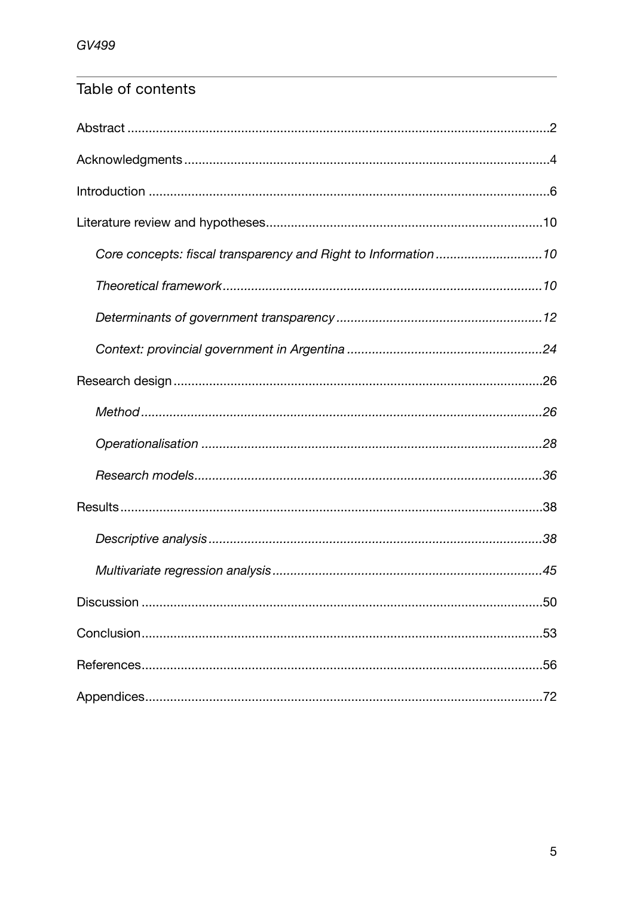## Table of contents

Abstract .....2

Acknowledgments .....4

Introduction .....6

Literature review and hypotheses .....10

*Core concepts: fiscal transparency and Right to Information* .....10

*Theoretical framework* .....10

*Determinants of government transparency* .....12

*Context: provincial government in Argentina* .....24

Research design .....26

*Method* .....26

*Operationalisation* .....28

*Research models* .....36

Results .....38

*Descriptive analysis* .....38

*Multivariate regression analysis* .....45

Discussion .....50

Conclusion .....53

References .....56

Appendices .....72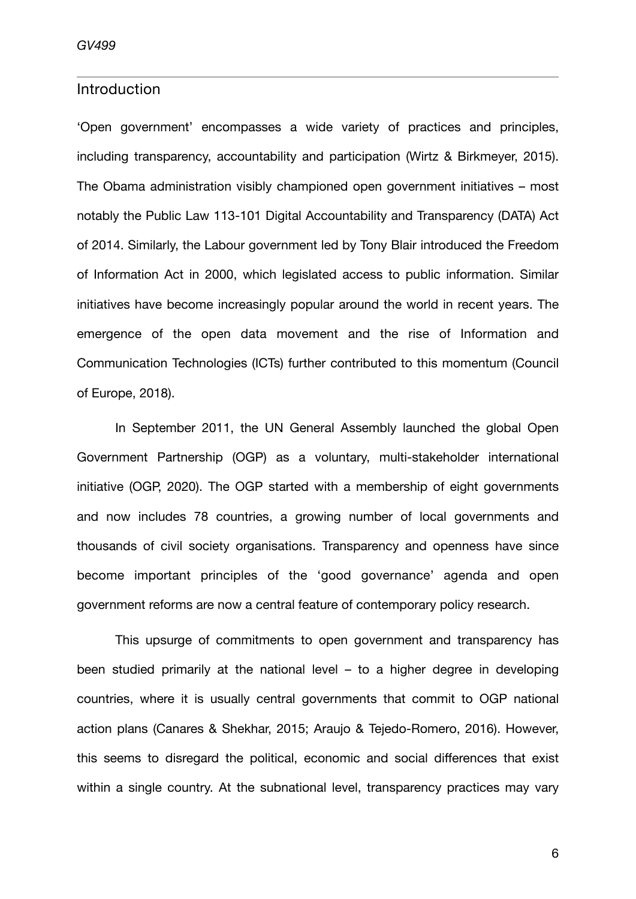## Introduction

'Open government' encompasses a wide variety of practices and principles, including transparency, accountability and participation (Wirtz & Birkmeyer, 2015). The Obama administration visibly championed open government initiatives – most notably the Public Law 113-101 Digital Accountability and Transparency (DATA) Act of 2014. Similarly, the Labour government led by Tony Blair introduced the Freedom of Information Act in 2000, which legislated access to public information. Similar initiatives have become increasingly popular around the world in recent years. The emergence of the open data movement and the rise of Information and Communication Technologies (ICTs) further contributed to this momentum (Council of Europe, 2018).

In September 2011, the UN General Assembly launched the global Open Government Partnership (OGP) as a voluntary, multi-stakeholder international initiative (OGP, 2020). The OGP started with a membership of eight governments and now includes 78 countries, a growing number of local governments and thousands of civil society organisations. Transparency and openness have since become important principles of the 'good governance' agenda and open government reforms are now a central feature of contemporary policy research.

This upsurge of commitments to open government and transparency has been studied primarily at the national level – to a higher degree in developing countries, where it is usually central governments that commit to OGP national action plans (Canares & Shekhar, 2015; Araujo & Tejedo-Romero, 2016). However, this seems to disregard the political, economic and social differences that exist within a single country. At the subnational level, transparency practices may vary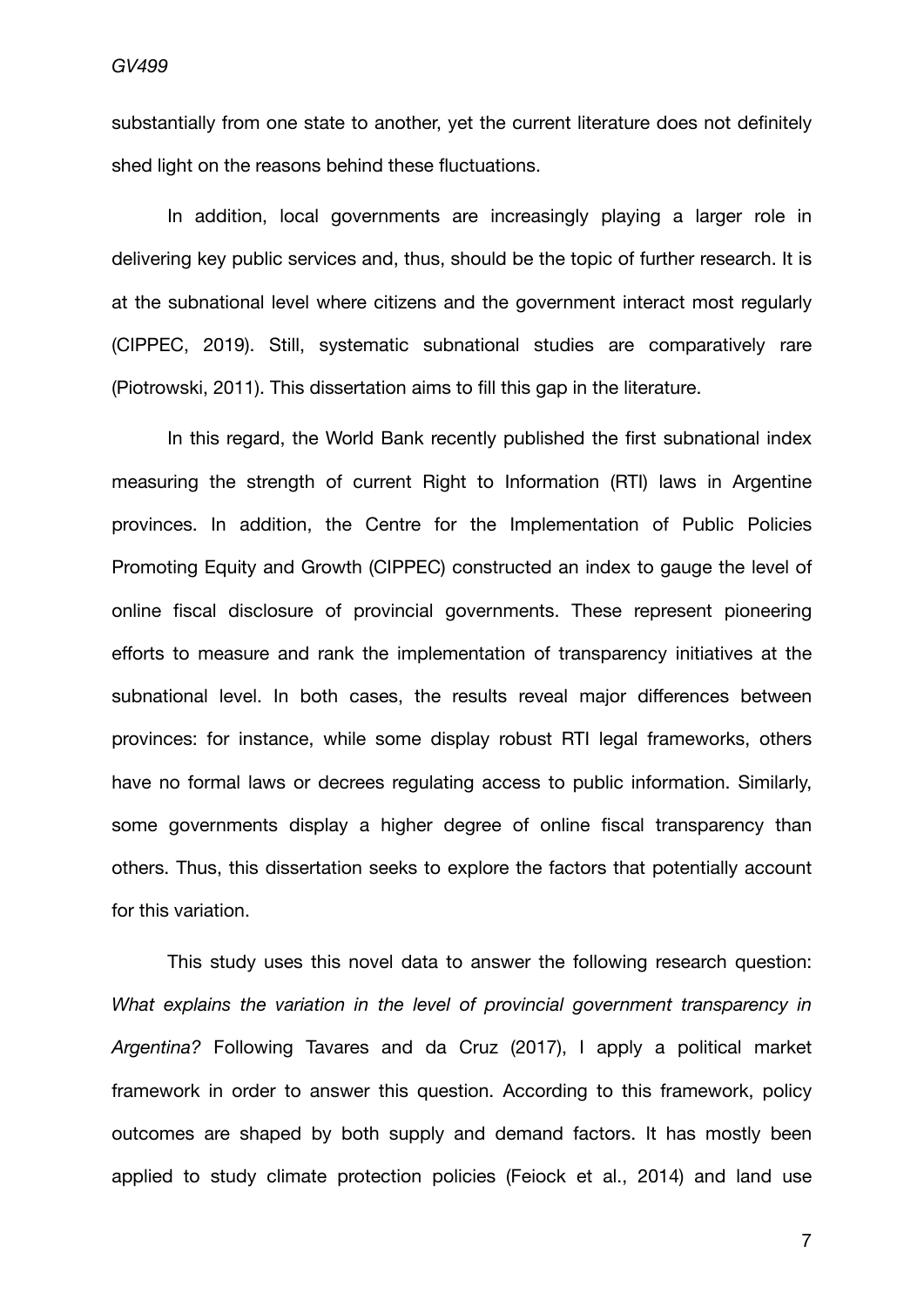substantially from one state to another, yet the current literature does not definitely shed light on the reasons behind these fluctuations.

In addition, local governments are increasingly playing a larger role in delivering key public services and, thus, should be the topic of further research. It is at the subnational level where citizens and the government interact most regularly (CIPPEC, 2019). Still, systematic subnational studies are comparatively rare (Piotrowski, 2011). This dissertation aims to fill this gap in the literature.

In this regard, the World Bank recently published the first subnational index measuring the strength of current Right to Information (RTI) laws in Argentine provinces. In addition, the Centre for the Implementation of Public Policies Promoting Equity and Growth (CIPPEC) constructed an index to gauge the level of online fiscal disclosure of provincial governments. These represent pioneering efforts to measure and rank the implementation of transparency initiatives at the subnational level. In both cases, the results reveal major differences between provinces: for instance, while some display robust RTI legal frameworks, others have no formal laws or decrees regulating access to public information. Similarly, some governments display a higher degree of online fiscal transparency than others. Thus, this dissertation seeks to explore the factors that potentially account for this variation.

This study uses this novel data to answer the following research question: *What explains the variation in the level of provincial government transparency in Argentina?* Following Tavares and da Cruz (2017), I apply a political market framework in order to answer this question. According to this framework, policy outcomes are shaped by both supply and demand factors. It has mostly been applied to study climate protection policies (Feiock et al., 2014) and land use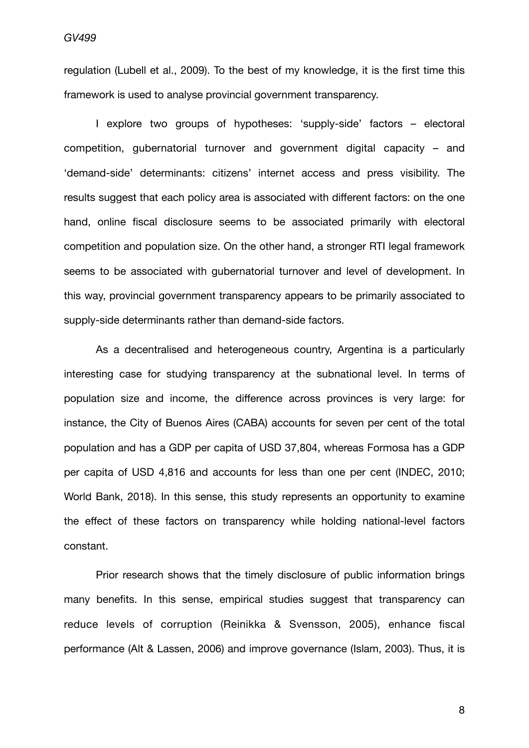regulation (Lubell et al., 2009). To the best of my knowledge, it is the first time this framework is used to analyse provincial government transparency.

I explore two groups of hypotheses: 'supply-side' factors – electoral competition, gubernatorial turnover and government digital capacity – and 'demand-side' determinants: citizens' internet access and press visibility. The results suggest that each policy area is associated with different factors: on the one hand, online fiscal disclosure seems to be associated primarily with electoral competition and population size. On the other hand, a stronger RTI legal framework seems to be associated with gubernatorial turnover and level of development. In this way, provincial government transparency appears to be primarily associated to supply-side determinants rather than demand-side factors.

As a decentralised and heterogeneous country, Argentina is a particularly interesting case for studying transparency at the subnational level. In terms of population size and income, the difference across provinces is very large: for instance, the City of Buenos Aires (CABA) accounts for seven per cent of the total population and has a GDP per capita of USD 37,804, whereas Formosa has a GDP per capita of USD 4,816 and accounts for less than one per cent (INDEC, 2010; World Bank, 2018). In this sense, this study represents an opportunity to examine the effect of these factors on transparency while holding national-level factors constant.

Prior research shows that the timely disclosure of public information brings many benefits. In this sense, empirical studies suggest that transparency can reduce levels of corruption (Reinikka & Svensson, 2005), enhance fiscal performance (Alt & Lassen, 2006) and improve governance (Islam, 2003). Thus, it is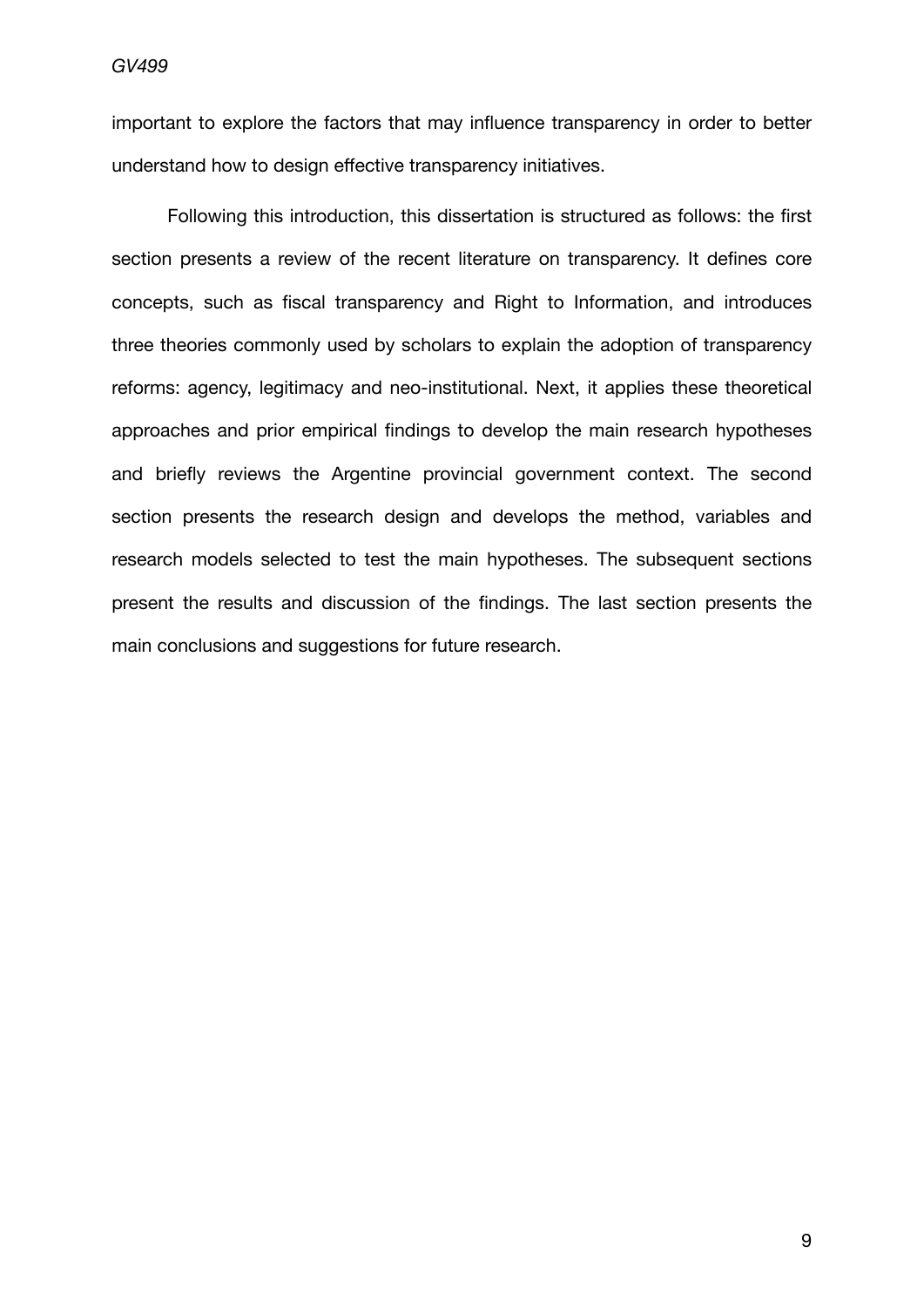important to explore the factors that may influence transparency in order to better understand how to design effective transparency initiatives.

Following this introduction, this dissertation is structured as follows: the first section presents a review of the recent literature on transparency. It defines core concepts, such as fiscal transparency and Right to Information, and introduces three theories commonly used by scholars to explain the adoption of transparency reforms: agency, legitimacy and neo-institutional. Next, it applies these theoretical approaches and prior empirical findings to develop the main research hypotheses and briefly reviews the Argentine provincial government context. The second section presents the research design and develops the method, variables and research models selected to test the main hypotheses. The subsequent sections present the results and discussion of the findings. The last section presents the main conclusions and suggestions for future research.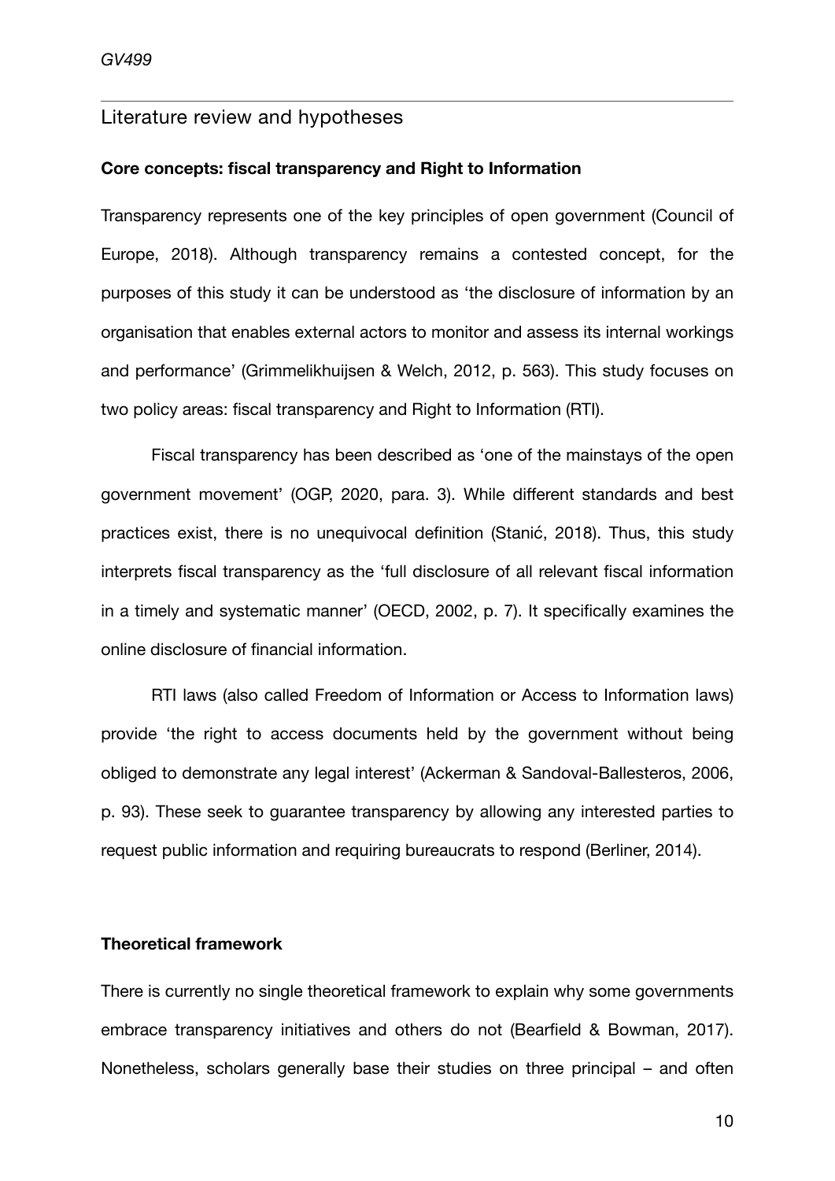## Literature review and hypotheses

### Core concepts: fiscal transparency and Right to Information

Transparency represents one of the key principles of open government (Council of Europe, 2018). Although transparency remains a contested concept, for the purposes of this study it can be understood as 'the disclosure of information by an organisation that enables external actors to monitor and assess its internal workings and performance' (Grimmelikhuijsen & Welch, 2012, p. 563). This study focuses on two policy areas: fiscal transparency and Right to Information (RTI).

Fiscal transparency has been described as 'one of the mainstays of the open government movement' (OGP, 2020, para. 3). While different standards and best practices exist, there is no unequivocal definition (Stanić, 2018). Thus, this study interprets fiscal transparency as the 'full disclosure of all relevant fiscal information in a timely and systematic manner' (OECD, 2002, p. 7). It specifically examines the online disclosure of financial information.

RTI laws (also called Freedom of Information or Access to Information laws) provide 'the right to access documents held by the government without being obliged to demonstrate any legal interest' (Ackerman & Sandoval-Ballesteros, 2006, p. 93). These seek to guarantee transparency by allowing any interested parties to request public information and requiring bureaucrats to respond (Berliner, 2014).

### Theoretical framework

There is currently no single theoretical framework to explain why some governments embrace transparency initiatives and others do not (Bearfield & Bowman, 2017). Nonetheless, scholars generally base their studies on three principal – and often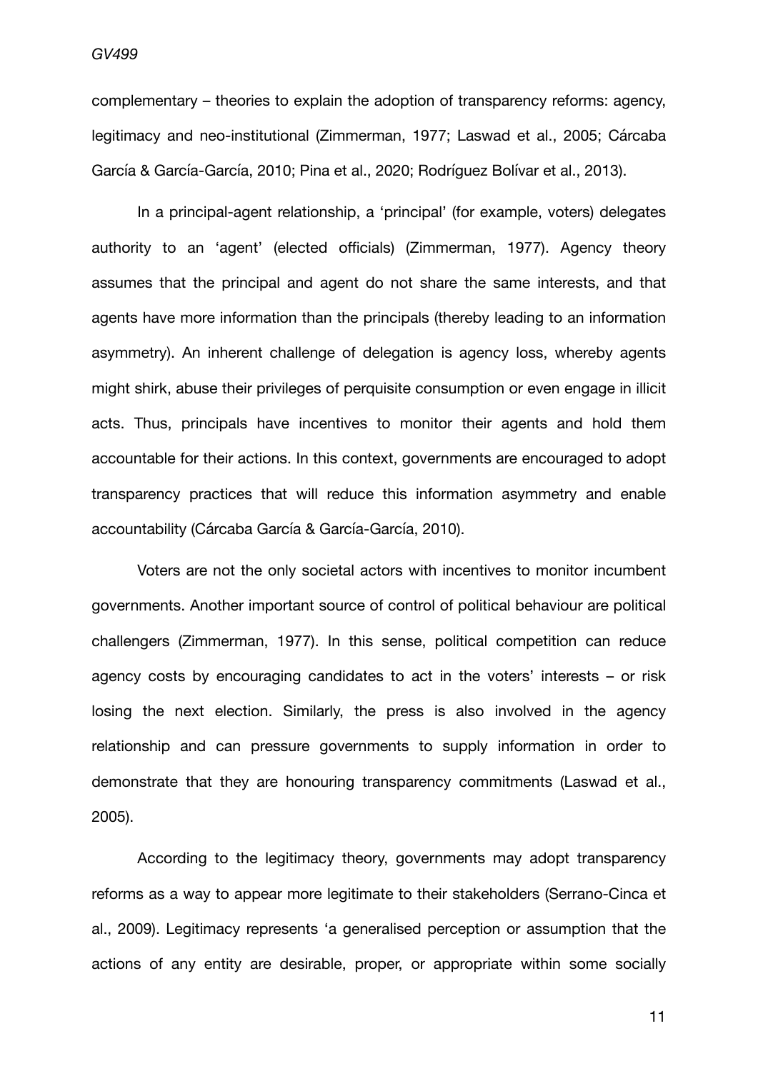complementary – theories to explain the adoption of transparency reforms: agency, legitimacy and neo-institutional (Zimmerman, 1977; Laswad et al., 2005; Cárcaba García & García-García, 2010; Pina et al., 2020; Rodríguez Bolívar et al., 2013).

In a principal-agent relationship, a 'principal' (for example, voters) delegates authority to an 'agent' (elected officials) (Zimmerman, 1977). Agency theory assumes that the principal and agent do not share the same interests, and that agents have more information than the principals (thereby leading to an information asymmetry). An inherent challenge of delegation is agency loss, whereby agents might shirk, abuse their privileges of perquisite consumption or even engage in illicit acts. Thus, principals have incentives to monitor their agents and hold them accountable for their actions. In this context, governments are encouraged to adopt transparency practices that will reduce this information asymmetry and enable accountability (Cárcaba García & García-García, 2010).

Voters are not the only societal actors with incentives to monitor incumbent governments. Another important source of control of political behaviour are political challengers (Zimmerman, 1977). In this sense, political competition can reduce agency costs by encouraging candidates to act in the voters' interests – or risk losing the next election. Similarly, the press is also involved in the agency relationship and can pressure governments to supply information in order to demonstrate that they are honouring transparency commitments (Laswad et al., 2005).

According to the legitimacy theory, governments may adopt transparency reforms as a way to appear more legitimate to their stakeholders (Serrano-Cinca et al., 2009). Legitimacy represents 'a generalised perception or assumption that the actions of any entity are desirable, proper, or appropriate within some socially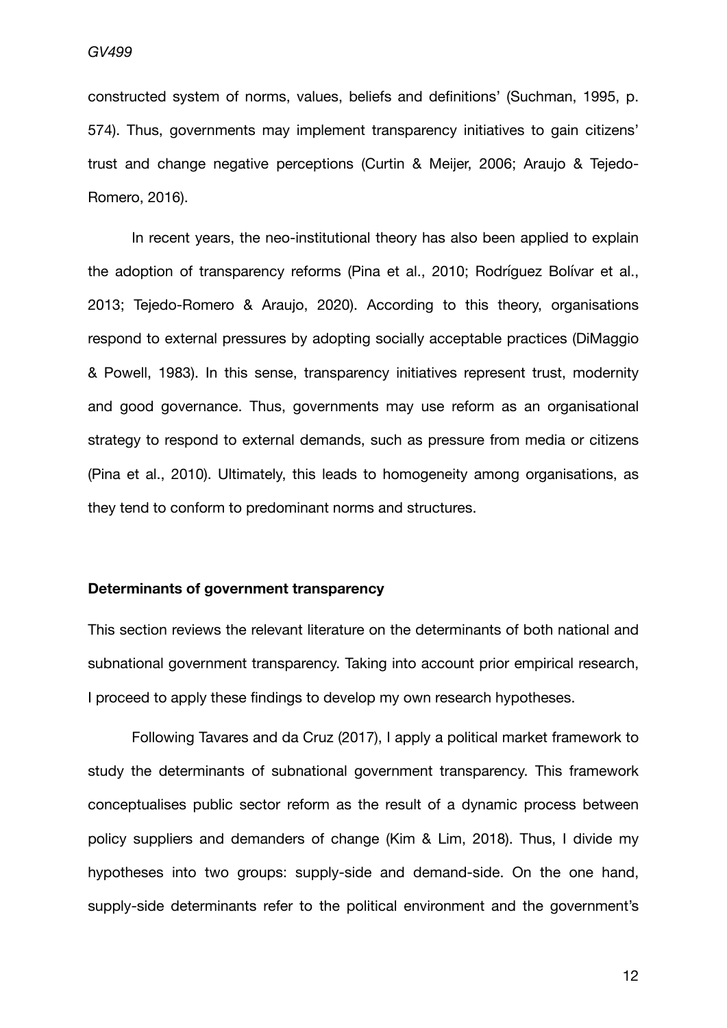constructed system of norms, values, beliefs and definitions' (Suchman, 1995, p. 574). Thus, governments may implement transparency initiatives to gain citizens' trust and change negative perceptions (Curtin & Meijer, 2006; Araujo & Tejedo-Romero, 2016).

In recent years, the neo-institutional theory has also been applied to explain the adoption of transparency reforms (Pina et al., 2010; Rodríguez Bolívar et al., 2013; Tejedo-Romero & Araujo, 2020). According to this theory, organisations respond to external pressures by adopting socially acceptable practices (DiMaggio & Powell, 1983). In this sense, transparency initiatives represent trust, modernity and good governance. Thus, governments may use reform as an organisational strategy to respond to external demands, such as pressure from media or citizens (Pina et al., 2010). Ultimately, this leads to homogeneity among organisations, as they tend to conform to predominant norms and structures.

**Determinants of government transparency**

This section reviews the relevant literature on the determinants of both national and subnational government transparency. Taking into account prior empirical research, I proceed to apply these findings to develop my own research hypotheses.

Following Tavares and da Cruz (2017), I apply a political market framework to study the determinants of subnational government transparency. This framework conceptualises public sector reform as the result of a dynamic process between policy suppliers and demanders of change (Kim & Lim, 2018). Thus, I divide my hypotheses into two groups: supply-side and demand-side. On the one hand, supply-side determinants refer to the political environment and the government's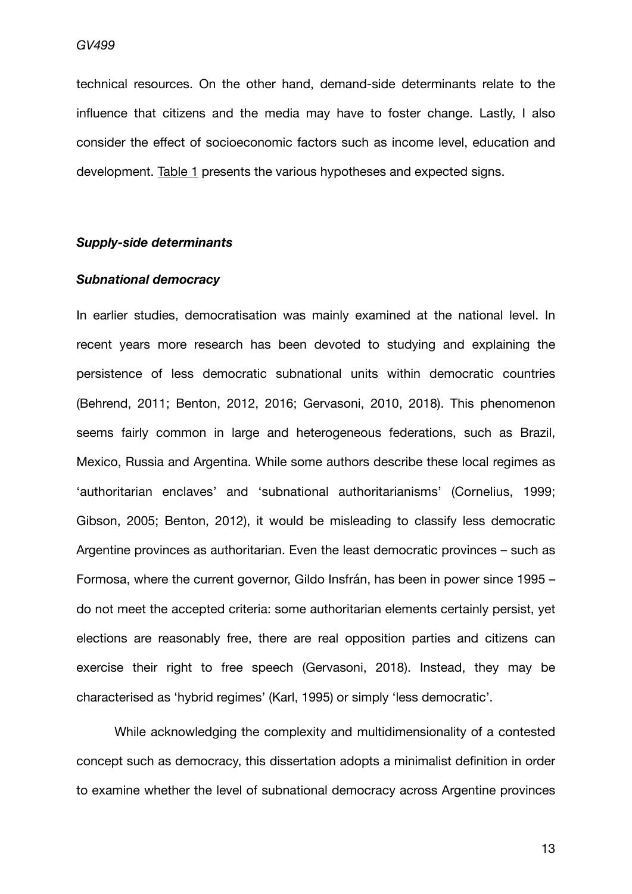technical resources. On the other hand, demand-side determinants relate to the influence that citizens and the media may have to foster change. Lastly, I also consider the effect of socioeconomic factors such as income level, education and development. Table 1 presents the various hypotheses and expected signs.

### *Supply-side determinants*

#### *Subnational democracy*

In earlier studies, democratisation was mainly examined at the national level. In recent years more research has been devoted to studying and explaining the persistence of less democratic subnational units within democratic countries (Behrend, 2011; Benton, 2012, 2016; Gervasoni, 2010, 2018). This phenomenon seems fairly common in large and heterogeneous federations, such as Brazil, Mexico, Russia and Argentina. While some authors describe these local regimes as 'authoritarian enclaves' and 'subnational authoritarianisms' (Cornelius, 1999; Gibson, 2005; Benton, 2012), it would be misleading to classify less democratic Argentine provinces as authoritarian. Even the least democratic provinces – such as Formosa, where the current governor, Gildo Insfrán, has been in power since 1995 – do not meet the accepted criteria: some authoritarian elements certainly persist, yet elections are reasonably free, there are real opposition parties and citizens can exercise their right to free speech (Gervasoni, 2018). Instead, they may be characterised as 'hybrid regimes' (Karl, 1995) or simply 'less democratic'.

While acknowledging the complexity and multidimensionality of a contested concept such as democracy, this dissertation adopts a minimalist definition in order to examine whether the level of subnational democracy across Argentine provinces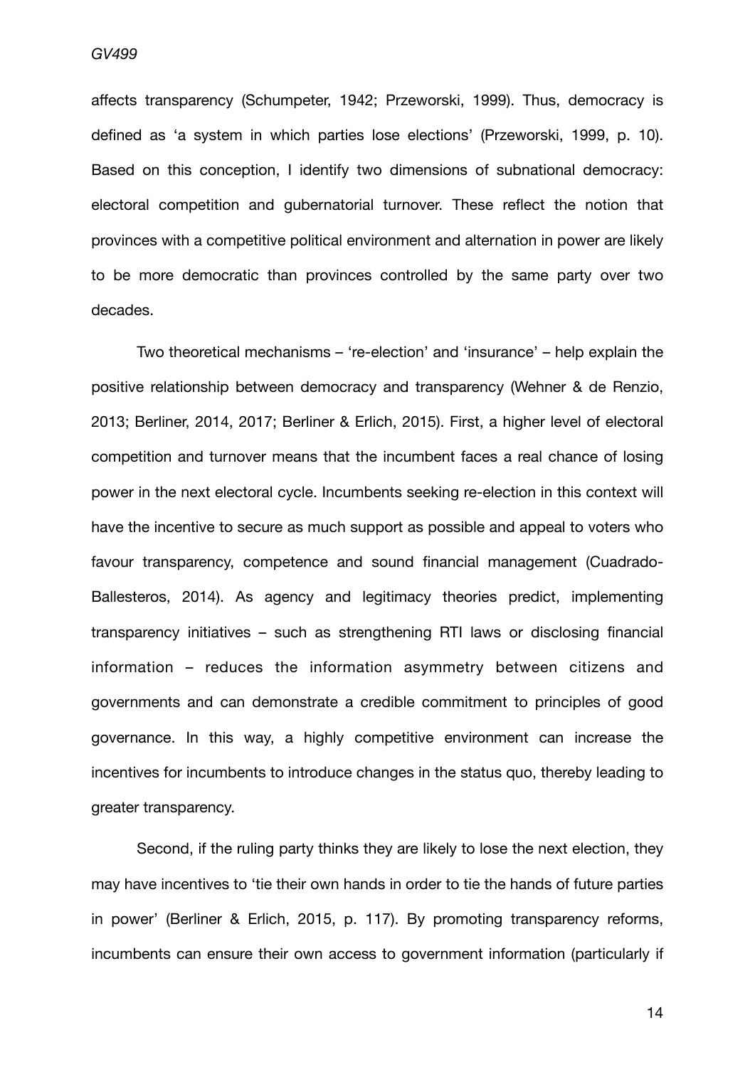affects transparency (Schumpeter, 1942; Przeworski, 1999). Thus, democracy is defined as 'a system in which parties lose elections' (Przeworski, 1999, p. 10). Based on this conception, I identify two dimensions of subnational democracy: electoral competition and gubernatorial turnover. These reflect the notion that provinces with a competitive political environment and alternation in power are likely to be more democratic than provinces controlled by the same party over two decades.

Two theoretical mechanisms – 're-election' and 'insurance' – help explain the positive relationship between democracy and transparency (Wehner & de Renzio, 2013; Berliner, 2014, 2017; Berliner & Erlich, 2015). First, a higher level of electoral competition and turnover means that the incumbent faces a real chance of losing power in the next electoral cycle. Incumbents seeking re-election in this context will have the incentive to secure as much support as possible and appeal to voters who favour transparency, competence and sound financial management (Cuadrado-Ballesteros, 2014). As agency and legitimacy theories predict, implementing transparency initiatives – such as strengthening RTI laws or disclosing financial information – reduces the information asymmetry between citizens and governments and can demonstrate a credible commitment to principles of good governance. In this way, a highly competitive environment can increase the incentives for incumbents to introduce changes in the status quo, thereby leading to greater transparency.

Second, if the ruling party thinks they are likely to lose the next election, they may have incentives to 'tie their own hands in order to tie the hands of future parties in power' (Berliner & Erlich, 2015, p. 117). By promoting transparency reforms, incumbents can ensure their own access to government information (particularly if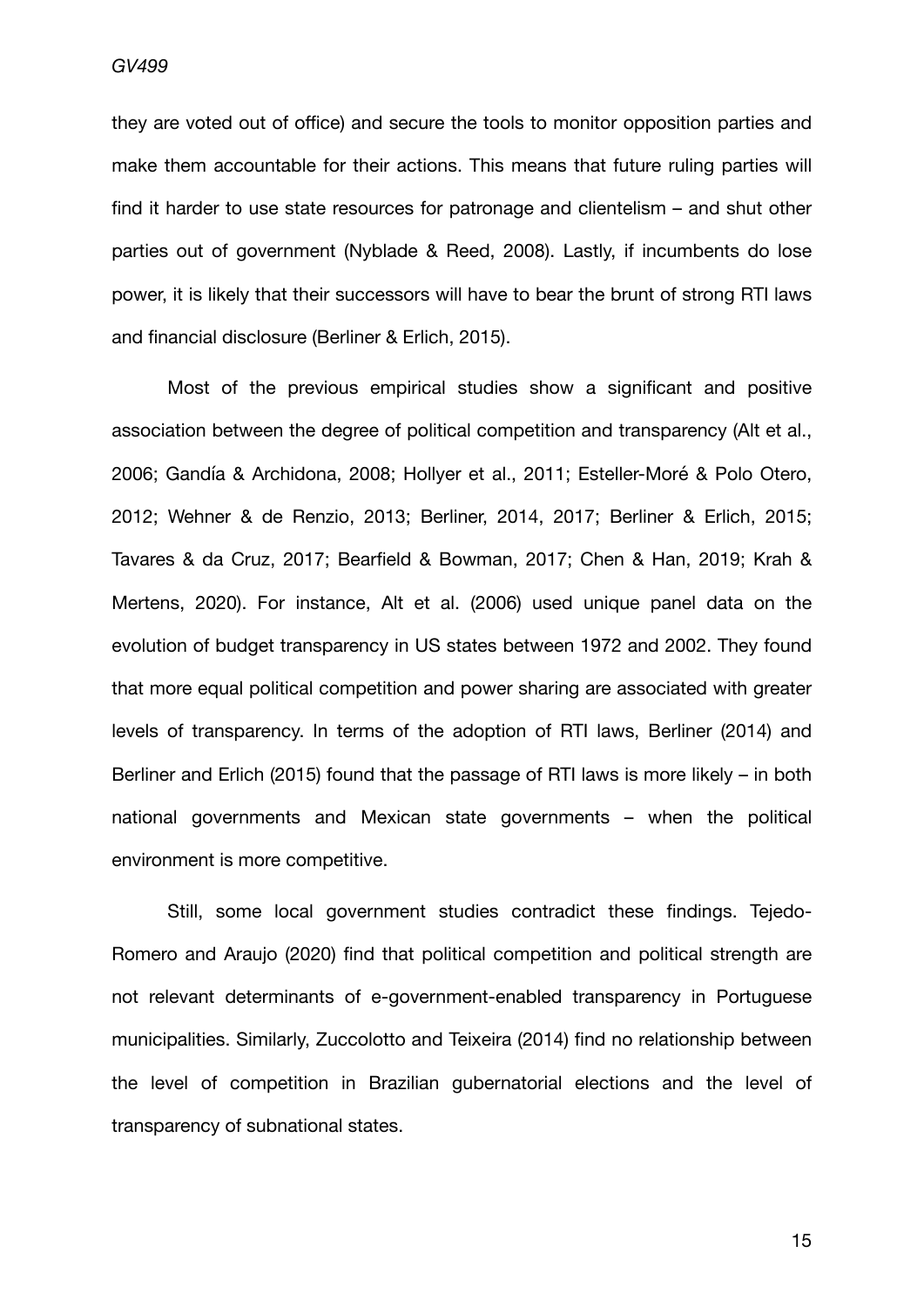they are voted out of office) and secure the tools to monitor opposition parties and make them accountable for their actions. This means that future ruling parties will find it harder to use state resources for patronage and clientelism – and shut other parties out of government (Nyblade & Reed, 2008). Lastly, if incumbents do lose power, it is likely that their successors will have to bear the brunt of strong RTI laws and financial disclosure (Berliner & Erlich, 2015).

Most of the previous empirical studies show a significant and positive association between the degree of political competition and transparency (Alt et al., 2006; Gandía & Archidona, 2008; Hollyer et al., 2011; Esteller-Moré & Polo Otero, 2012; Wehner & de Renzio, 2013; Berliner, 2014, 2017; Berliner & Erlich, 2015; Tavares & da Cruz, 2017; Bearfield & Bowman, 2017; Chen & Han, 2019; Krah & Mertens, 2020). For instance, Alt et al. (2006) used unique panel data on the evolution of budget transparency in US states between 1972 and 2002. They found that more equal political competition and power sharing are associated with greater levels of transparency. In terms of the adoption of RTI laws, Berliner (2014) and Berliner and Erlich (2015) found that the passage of RTI laws is more likely – in both national governments and Mexican state governments – when the political environment is more competitive.

Still, some local government studies contradict these findings. Tejedo-Romero and Araujo (2020) find that political competition and political strength are not relevant determinants of e-government-enabled transparency in Portuguese municipalities. Similarly, Zuccolotto and Teixeira (2014) find no relationship between the level of competition in Brazilian gubernatorial elections and the level of transparency of subnational states.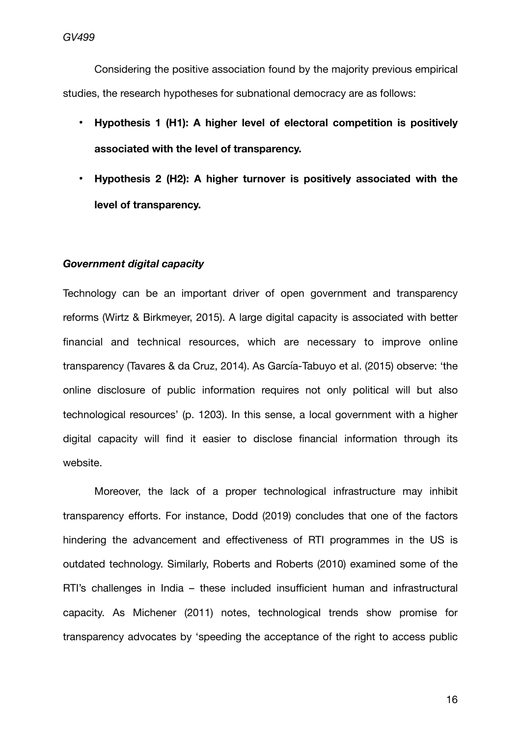Considering the positive association found by the majority previous empirical studies, the research hypotheses for subnational democracy are as follows:

- **Hypothesis 1 (H1): A higher level of electoral competition is positively associated with the level of transparency.**
- **Hypothesis 2 (H2): A higher turnover is positively associated with the level of transparency.**

### *Government digital capacity*

Technology can be an important driver of open government and transparency reforms (Wirtz & Birkmeyer, 2015). A large digital capacity is associated with better financial and technical resources, which are necessary to improve online transparency (Tavares & da Cruz, 2014). As García-Tabuyo et al. (2015) observe: 'the online disclosure of public information requires not only political will but also technological resources' (p. 1203). In this sense, a local government with a higher digital capacity will find it easier to disclose financial information through its website.

Moreover, the lack of a proper technological infrastructure may inhibit transparency efforts. For instance, Dodd (2019) concludes that one of the factors hindering the advancement and effectiveness of RTI programmes in the US is outdated technology. Similarly, Roberts and Roberts (2010) examined some of the RTI's challenges in India – these included insufficient human and infrastructural capacity. As Michener (2011) notes, technological trends show promise for transparency advocates by 'speeding the acceptance of the right to access public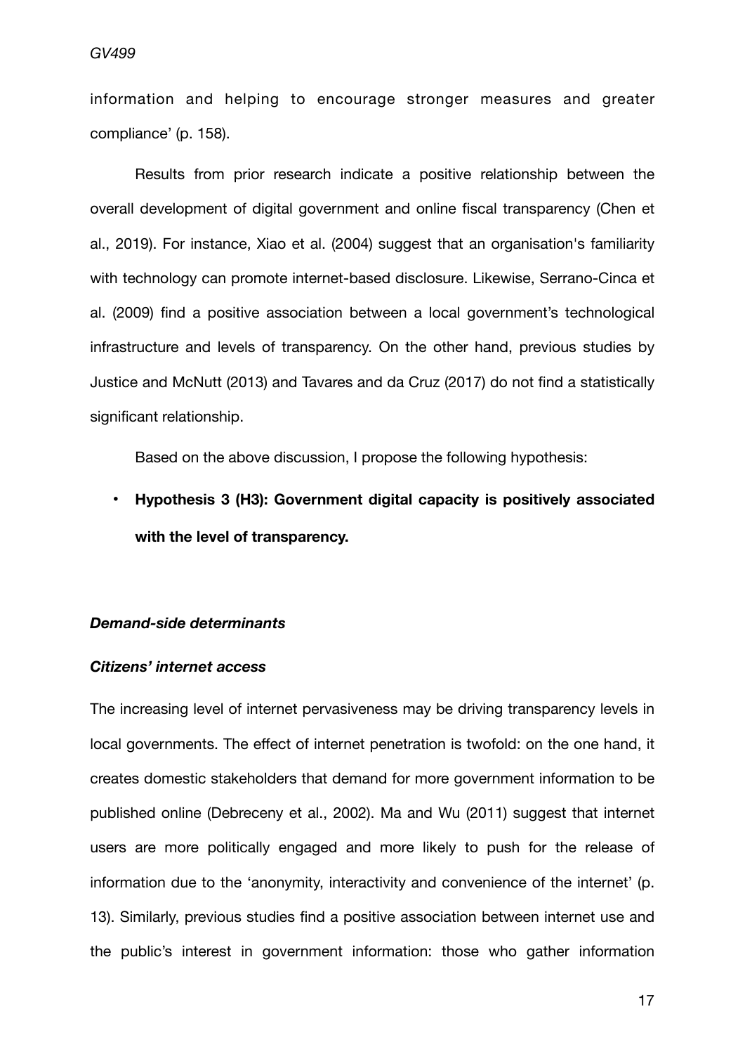information and helping to encourage stronger measures and greater compliance' (p. 158).

Results from prior research indicate a positive relationship between the overall development of digital government and online fiscal transparency (Chen et al., 2019). For instance, Xiao et al. (2004) suggest that an organisation's familiarity with technology can promote internet-based disclosure. Likewise, Serrano-Cinca et al. (2009) find a positive association between a local government's technological infrastructure and levels of transparency. On the other hand, previous studies by Justice and McNutt (2013) and Tavares and da Cruz (2017) do not find a statistically significant relationship.

Based on the above discussion, I propose the following hypothesis:

- **Hypothesis 3 (H3): Government digital capacity is positively associated with the level of transparency.**

### *Demand-side determinants*

#### *Citizens' internet access*

The increasing level of internet pervasiveness may be driving transparency levels in local governments. The effect of internet penetration is twofold: on the one hand, it creates domestic stakeholders that demand for more government information to be published online (Debreceny et al., 2002). Ma and Wu (2011) suggest that internet users are more politically engaged and more likely to push for the release of information due to the 'anonymity, interactivity and convenience of the internet' (p. 13). Similarly, previous studies find a positive association between internet use and the public's interest in government information: those who gather information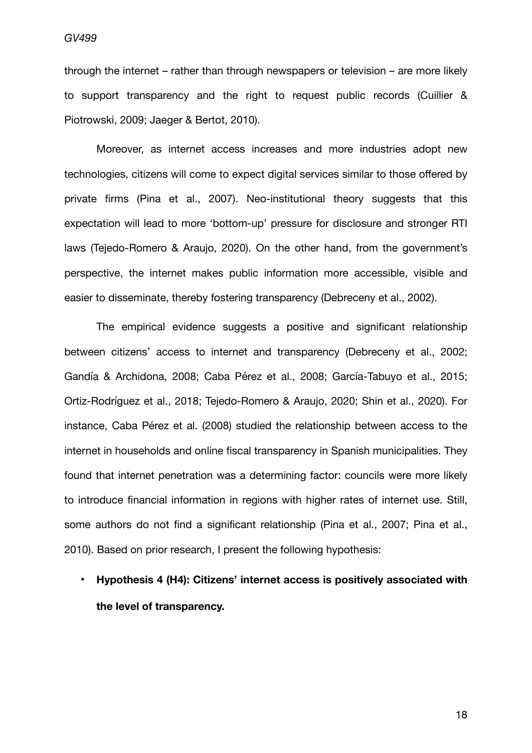through the internet – rather than through newspapers or television – are more likely to support transparency and the right to request public records (Cuillier & Piotrowski, 2009; Jaeger & Bertot, 2010).

Moreover, as internet access increases and more industries adopt new technologies, citizens will come to expect digital services similar to those offered by private firms (Pina et al., 2007). Neo-institutional theory suggests that this expectation will lead to more 'bottom-up' pressure for disclosure and stronger RTI laws (Tejedo-Romero & Araujo, 2020). On the other hand, from the government's perspective, the internet makes public information more accessible, visible and easier to disseminate, thereby fostering transparency (Debreceny et al., 2002).

The empirical evidence suggests a positive and significant relationship between citizens' access to internet and transparency (Debreceny et al., 2002; Gandía & Archidona, 2008; Caba Pérez et al., 2008; García-Tabuyo et al., 2015; Ortiz-Rodríguez et al., 2018; Tejedo-Romero & Araujo, 2020; Shin et al., 2020). For instance, Caba Pérez et al. (2008) studied the relationship between access to the internet in households and online fiscal transparency in Spanish municipalities. They found that internet penetration was a determining factor: councils were more likely to introduce financial information in regions with higher rates of internet use. Still, some authors do not find a significant relationship (Pina et al., 2007; Pina et al., 2010). Based on prior research, I present the following hypothesis:

- **Hypothesis 4 (H4): Citizens' internet access is positively associated with the level of transparency.**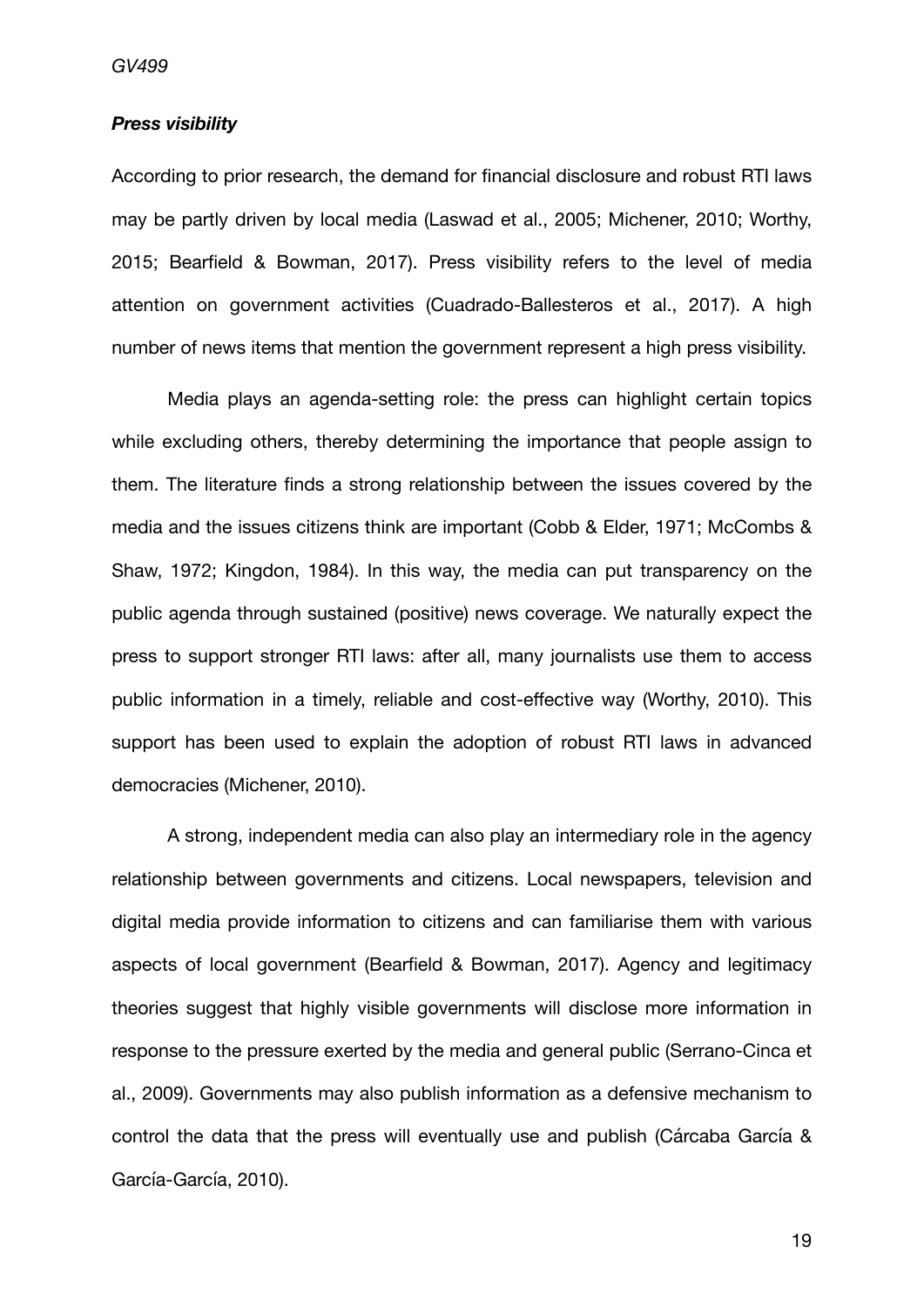### *Press visibility*

According to prior research, the demand for financial disclosure and robust RTI laws may be partly driven by local media (Laswad et al., 2005; Michener, 2010; Worthy, 2015; Bearfield & Bowman, 2017). Press visibility refers to the level of media attention on government activities (Cuadrado-Ballesteros et al., 2017). A high number of news items that mention the government represent a high press visibility.

Media plays an agenda-setting role: the press can highlight certain topics while excluding others, thereby determining the importance that people assign to them. The literature finds a strong relationship between the issues covered by the media and the issues citizens think are important (Cobb & Elder, 1971; McCombs & Shaw, 1972; Kingdon, 1984). In this way, the media can put transparency on the public agenda through sustained (positive) news coverage. We naturally expect the press to support stronger RTI laws: after all, many journalists use them to access public information in a timely, reliable and cost-effective way (Worthy, 2010). This support has been used to explain the adoption of robust RTI laws in advanced democracies (Michener, 2010).

A strong, independent media can also play an intermediary role in the agency relationship between governments and citizens. Local newspapers, television and digital media provide information to citizens and can familiarise them with various aspects of local government (Bearfield & Bowman, 2017). Agency and legitimacy theories suggest that highly visible governments will disclose more information in response to the pressure exerted by the media and general public (Serrano-Cinca et al., 2009). Governments may also publish information as a defensive mechanism to control the data that the press will eventually use and publish (Cárcaba García & García-García, 2010).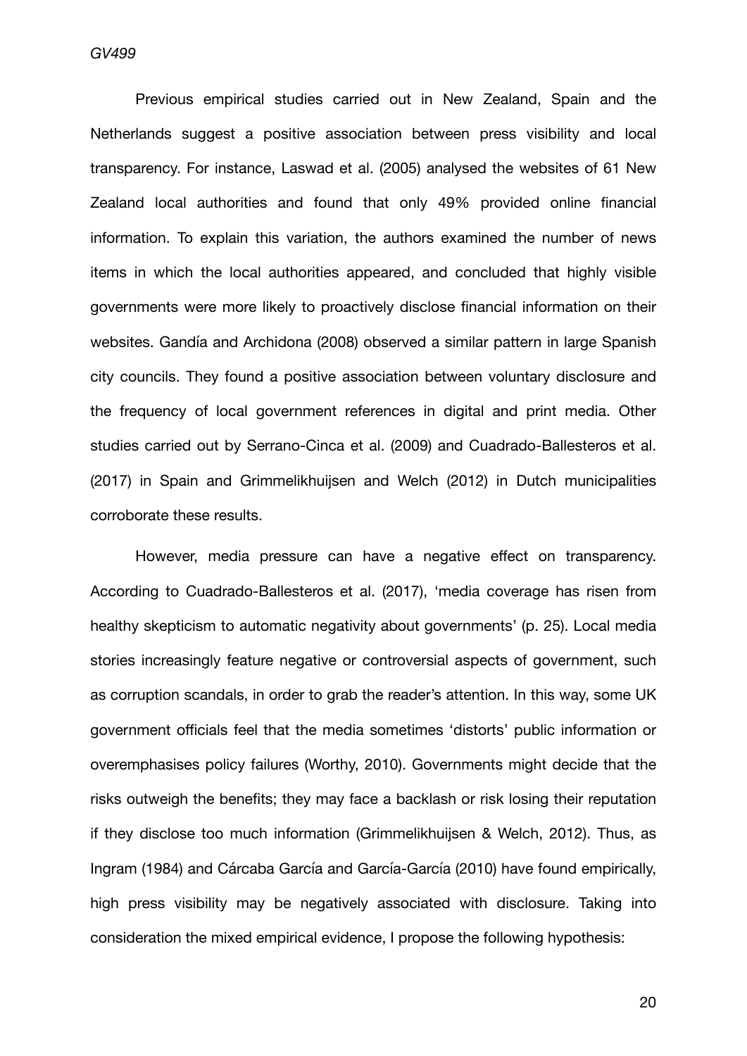Previous empirical studies carried out in New Zealand, Spain and the Netherlands suggest a positive association between press visibility and local transparency. For instance, Laswad et al. (2005) analysed the websites of 61 New Zealand local authorities and found that only 49% provided online financial information. To explain this variation, the authors examined the number of news items in which the local authorities appeared, and concluded that highly visible governments were more likely to proactively disclose financial information on their websites. Gandía and Archidona (2008) observed a similar pattern in large Spanish city councils. They found a positive association between voluntary disclosure and the frequency of local government references in digital and print media. Other studies carried out by Serrano-Cinca et al. (2009) and Cuadrado-Ballesteros et al. (2017) in Spain and Grimmelikhuijsen and Welch (2012) in Dutch municipalities corroborate these results.

However, media pressure can have a negative effect on transparency. According to Cuadrado-Ballesteros et al. (2017), 'media coverage has risen from healthy skepticism to automatic negativity about governments' (p. 25). Local media stories increasingly feature negative or controversial aspects of government, such as corruption scandals, in order to grab the reader's attention. In this way, some UK government officials feel that the media sometimes 'distorts' public information or overemphasises policy failures (Worthy, 2010). Governments might decide that the risks outweigh the benefits; they may face a backlash or risk losing their reputation if they disclose too much information (Grimmelikhuijsen & Welch, 2012). Thus, as Ingram (1984) and Cárcaba García and García-García (2010) have found empirically, high press visibility may be negatively associated with disclosure. Taking into consideration the mixed empirical evidence, I propose the following hypothesis: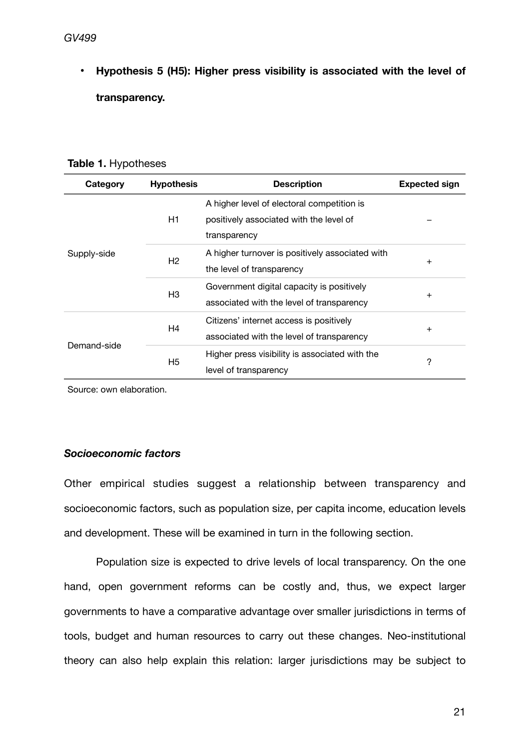- **Hypothesis 5 (H5): Higher press visibility is associated with the level of transparency.**

**Table 1.** Hypotheses

| Category | Hypothesis | Description | Expected sign |
|---|---|---|---|
| Supply-side | H1 | A higher level of electoral competition is positively associated with the level of transparency | – |
| | H2 | A higher turnover is positively associated with the level of transparency | + |
| | H3 | Government digital capacity is positively associated with the level of transparency | + |
| Demand-side | H4 | Citizens' internet access is positively associated with the level of transparency | + |
| | H5 | Higher press visibility is associated with the level of transparency | ? |

Source: own elaboration.

### ***Socioeconomic factors***

Other empirical studies suggest a relationship between transparency and socioeconomic factors, such as population size, per capita income, education levels and development. These will be examined in turn in the following section.

Population size is expected to drive levels of local transparency. On the one hand, open government reforms can be costly and, thus, we expect larger governments to have a comparative advantage over smaller jurisdictions in terms of tools, budget and human resources to carry out these changes. Neo-institutional theory can also help explain this relation: larger jurisdictions may be subject to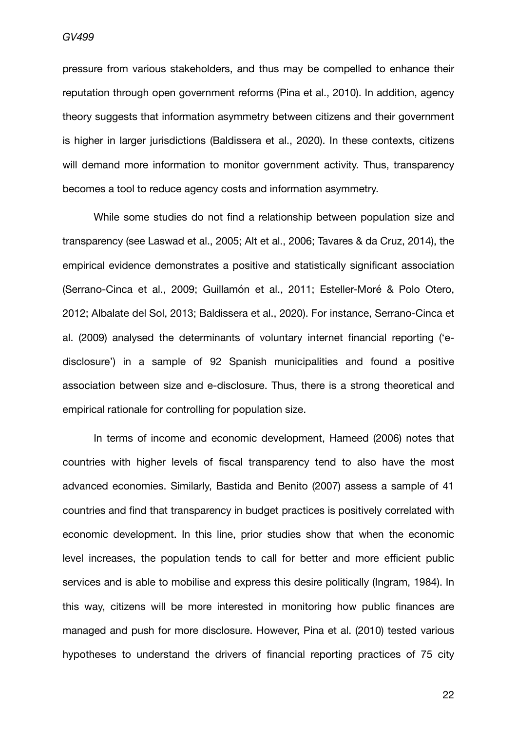pressure from various stakeholders, and thus may be compelled to enhance their reputation through open government reforms (Pina et al., 2010). In addition, agency theory suggests that information asymmetry between citizens and their government is higher in larger jurisdictions (Baldissera et al., 2020). In these contexts, citizens will demand more information to monitor government activity. Thus, transparency becomes a tool to reduce agency costs and information asymmetry.

While some studies do not find a relationship between population size and transparency (see Laswad et al., 2005; Alt et al., 2006; Tavares & da Cruz, 2014), the empirical evidence demonstrates a positive and statistically significant association (Serrano-Cinca et al., 2009; Guillamón et al., 2011; Esteller-Moré & Polo Otero, 2012; Albalate del Sol, 2013; Baldissera et al., 2020). For instance, Serrano-Cinca et al. (2009) analysed the determinants of voluntary internet financial reporting ('e-disclosure') in a sample of 92 Spanish municipalities and found a positive association between size and e-disclosure. Thus, there is a strong theoretical and empirical rationale for controlling for population size.

In terms of income and economic development, Hameed (2006) notes that countries with higher levels of fiscal transparency tend to also have the most advanced economies. Similarly, Bastida and Benito (2007) assess a sample of 41 countries and find that transparency in budget practices is positively correlated with economic development. In this line, prior studies show that when the economic level increases, the population tends to call for better and more efficient public services and is able to mobilise and express this desire politically (Ingram, 1984). In this way, citizens will be more interested in monitoring how public finances are managed and push for more disclosure. However, Pina et al. (2010) tested various hypotheses to understand the drivers of financial reporting practices of 75 city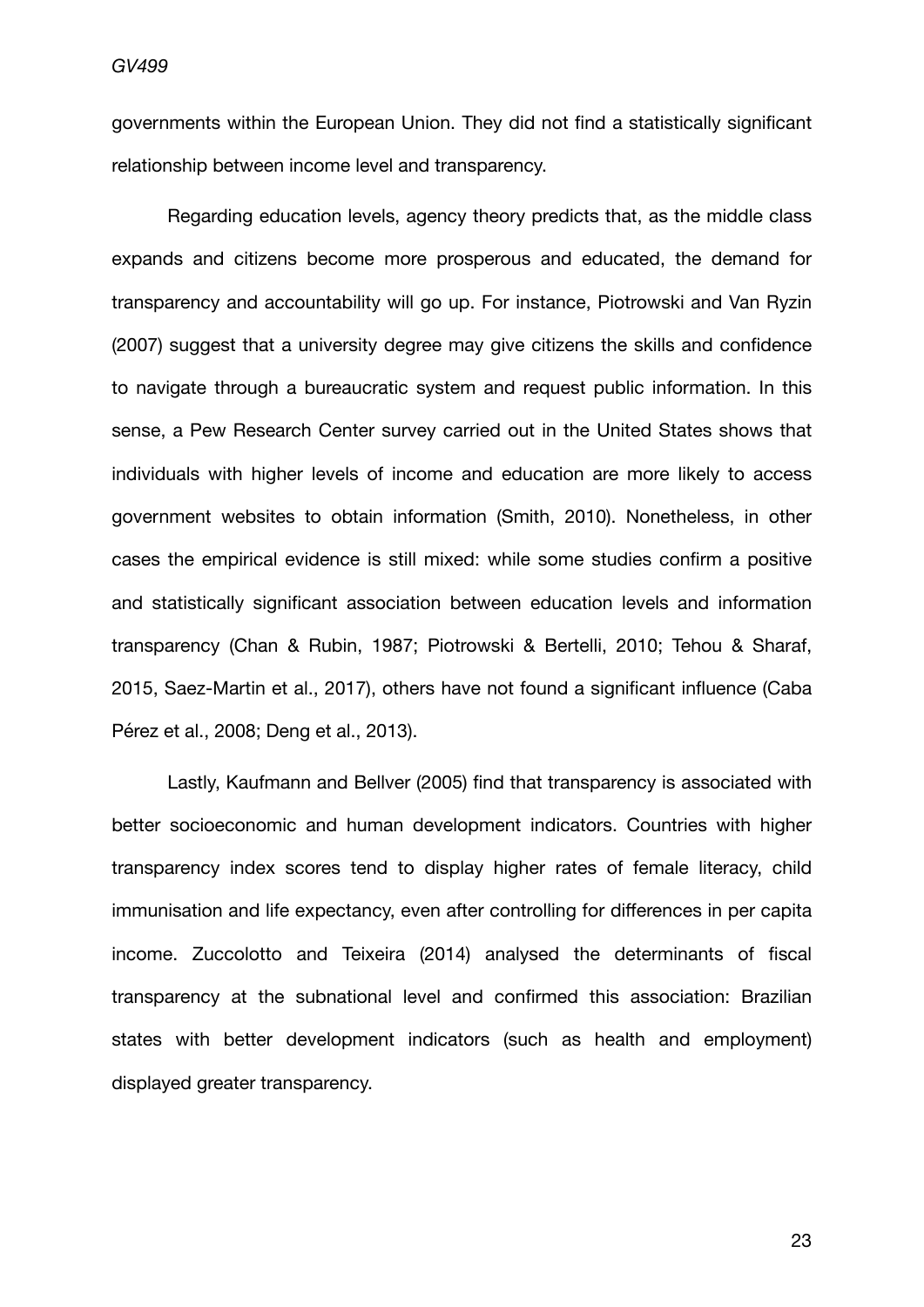governments within the European Union. They did not find a statistically significant relationship between income level and transparency.

Regarding education levels, agency theory predicts that, as the middle class expands and citizens become more prosperous and educated, the demand for transparency and accountability will go up. For instance, Piotrowski and Van Ryzin (2007) suggest that a university degree may give citizens the skills and confidence to navigate through a bureaucratic system and request public information. In this sense, a Pew Research Center survey carried out in the United States shows that individuals with higher levels of income and education are more likely to access government websites to obtain information (Smith, 2010). Nonetheless, in other cases the empirical evidence is still mixed: while some studies confirm a positive and statistically significant association between education levels and information transparency (Chan & Rubin, 1987; Piotrowski & Bertelli, 2010; Tehou & Sharaf, 2015, Saez-Martin et al., 2017), others have not found a significant influence (Caba Pérez et al., 2008; Deng et al., 2013).

Lastly, Kaufmann and Bellver (2005) find that transparency is associated with better socioeconomic and human development indicators. Countries with higher transparency index scores tend to display higher rates of female literacy, child immunisation and life expectancy, even after controlling for differences in per capita income. Zuccolotto and Teixeira (2014) analysed the determinants of fiscal transparency at the subnational level and confirmed this association: Brazilian states with better development indicators (such as health and employment) displayed greater transparency.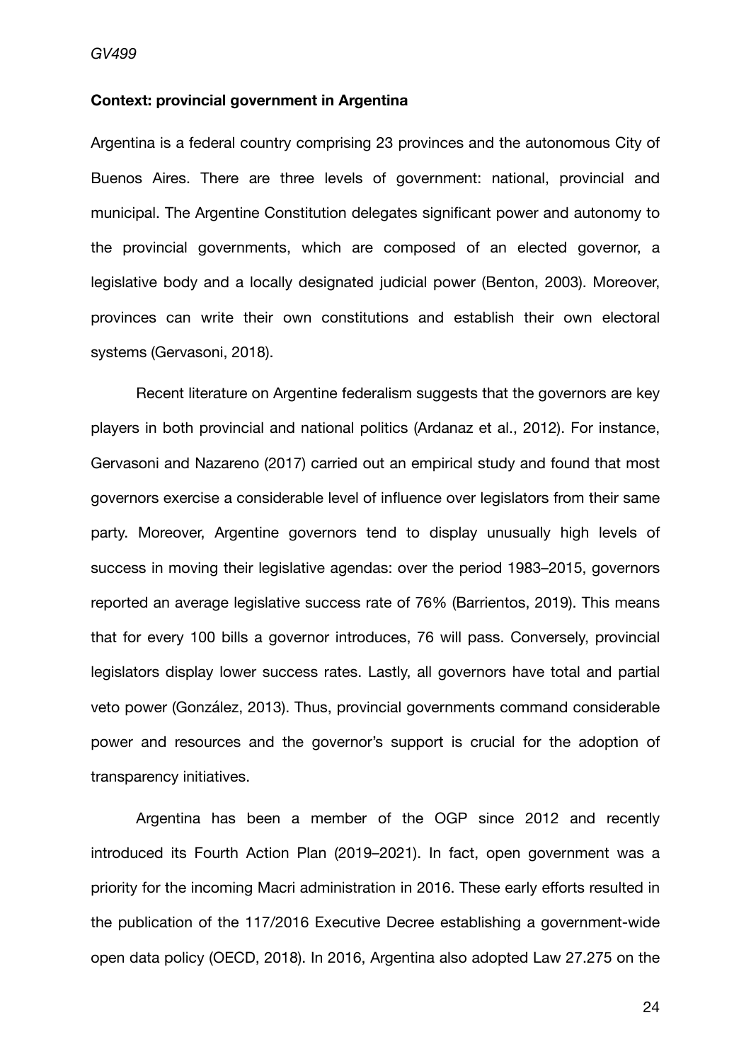**Context: provincial government in Argentina**

Argentina is a federal country comprising 23 provinces and the autonomous City of Buenos Aires. There are three levels of government: national, provincial and municipal. The Argentine Constitution delegates significant power and autonomy to the provincial governments, which are composed of an elected governor, a legislative body and a locally designated judicial power (Benton, 2003). Moreover, provinces can write their own constitutions and establish their own electoral systems (Gervasoni, 2018).

Recent literature on Argentine federalism suggests that the governors are key players in both provincial and national politics (Ardanaz et al., 2012). For instance, Gervasoni and Nazareno (2017) carried out an empirical study and found that most governors exercise a considerable level of influence over legislators from their same party. Moreover, Argentine governors tend to display unusually high levels of success in moving their legislative agendas: over the period 1983–2015, governors reported an average legislative success rate of 76% (Barrientos, 2019). This means that for every 100 bills a governor introduces, 76 will pass. Conversely, provincial legislators display lower success rates. Lastly, all governors have total and partial veto power (González, 2013). Thus, provincial governments command considerable power and resources and the governor's support is crucial for the adoption of transparency initiatives.

Argentina has been a member of the OGP since 2012 and recently introduced its Fourth Action Plan (2019–2021). In fact, open government was a priority for the incoming Macri administration in 2016. These early efforts resulted in the publication of the 117/2016 Executive Decree establishing a government-wide open data policy (OECD, 2018). In 2016, Argentina also adopted Law 27.275 on the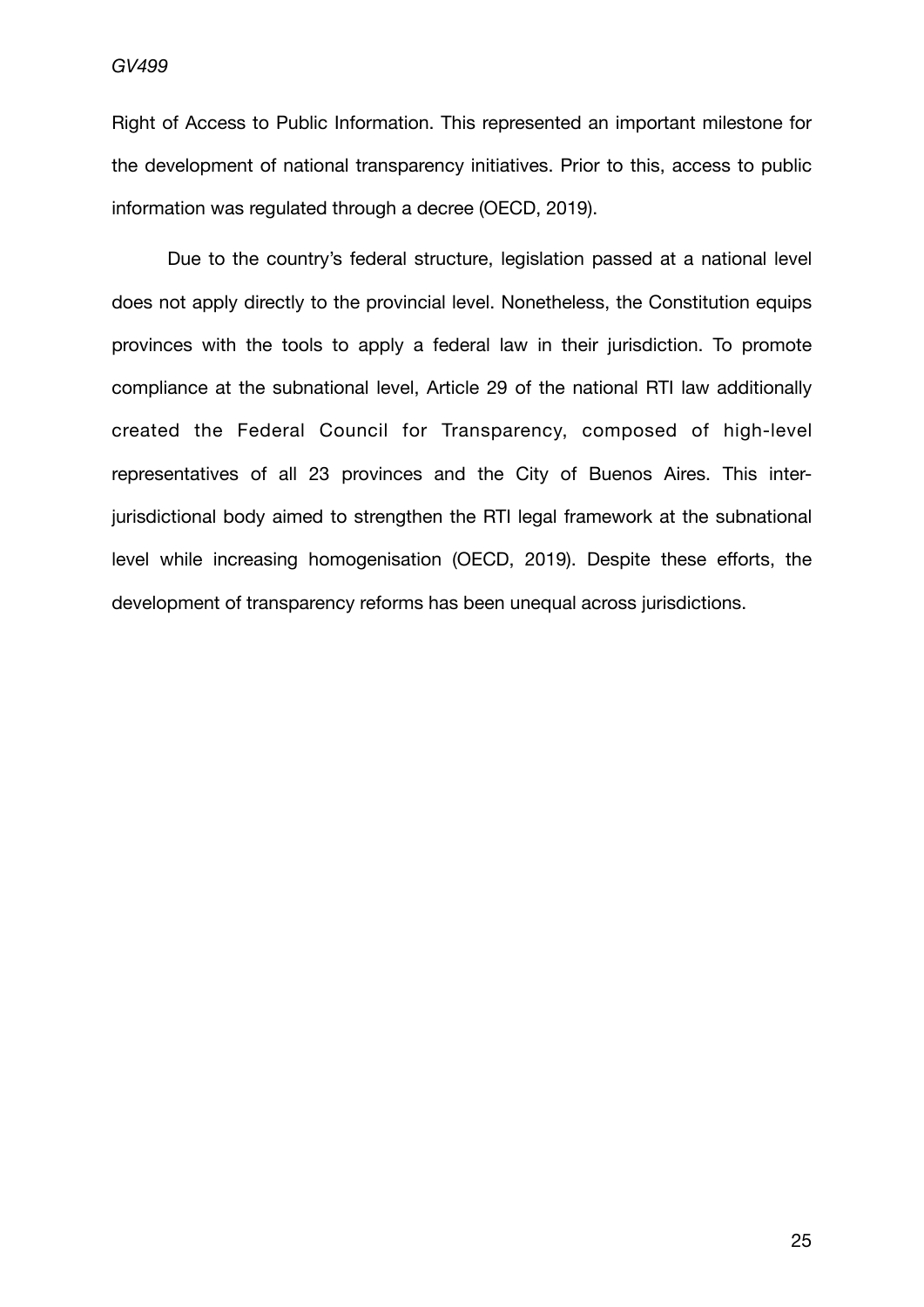Right of Access to Public Information. This represented an important milestone for the development of national transparency initiatives. Prior to this, access to public information was regulated through a decree (OECD, 2019).

Due to the country's federal structure, legislation passed at a national level does not apply directly to the provincial level. Nonetheless, the Constitution equips provinces with the tools to apply a federal law in their jurisdiction. To promote compliance at the subnational level, Article 29 of the national RTI law additionally created the Federal Council for Transparency, composed of high-level representatives of all 23 provinces and the City of Buenos Aires. This inter-jurisdictional body aimed to strengthen the RTI legal framework at the subnational level while increasing homogenisation (OECD, 2019). Despite these efforts, the development of transparency reforms has been unequal across jurisdictions.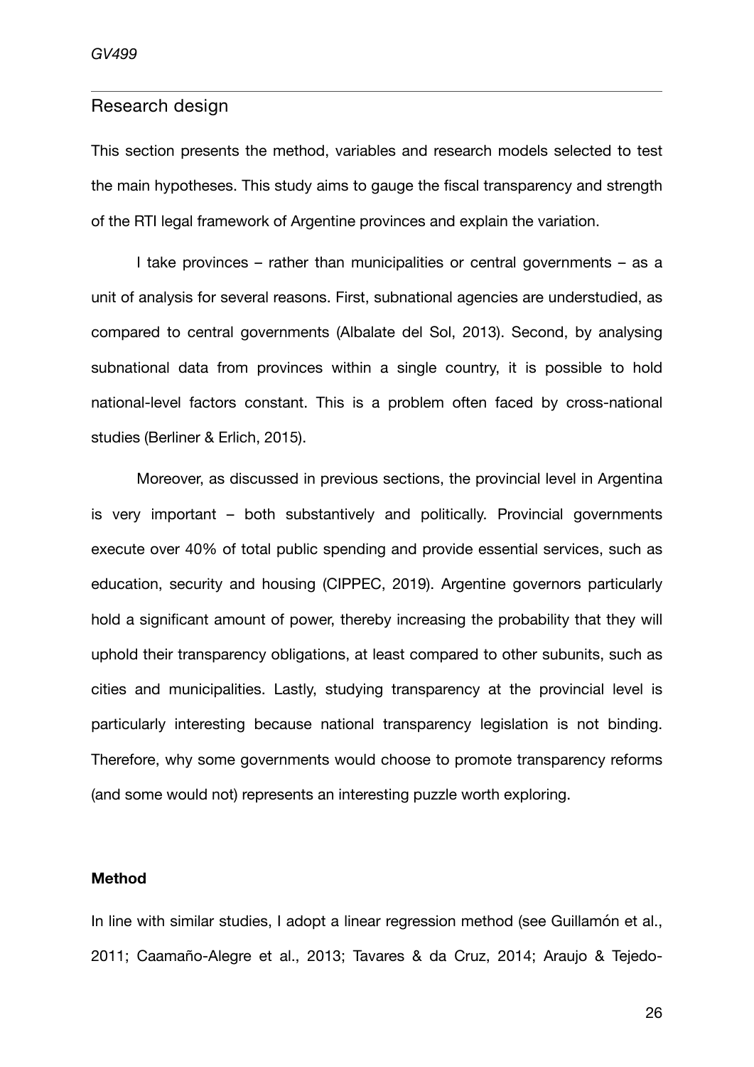## Research design

This section presents the method, variables and research models selected to test the main hypotheses. This study aims to gauge the fiscal transparency and strength of the RTI legal framework of Argentine provinces and explain the variation.

I take provinces – rather than municipalities or central governments – as a unit of analysis for several reasons. First, subnational agencies are understudied, as compared to central governments (Albalate del Sol, 2013). Second, by analysing subnational data from provinces within a single country, it is possible to hold national-level factors constant. This is a problem often faced by cross-national studies (Berliner & Erlich, 2015).

Moreover, as discussed in previous sections, the provincial level in Argentina is very important – both substantively and politically. Provincial governments execute over 40% of total public spending and provide essential services, such as education, security and housing (CIPPEC, 2019). Argentine governors particularly hold a significant amount of power, thereby increasing the probability that they will uphold their transparency obligations, at least compared to other subunits, such as cities and municipalities. Lastly, studying transparency at the provincial level is particularly interesting because national transparency legislation is not binding. Therefore, why some governments would choose to promote transparency reforms (and some would not) represents an interesting puzzle worth exploring.

**Method**

In line with similar studies, I adopt a linear regression method (see Guillamón et al., 2011; Caamaño-Alegre et al., 2013; Tavares & da Cruz, 2014; Araujo & Tejedo-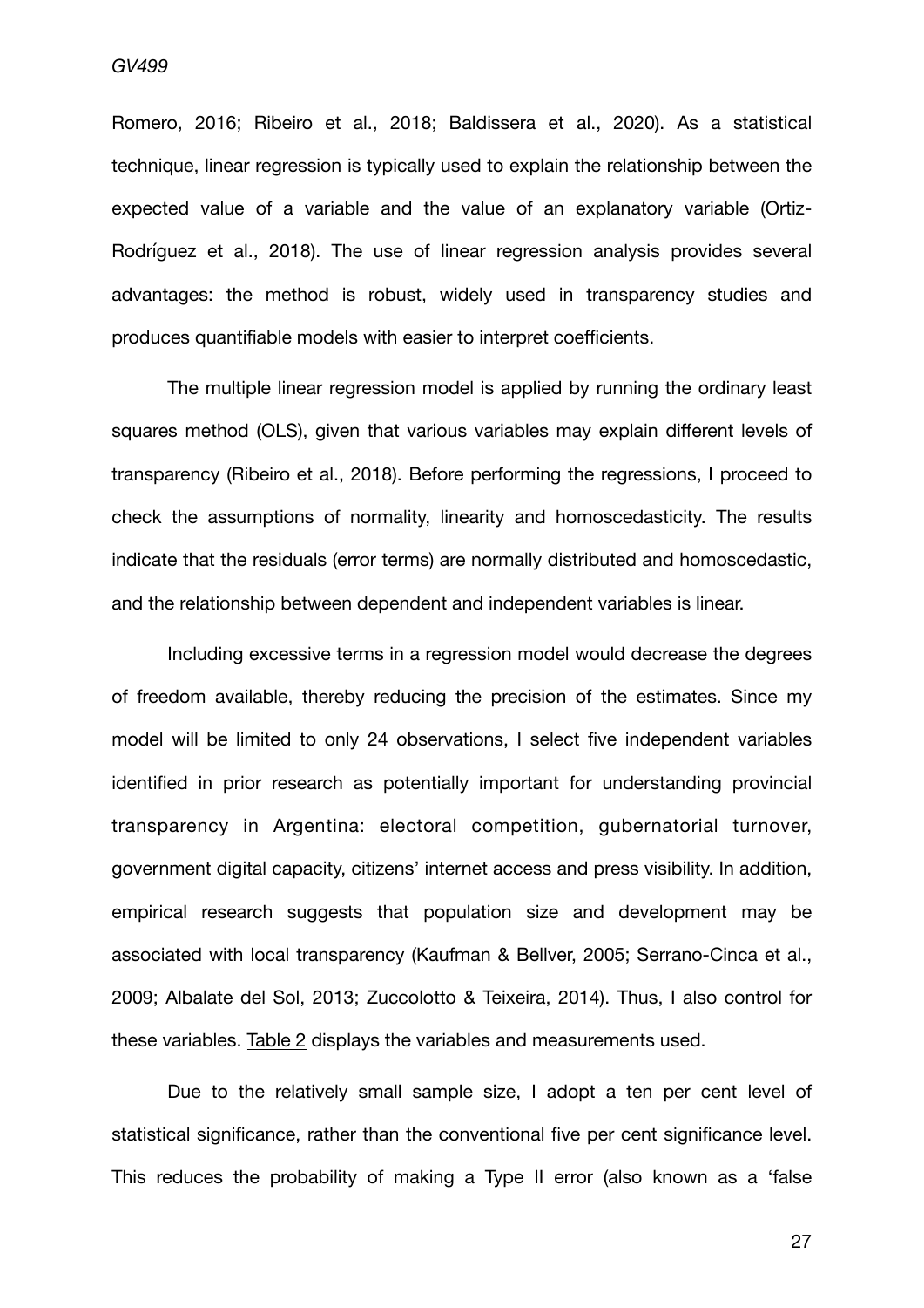Romero, 2016; Ribeiro et al., 2018; Baldissera et al., 2020). As a statistical technique, linear regression is typically used to explain the relationship between the expected value of a variable and the value of an explanatory variable (Ortiz-Rodríguez et al., 2018). The use of linear regression analysis provides several advantages: the method is robust, widely used in transparency studies and produces quantifiable models with easier to interpret coefficients.

The multiple linear regression model is applied by running the ordinary least squares method (OLS), given that various variables may explain different levels of transparency (Ribeiro et al., 2018). Before performing the regressions, I proceed to check the assumptions of normality, linearity and homoscedasticity. The results indicate that the residuals (error terms) are normally distributed and homoscedastic, and the relationship between dependent and independent variables is linear.

Including excessive terms in a regression model would decrease the degrees of freedom available, thereby reducing the precision of the estimates. Since my model will be limited to only 24 observations, I select five independent variables identified in prior research as potentially important for understanding provincial transparency in Argentina: electoral competition, gubernatorial turnover, government digital capacity, citizens' internet access and press visibility. In addition, empirical research suggests that population size and development may be associated with local transparency (Kaufman & Bellver, 2005; Serrano-Cinca et al., 2009; Albalate del Sol, 2013; Zuccolotto & Teixeira, 2014). Thus, I also control for these variables. Table 2 displays the variables and measurements used.

Due to the relatively small sample size, I adopt a ten per cent level of statistical significance, rather than the conventional five per cent significance level. This reduces the probability of making a Type II error (also known as a 'false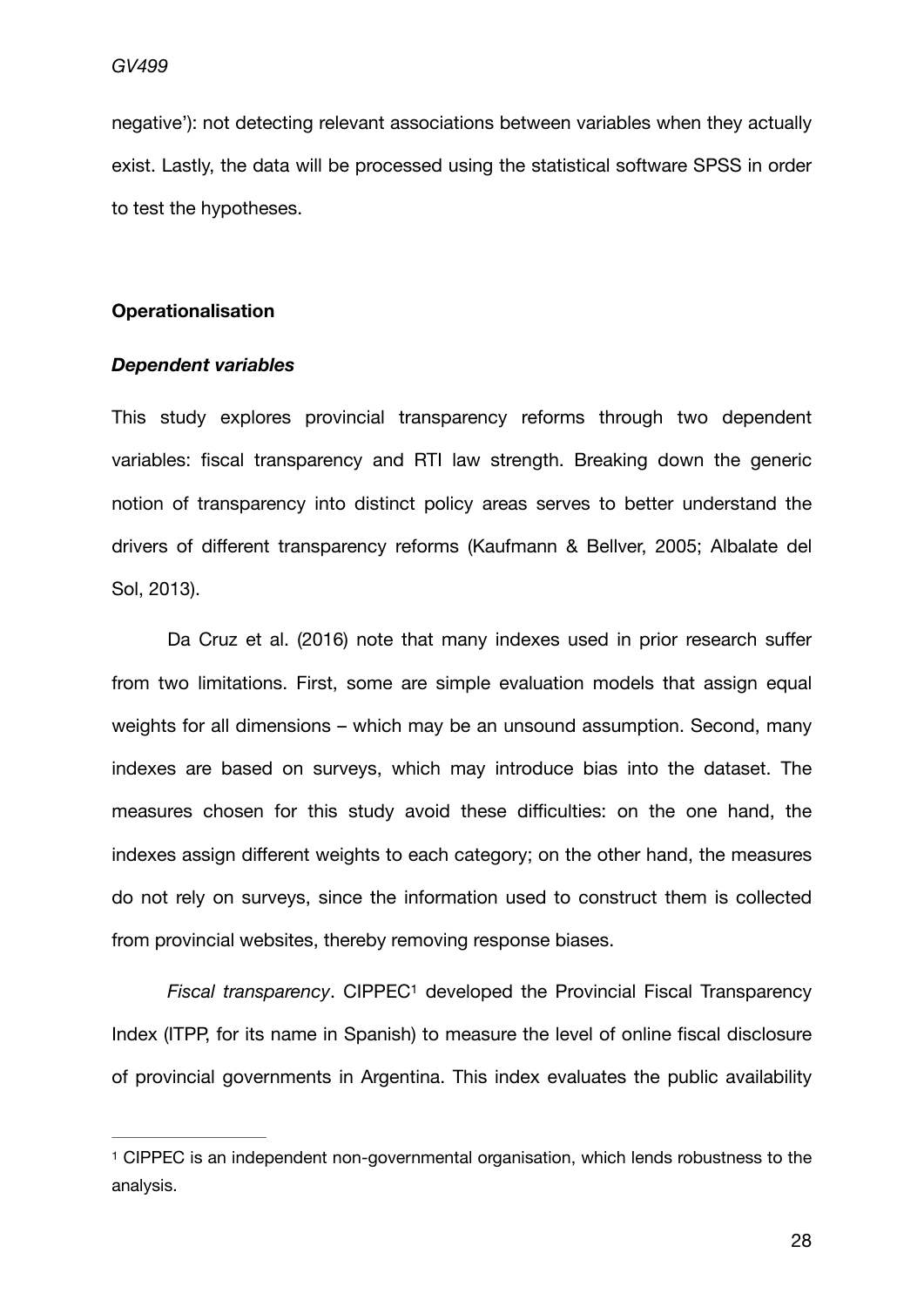negative'): not detecting relevant associations between variables when they actually exist. Lastly, the data will be processed using the statistical software SPSS in order to test the hypotheses.

**Operationalisation**

***Dependent variables***

This study explores provincial transparency reforms through two dependent variables: fiscal transparency and RTI law strength. Breaking down the generic notion of transparency into distinct policy areas serves to better understand the drivers of different transparency reforms (Kaufmann & Bellver, 2005; Albalate del Sol, 2013).

Da Cruz et al. (2016) note that many indexes used in prior research suffer from two limitations. First, some are simple evaluation models that assign equal weights for all dimensions – which may be an unsound assumption. Second, many indexes are based on surveys, which may introduce bias into the dataset. The measures chosen for this study avoid these difficulties: on the one hand, the indexes assign different weights to each category; on the other hand, the measures do not rely on surveys, since the information used to construct them is collected from provincial websites, thereby removing response biases.

*Fiscal transparency*. CIPPEC[1] developed the Provincial Fiscal Transparency Index (ITPP, for its name in Spanish) to measure the level of online fiscal disclosure of provincial governments in Argentina. This index evaluates the public availability

---

[1] CIPPEC is an independent non-governmental organisation, which lends robustness to the analysis.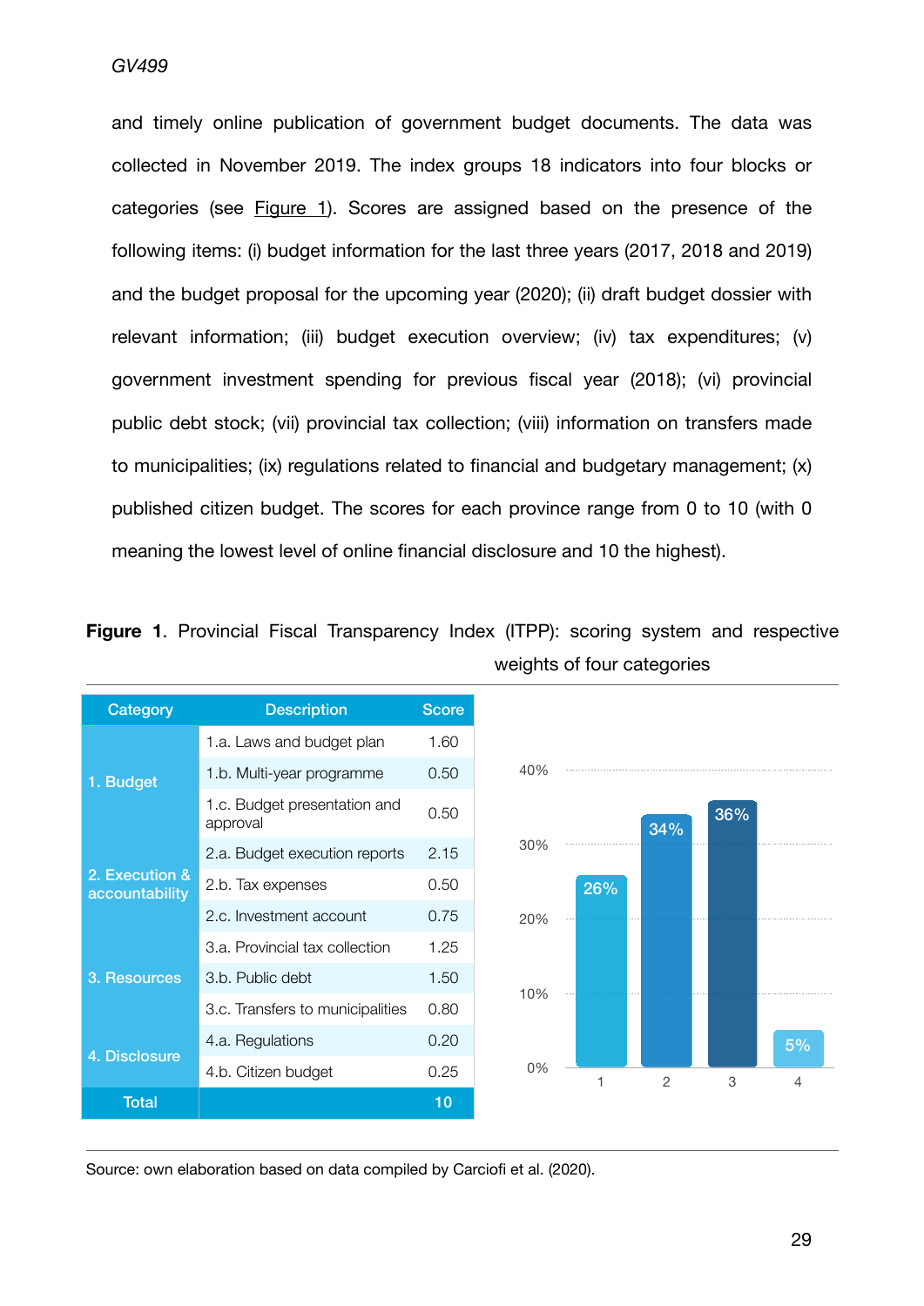and timely online publication of government budget documents. The data was collected in November 2019. The index groups 18 indicators into four blocks or categories (see Figure 1). Scores are assigned based on the presence of the following items: (i) budget information for the last three years (2017, 2018 and 2019) and the budget proposal for the upcoming year (2020); (ii) draft budget dossier with relevant information; (iii) budget execution overview; (iv) tax expenditures; (v) government investment spending for previous fiscal year (2018); (vi) provincial public debt stock; (vii) provincial tax collection; (viii) information on transfers made to municipalities; (ix) regulations related to financial and budgetary management; (x) published citizen budget. The scores for each province range from 0 to 10 (with 0 meaning the lowest level of online financial disclosure and 10 the highest).

**Figure 1**. Provincial Fiscal Transparency Index (ITPP): scoring system and respective weights of four categories

| Category | Description | Score |
|---|---|---|
| 1. Budget | 1.a. Laws and budget plan | 1.60 |
| | 1.b. Multi-year programme | 0.50 |
| | 1.c. Budget presentation and approval | 0.50 |
| 2. Execution & accountability | 2.a. Budget execution reports | 2.15 |
| | 2.b. Tax expenses | 0.50 |
| | 2.c. Investment account | 0.75 |
| 3. Resources | 3.a. Provincial tax collection | 1.25 |
| | 3.b. Public debt | 1.50 |
| | 3.c. Transfers to municipalities | 0.80 |
| 4. Disclosure | 4.a. Regulations | 0.20 |
| | 4.b. Citizen budget | 0.25 |
| Total | | 10 |

| Category | Weight |
|---|---|
| 1 | 26% |
| 2 | 34% |
| 3 | 36% |
| 4 | 5% |

Source: own elaboration based on data compiled by Carciofi et al. (2020).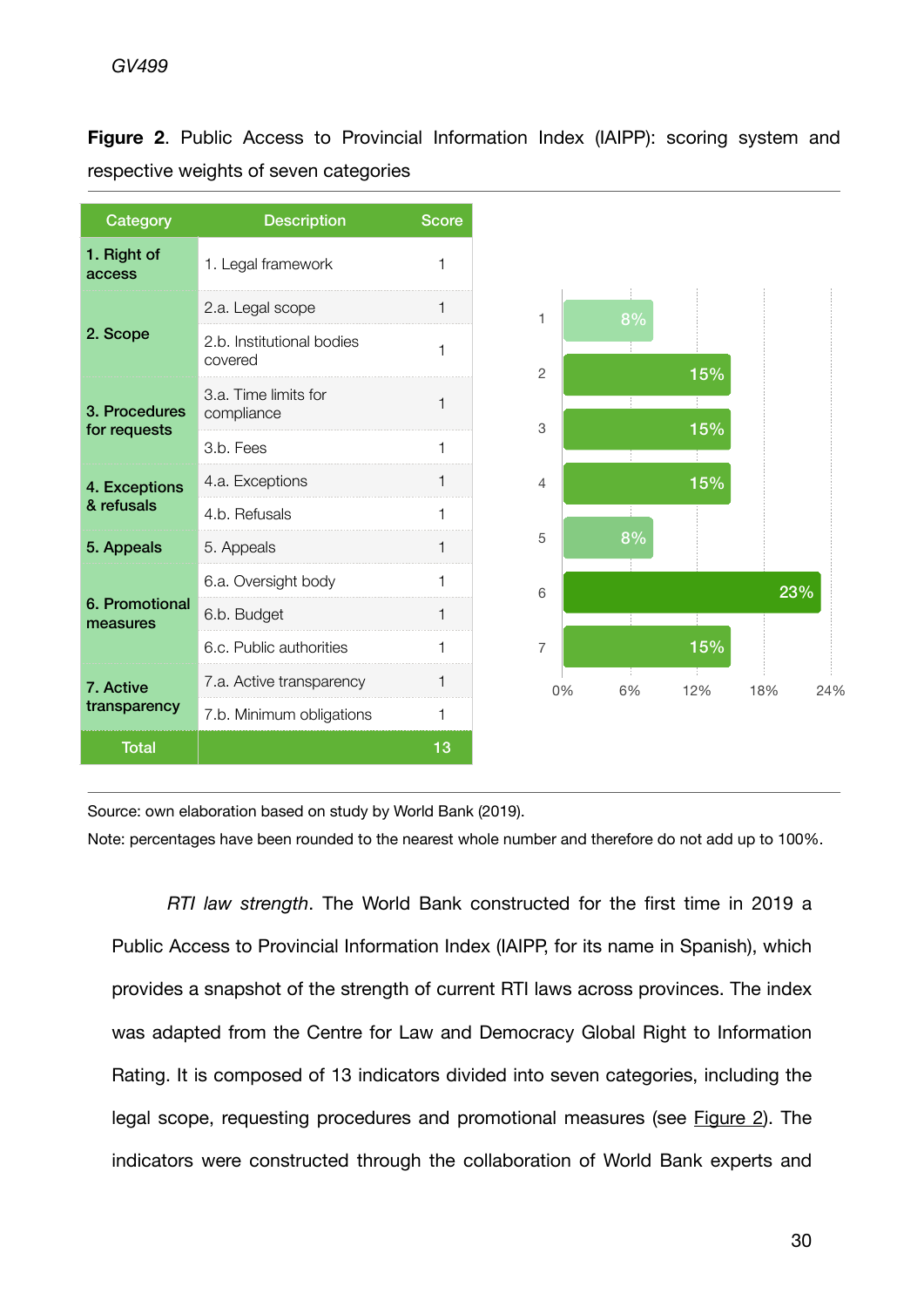**Figure 2**. Public Access to Provincial Information Index (IAIPP): scoring system and respective weights of seven categories

| Category | Description | Score |
|---|---|---|
| 1. Right of access | 1. Legal framework | 1 |
| 2. Scope | 2.a. Legal scope | 1 |
| | 2.b. Institutional bodies covered | 1 |
| 3. Procedures for requests | 3.a. Time limits for compliance | 1 |
| | 3.b. Fees | 1 |
| 4. Exceptions & refusals | 4.a. Exceptions | 1 |
| | 4.b. Refusals | 1 |
| 5. Appeals | 5. Appeals | 1 |
| 6. Promotional measures | 6.a. Oversight body | 1 |
| | 6.b. Budget | 1 |
| | 6.c. Public authorities | 1 |
| 7. Active transparency | 7.a. Active transparency | 1 |
| | 7.b. Minimum obligations | 1 |
| Total | | 13 |

| Category | Weight |
|---|---|
| 1 | 8% |
| 2 | 15% |
| 3 | 15% |
| 4 | 15% |
| 5 | 8% |
| 6 | 23% |
| 7 | 15% |

Source: own elaboration based on study by World Bank (2019).

Note: percentages have been rounded to the nearest whole number and therefore do not add up to 100%.

*RTI law strength*. The World Bank constructed for the first time in 2019 a Public Access to Provincial Information Index (IAIPP, for its name in Spanish), which provides a snapshot of the strength of current RTI laws across provinces. The index was adapted from the Centre for Law and Democracy Global Right to Information Rating. It is composed of 13 indicators divided into seven categories, including the legal scope, requesting procedures and promotional measures (see Figure 2). The indicators were constructed through the collaboration of World Bank experts and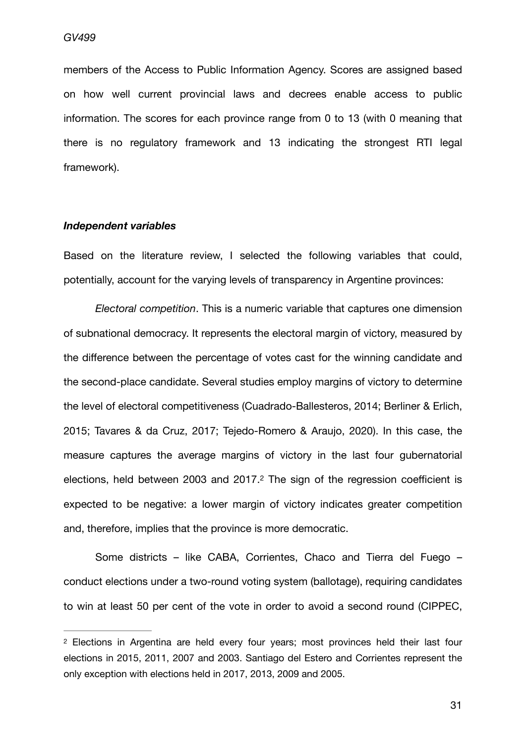members of the Access to Public Information Agency. Scores are assigned based on how well current provincial laws and decrees enable access to public information. The scores for each province range from 0 to 13 (with 0 meaning that there is no regulatory framework and 13 indicating the strongest RTI legal framework).

### ***Independent variables***

Based on the literature review, I selected the following variables that could, potentially, account for the varying levels of transparency in Argentine provinces:

*Electoral competition*. This is a numeric variable that captures one dimension of subnational democracy. It represents the electoral margin of victory, measured by the difference between the percentage of votes cast for the winning candidate and the second-place candidate. Several studies employ margins of victory to determine the level of electoral competitiveness (Cuadrado-Ballesteros, 2014; Berliner & Erlich, 2015; Tavares & da Cruz, 2017; Tejedo-Romero & Araujo, 2020). In this case, the measure captures the average margins of victory in the last four gubernatorial elections, held between 2003 and 2017.[2] The sign of the regression coefficient is expected to be negative: a lower margin of victory indicates greater competition and, therefore, implies that the province is more democratic.

Some districts – like CABA, Corrientes, Chaco and Tierra del Fuego – conduct elections under a two-round voting system (ballotage), requiring candidates to win at least 50 per cent of the vote in order to avoid a second round (CIPPEC,

---

[2] Elections in Argentina are held every four years; most provinces held their last four elections in 2015, 2011, 2007 and 2003. Santiago del Estero and Corrientes represent the only exception with elections held in 2017, 2013, 2009 and 2005.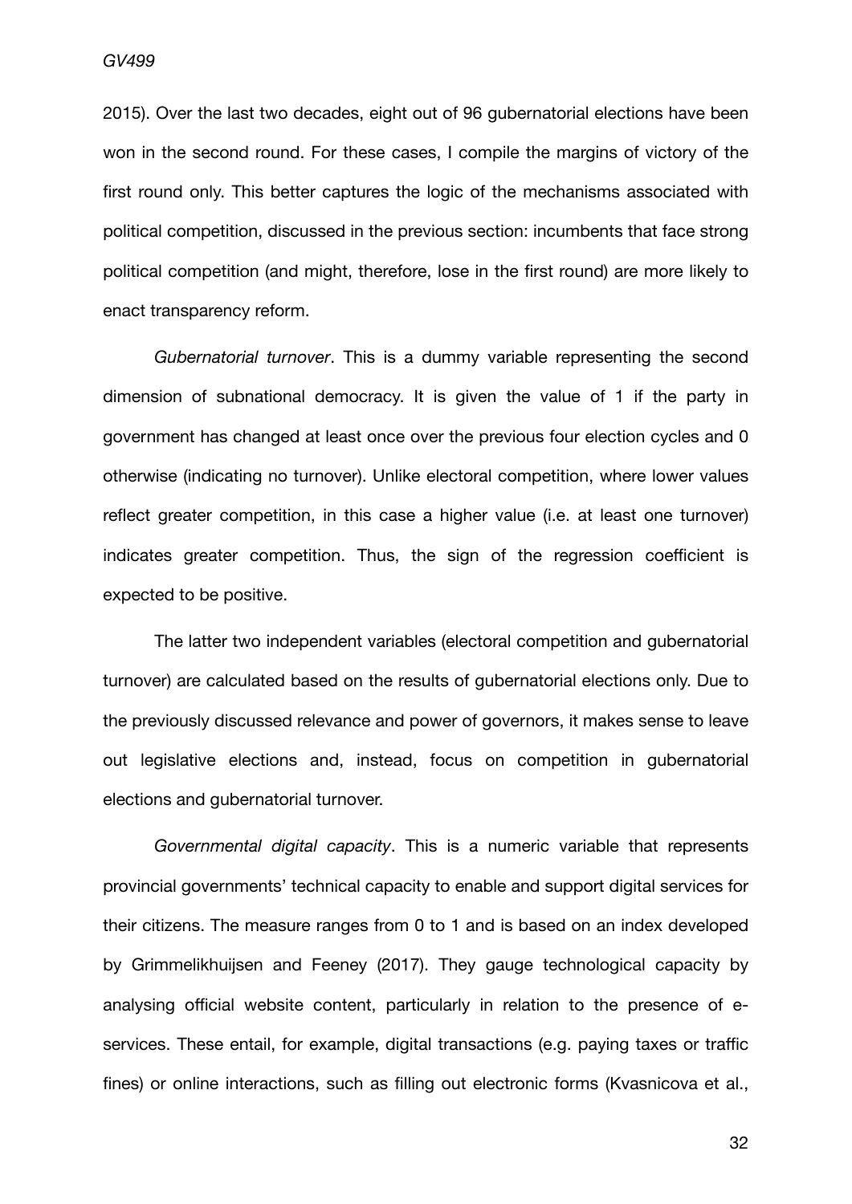2015). Over the last two decades, eight out of 96 gubernatorial elections have been won in the second round. For these cases, I compile the margins of victory of the first round only. This better captures the logic of the mechanisms associated with political competition, discussed in the previous section: incumbents that face strong political competition (and might, therefore, lose in the first round) are more likely to enact transparency reform.

*Gubernatorial turnover*. This is a dummy variable representing the second dimension of subnational democracy. It is given the value of 1 if the party in government has changed at least once over the previous four election cycles and 0 otherwise (indicating no turnover). Unlike electoral competition, where lower values reflect greater competition, in this case a higher value (i.e. at least one turnover) indicates greater competition. Thus, the sign of the regression coefficient is expected to be positive.

The latter two independent variables (electoral competition and gubernatorial turnover) are calculated based on the results of gubernatorial elections only. Due to the previously discussed relevance and power of governors, it makes sense to leave out legislative elections and, instead, focus on competition in gubernatorial elections and gubernatorial turnover.

*Governmental digital capacity*. This is a numeric variable that represents provincial governments' technical capacity to enable and support digital services for their citizens. The measure ranges from 0 to 1 and is based on an index developed by Grimmelikhuijsen and Feeney (2017). They gauge technological capacity by analysing official website content, particularly in relation to the presence of e-services. These entail, for example, digital transactions (e.g. paying taxes or traffic fines) or online interactions, such as filling out electronic forms (Kvasnicova et al.,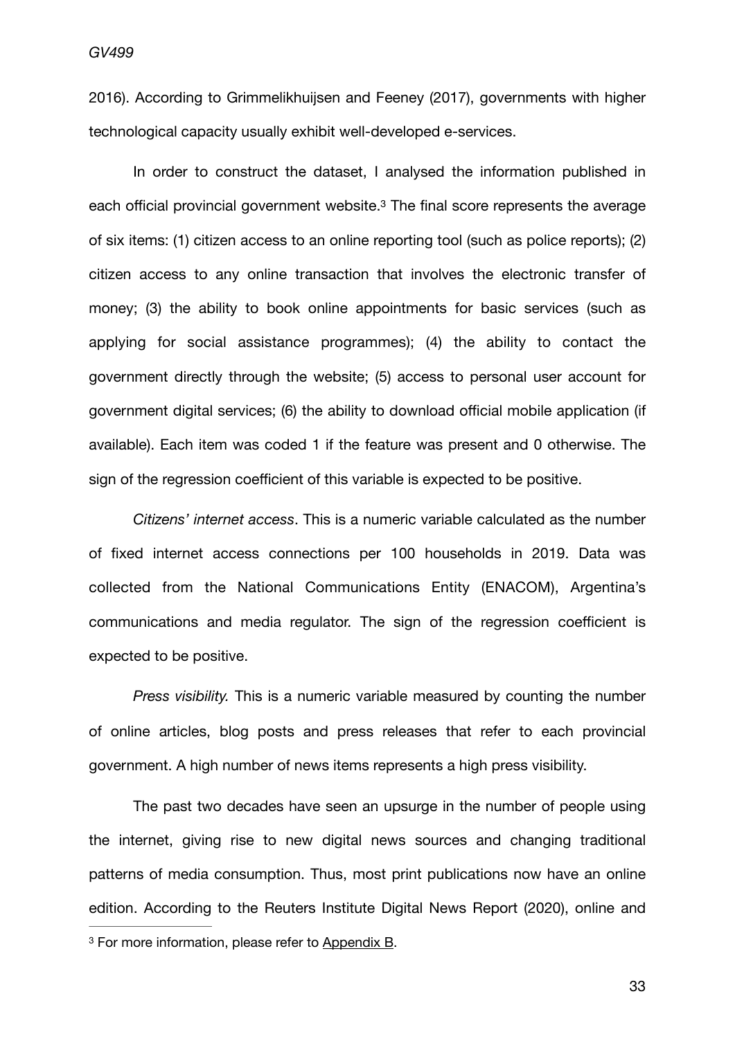2016). According to Grimmelikhuijsen and Feeney (2017), governments with higher technological capacity usually exhibit well-developed e-services.

In order to construct the dataset, I analysed the information published in each official provincial government website.[3] The final score represents the average of six items: (1) citizen access to an online reporting tool (such as police reports); (2) citizen access to any online transaction that involves the electronic transfer of money; (3) the ability to book online appointments for basic services (such as applying for social assistance programmes); (4) the ability to contact the government directly through the website; (5) access to personal user account for government digital services; (6) the ability to download official mobile application (if available). Each item was coded 1 if the feature was present and 0 otherwise. The sign of the regression coefficient of this variable is expected to be positive.

*Citizens' internet access*. This is a numeric variable calculated as the number of fixed internet access connections per 100 households in 2019. Data was collected from the National Communications Entity (ENACOM), Argentina's communications and media regulator. The sign of the regression coefficient is expected to be positive.

*Press visibility.* This is a numeric variable measured by counting the number of online articles, blog posts and press releases that refer to each provincial government. A high number of news items represents a high press visibility.

The past two decades have seen an upsurge in the number of people using the internet, giving rise to new digital news sources and changing traditional patterns of media consumption. Thus, most print publications now have an online edition. According to the Reuters Institute Digital News Report (2020), online and

---

[3] For more information, please refer to Appendix B.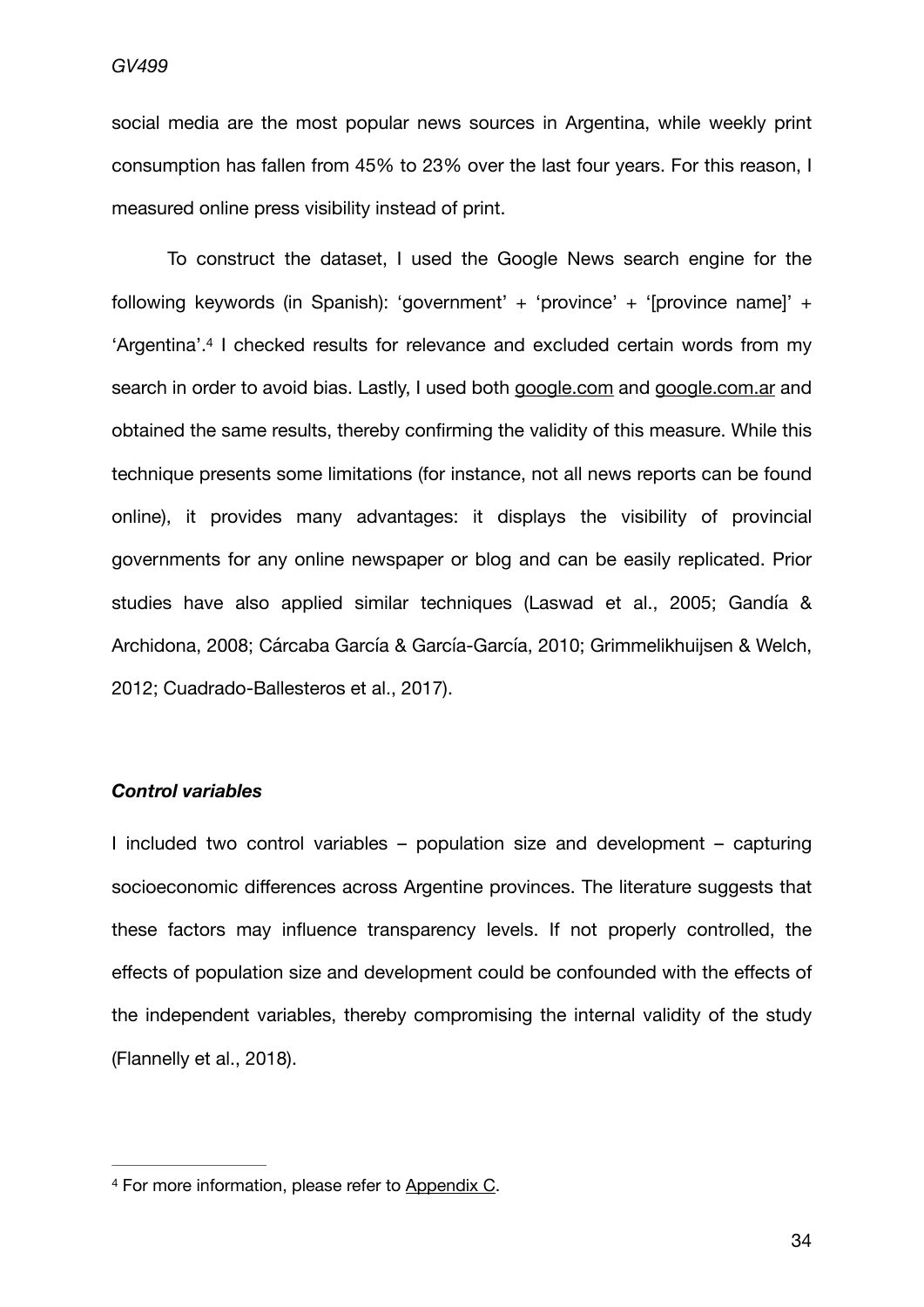social media are the most popular news sources in Argentina, while weekly print consumption has fallen from 45% to 23% over the last four years. For this reason, I measured online press visibility instead of print.

To construct the dataset, I used the Google News search engine for the following keywords (in Spanish): 'government' + 'province' + '[province name]' + 'Argentina'.[4] I checked results for relevance and excluded certain words from my search in order to avoid bias. Lastly, I used both google.com and google.com.ar and obtained the same results, thereby confirming the validity of this measure. While this technique presents some limitations (for instance, not all news reports can be found online), it provides many advantages: it displays the visibility of provincial governments for any online newspaper or blog and can be easily replicated. Prior studies have also applied similar techniques (Laswad et al., 2005; Gandía & Archidona, 2008; Cárcaba García & García-García, 2010; Grimmelikhuijsen & Welch, 2012; Cuadrado-Ballesteros et al., 2017).

### *Control variables*

I included two control variables – population size and development – capturing socioeconomic differences across Argentine provinces. The literature suggests that these factors may influence transparency levels. If not properly controlled, the effects of population size and development could be confounded with the effects of the independent variables, thereby compromising the internal validity of the study (Flannelly et al., 2018).

---

[4] For more information, please refer to Appendix C.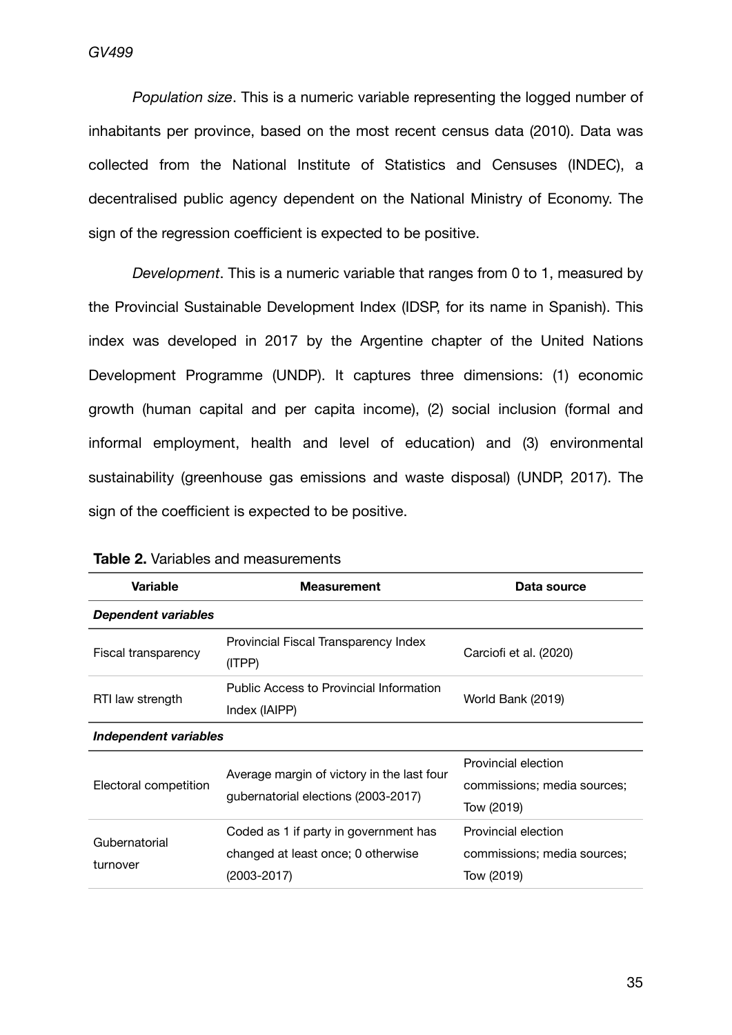*Population size*. This is a numeric variable representing the logged number of inhabitants per province, based on the most recent census data (2010). Data was collected from the National Institute of Statistics and Censuses (INDEC), a decentralised public agency dependent on the National Ministry of Economy. The sign of the regression coefficient is expected to be positive.

*Development*. This is a numeric variable that ranges from 0 to 1, measured by the Provincial Sustainable Development Index (IDSP, for its name in Spanish). This index was developed in 2017 by the Argentine chapter of the United Nations Development Programme (UNDP). It captures three dimensions: (1) economic growth (human capital and per capita income), (2) social inclusion (formal and informal employment, health and level of education) and (3) environmental sustainability (greenhouse gas emissions and waste disposal) (UNDP, 2017). The sign of the coefficient is expected to be positive.

**Table 2.** Variables and measurements

| Variable | Measurement | Data source |
|---|---|---|
| ***Dependent variables*** | | |
| Fiscal transparency | Provincial Fiscal Transparency Index (ITPP) | Carciofi et al. (2020) |
| RTI law strength | Public Access to Provincial Information Index (IAIPP) | World Bank (2019) |
| ***Independent variables*** | | |
| Electoral competition | Average margin of victory in the last four gubernatorial elections (2003-2017) | Provincial election commissions; media sources; Tow (2019) |
| Gubernatorial turnover | Coded as 1 if party in government has changed at least once; 0 otherwise (2003-2017) | Provincial election commissions; media sources; Tow (2019) |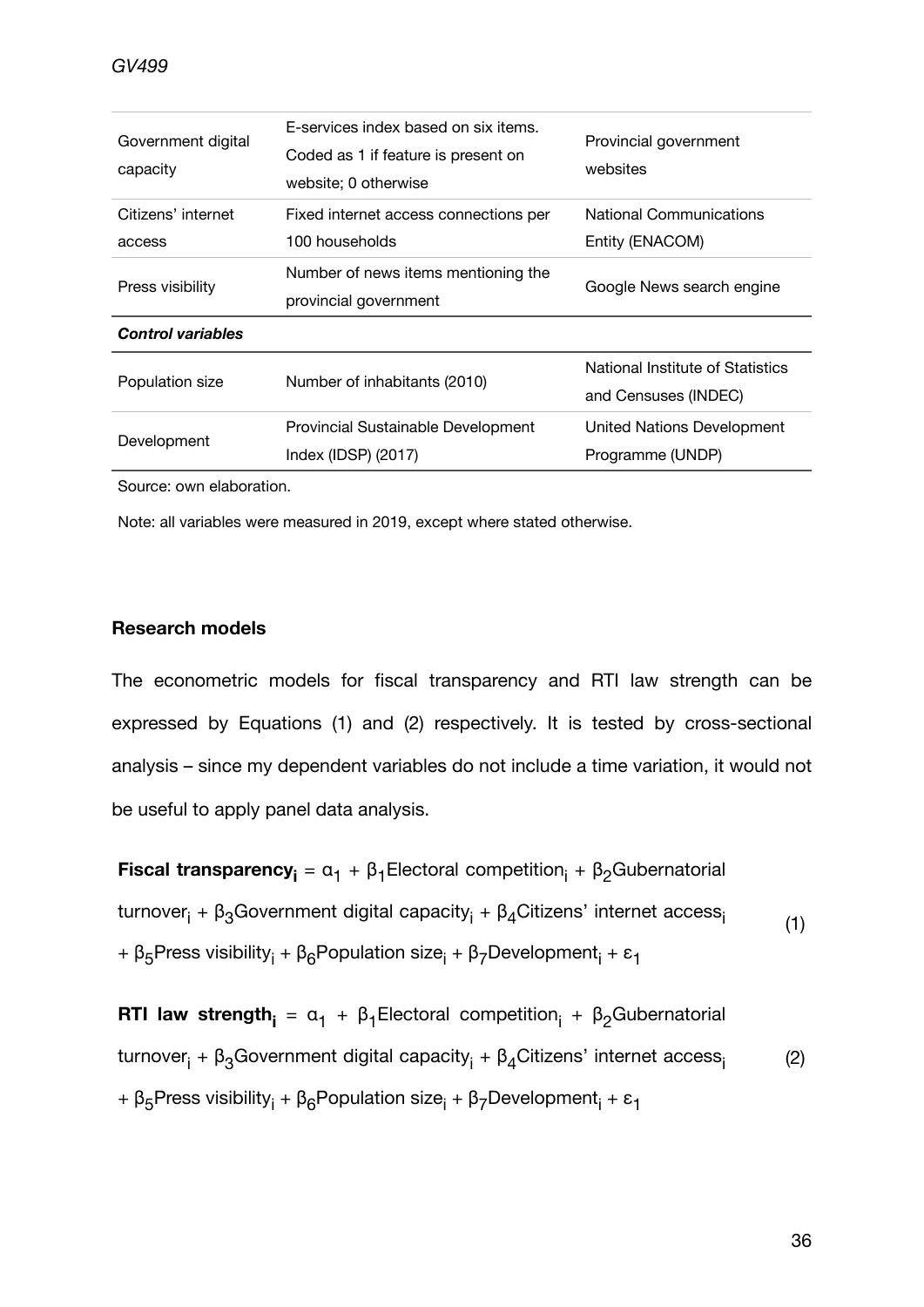| | | |
|---|---|---|
| Government digital capacity | E-services index based on six items. Coded as 1 if feature is present on website; 0 otherwise | Provincial government websites |
| Citizens' internet access | Fixed internet access connections per 100 households | National Communications Entity (ENACOM) |
| Press visibility | Number of news items mentioning the provincial government | Google News search engine |
| ***Control variables*** | | |
| Population size | Number of inhabitants (2010) | National Institute of Statistics and Censuses (INDEC) |
| Development | Provincial Sustainable Development Index (IDSP) (2017) | United Nations Development Programme (UNDP) |

Source: own elaboration.

Note: all variables were measured in 2019, except where stated otherwise.

**Research models**

The econometric models for fiscal transparency and RTI law strength can be expressed by Equations (1) and (2) respectively. It is tested by cross-sectional analysis – since my dependent variables do not include a time variation, it would not be useful to apply panel data analysis.

$$\textbf{Fiscal transparency}_i = \alpha_1 + \beta_1 \text{Electoral competition}_i + \beta_2 \text{Gubernatorial turnover}_i + \beta_3 \text{Government digital capacity}_i + \beta_4 \text{Citizens' internet access}_i + \beta_5 \text{Press visibility}_i + \beta_6 \text{Population size}_i + \beta_7 \text{Development}_i + \varepsilon_1 \quad (1)$$

$$\textbf{RTI law strength}_i = \alpha_1 + \beta_1 \text{Electoral competition}_i + \beta_2 \text{Gubernatorial turnover}_i + \beta_3 \text{Government digital capacity}_i + \beta_4 \text{Citizens' internet access}_i + \beta_5 \text{Press visibility}_i + \beta_6 \text{Population size}_i + \beta_7 \text{Development}_i + \varepsilon_1 \quad (2)$$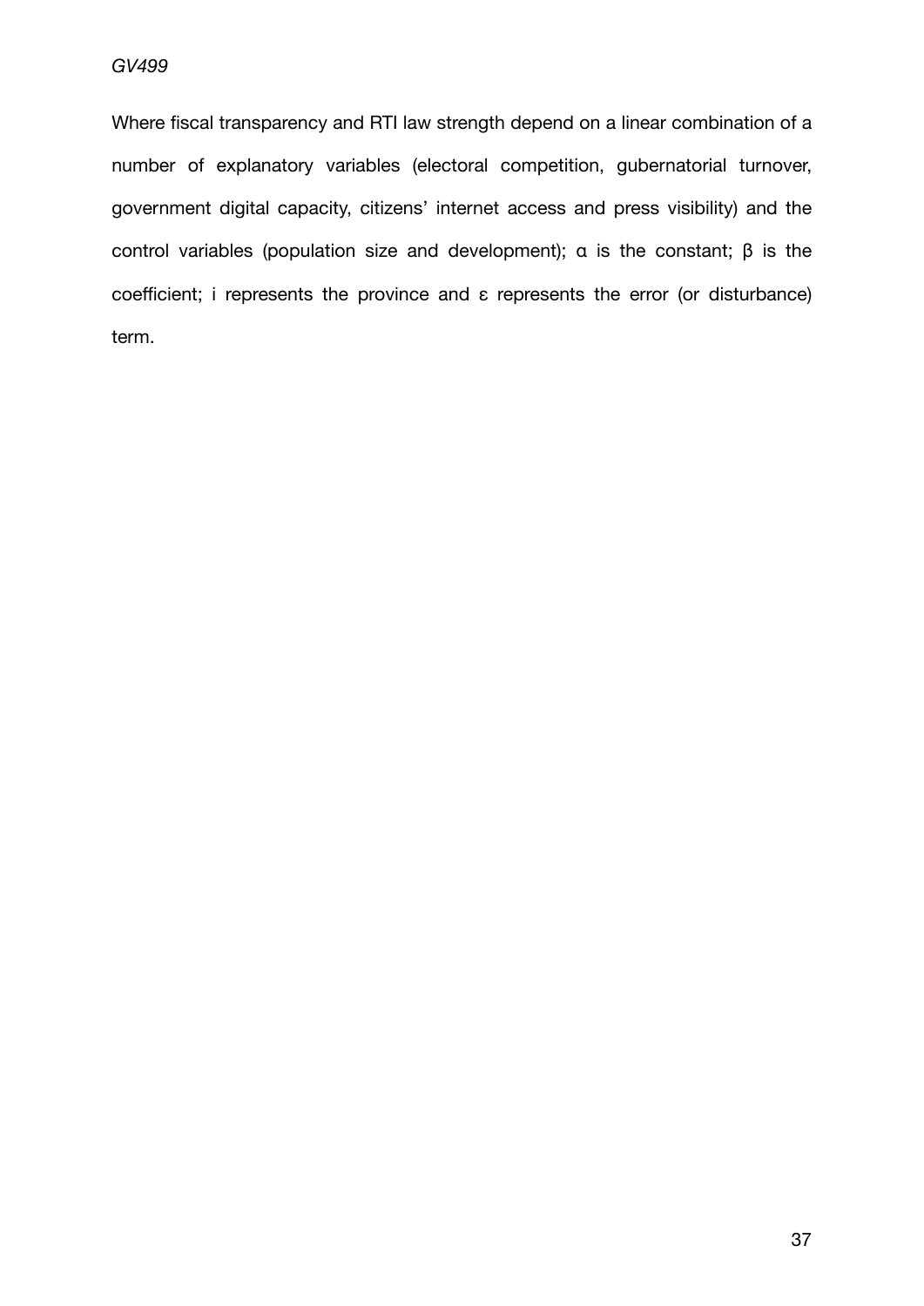Where fiscal transparency and RTI law strength depend on a linear combination of a number of explanatory variables (electoral competition, gubernatorial turnover, government digital capacity, citizens' internet access and press visibility) and the control variables (population size and development); $\alpha$ is the constant; $\beta$ is the coefficient; $i$ represents the province and $\varepsilon$ represents the error (or disturbance) term.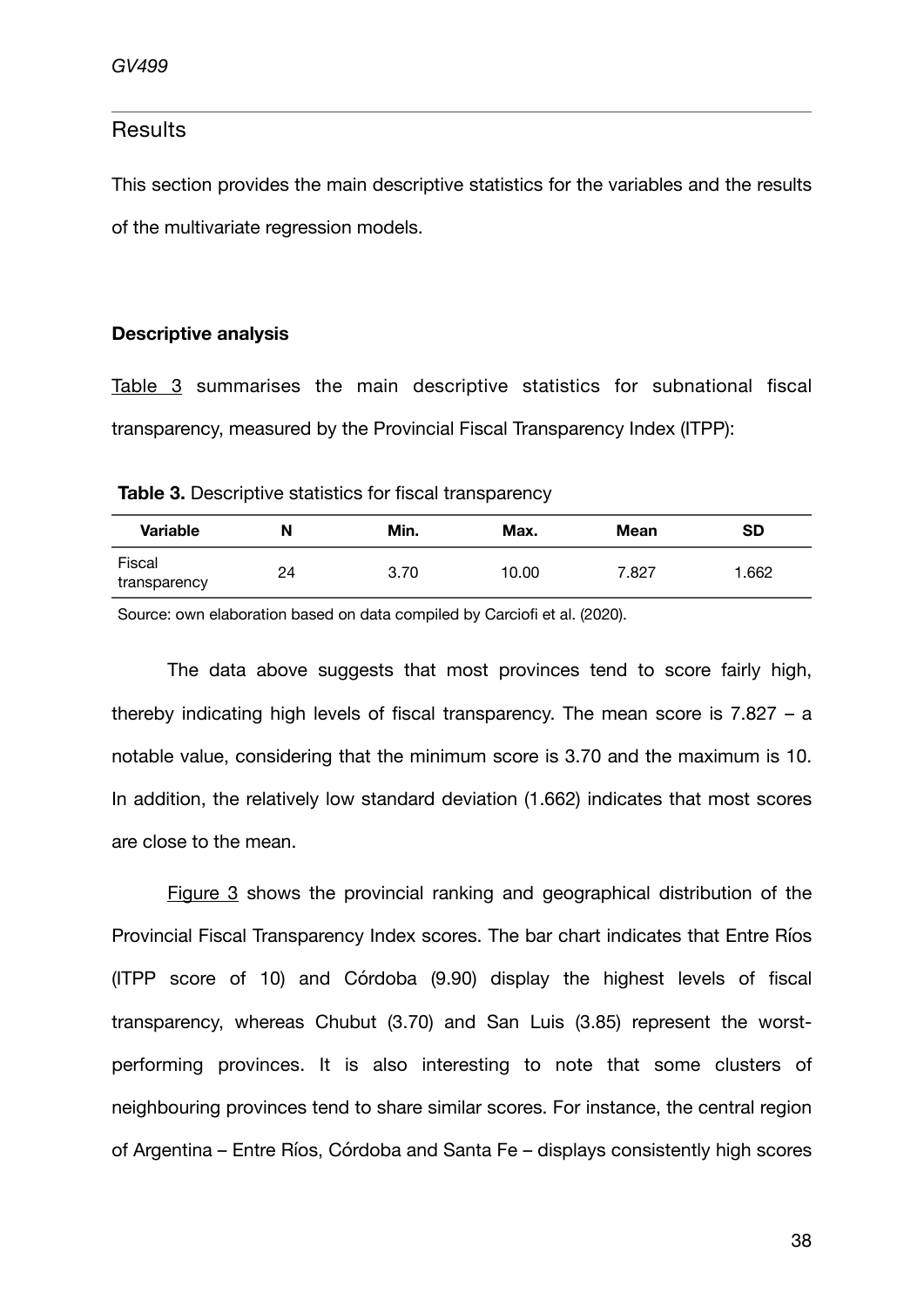## Results

This section provides the main descriptive statistics for the variables and the results of the multivariate regression models.

### Descriptive analysis

Table 3 summarises the main descriptive statistics for subnational fiscal transparency, measured by the Provincial Fiscal Transparency Index (ITPP):

**Table 3.** Descriptive statistics for fiscal transparency

| Variable | N | Min. | Max. | Mean | SD |
|---|---|---|---|---|---|
| Fiscal transparency | 24 | 3.70 | 10.00 | 7.827 | 1.662 |

Source: own elaboration based on data compiled by Carciofi et al. (2020).

The data above suggests that most provinces tend to score fairly high, thereby indicating high levels of fiscal transparency. The mean score is 7.827 – a notable value, considering that the minimum score is 3.70 and the maximum is 10. In addition, the relatively low standard deviation (1.662) indicates that most scores are close to the mean.

Figure 3 shows the provincial ranking and geographical distribution of the Provincial Fiscal Transparency Index scores. The bar chart indicates that Entre Ríos (ITPP score of 10) and Córdoba (9.90) display the highest levels of fiscal transparency, whereas Chubut (3.70) and San Luis (3.85) represent the worst-performing provinces. It is also interesting to note that some clusters of neighbouring provinces tend to share similar scores. For instance, the central region of Argentina – Entre Ríos, Córdoba and Santa Fe – displays consistently high scores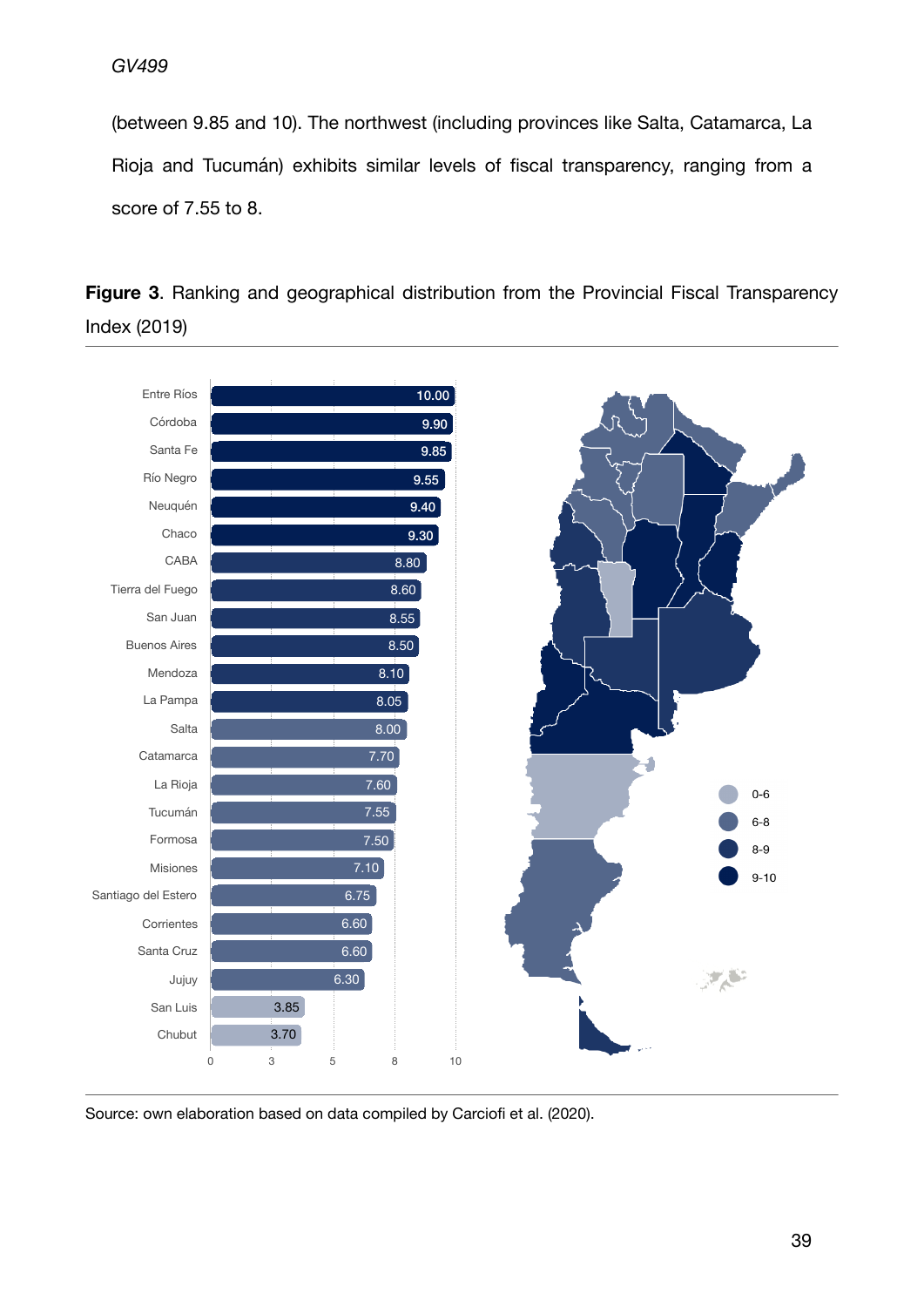(between 9.85 and 10). The northwest (including provinces like Salta, Catamarca, La Rioja and Tucumán) exhibits similar levels of fiscal transparency, ranging from a score of 7.55 to 8.

**Figure 3**. Ranking and geographical distribution from the Provincial Fiscal Transparency Index (2019)

| Province | Score |
|---|---|
| Entre Ríos | 10.00 |
| Córdoba | 9.90 |
| Santa Fe | 9.85 |
| Río Negro | 9.55 |
| Neuquén | 9.40 |
| Chaco | 9.30 |
| CABA | 8.80 |
| Tierra del Fuego | 8.60 |
| San Juan | 8.55 |
| Buenos Aires | 8.50 |
| Mendoza | 8.10 |
| La Pampa | 8.05 |
| Salta | 8.00 |
| Catamarca | 7.70 |
| La Rioja | 7.60 |
| Tucumán | 7.55 |
| Formosa | 7.50 |
| Misiones | 7.10 |
| Santiago del Estero | 6.75 |
| Corrientes | 6.60 |
| Santa Cruz | 6.60 |
| Jujuy | 6.30 |
| San Luis | 3.85 |
| Chubut | 3.70 |

Legend: 0-6, 6-8, 8-9, 9-10

Source: own elaboration based on data compiled by Carciofi et al. (2020).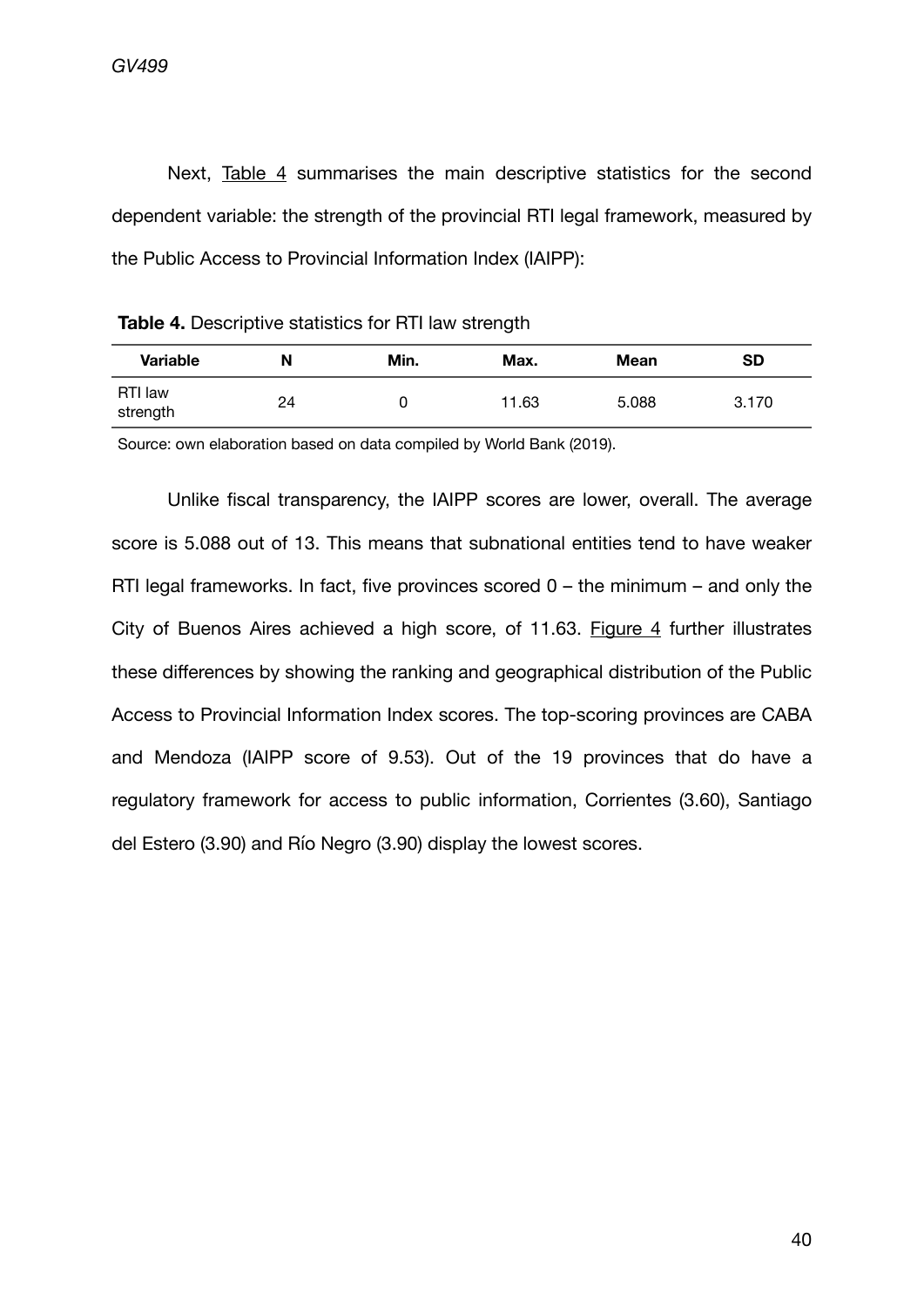Next, Table 4 summarises the main descriptive statistics for the second dependent variable: the strength of the provincial RTI legal framework, measured by the Public Access to Provincial Information Index (IAIPP):

**Table 4.** Descriptive statistics for RTI law strength

| Variable | N | Min. | Max. | Mean | SD |
|---|---|---|---|---|---|
| RTI law strength | 24 | 0 | 11.63 | 5.088 | 3.170 |

Source: own elaboration based on data compiled by World Bank (2019).

Unlike fiscal transparency, the IAIPP scores are lower, overall. The average score is 5.088 out of 13. This means that subnational entities tend to have weaker RTI legal frameworks. In fact, five provinces scored 0 – the minimum – and only the City of Buenos Aires achieved a high score, of 11.63. Figure 4 further illustrates these differences by showing the ranking and geographical distribution of the Public Access to Provincial Information Index scores. The top-scoring provinces are CABA and Mendoza (IAIPP score of 9.53). Out of the 19 provinces that do have a regulatory framework for access to public information, Corrientes (3.60), Santiago del Estero (3.90) and Río Negro (3.90) display the lowest scores.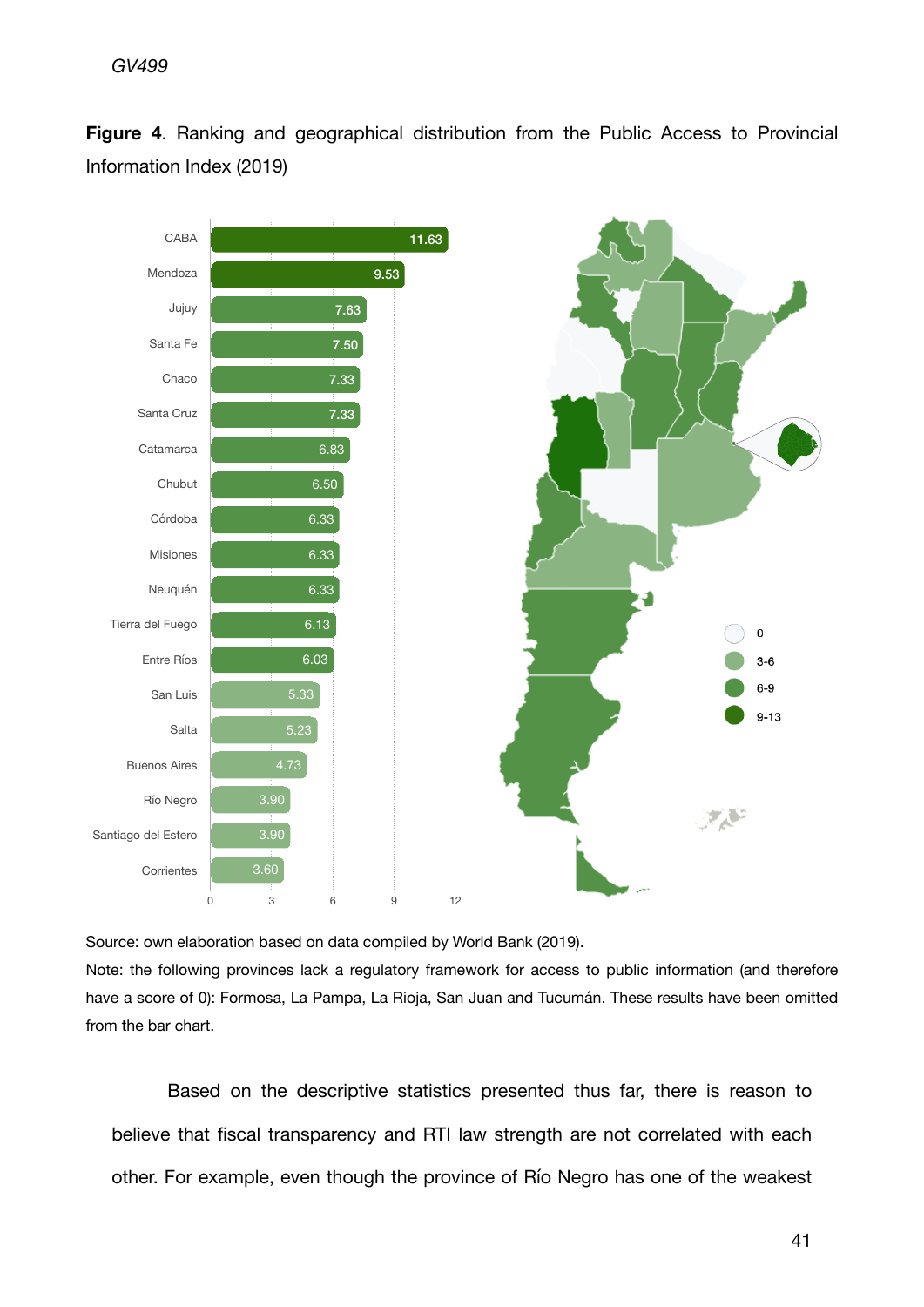**Figure 4**. Ranking and geographical distribution from the Public Access to Provincial Information Index (2019)

| Province | Score |
| --- | --- |
| CABA | 11.63 |
| Mendoza | 9.53 |
| Jujuy | 7.63 |
| Santa Fe | 7.50 |
| Chaco | 7.33 |
| Santa Cruz | 7.33 |
| Catamarca | 6.83 |
| Chubut | 6.50 |
| Córdoba | 6.33 |
| Misiones | 6.33 |
| Neuquén | 6.33 |
| Tierra del Fuego | 6.13 |
| Entre Ríos | 6.03 |
| San Luis | 5.33 |
| Salta | 5.23 |
| Buenos Aires | 4.73 |
| Río Negro | 3.90 |
| Santiago del Estero | 3.90 |
| Corrientes | 3.60 |

Map legend: 0; 3-6; 6-9; 9-13

Source: own elaboration based on data compiled by World Bank (2019).

Note: the following provinces lack a regulatory framework for access to public information (and therefore have a score of 0): Formosa, La Pampa, La Rioja, San Juan and Tucumán. These results have been omitted from the bar chart.

Based on the descriptive statistics presented thus far, there is reason to believe that fiscal transparency and RTI law strength are not correlated with each other. For example, even though the province of Río Negro has one of the weakest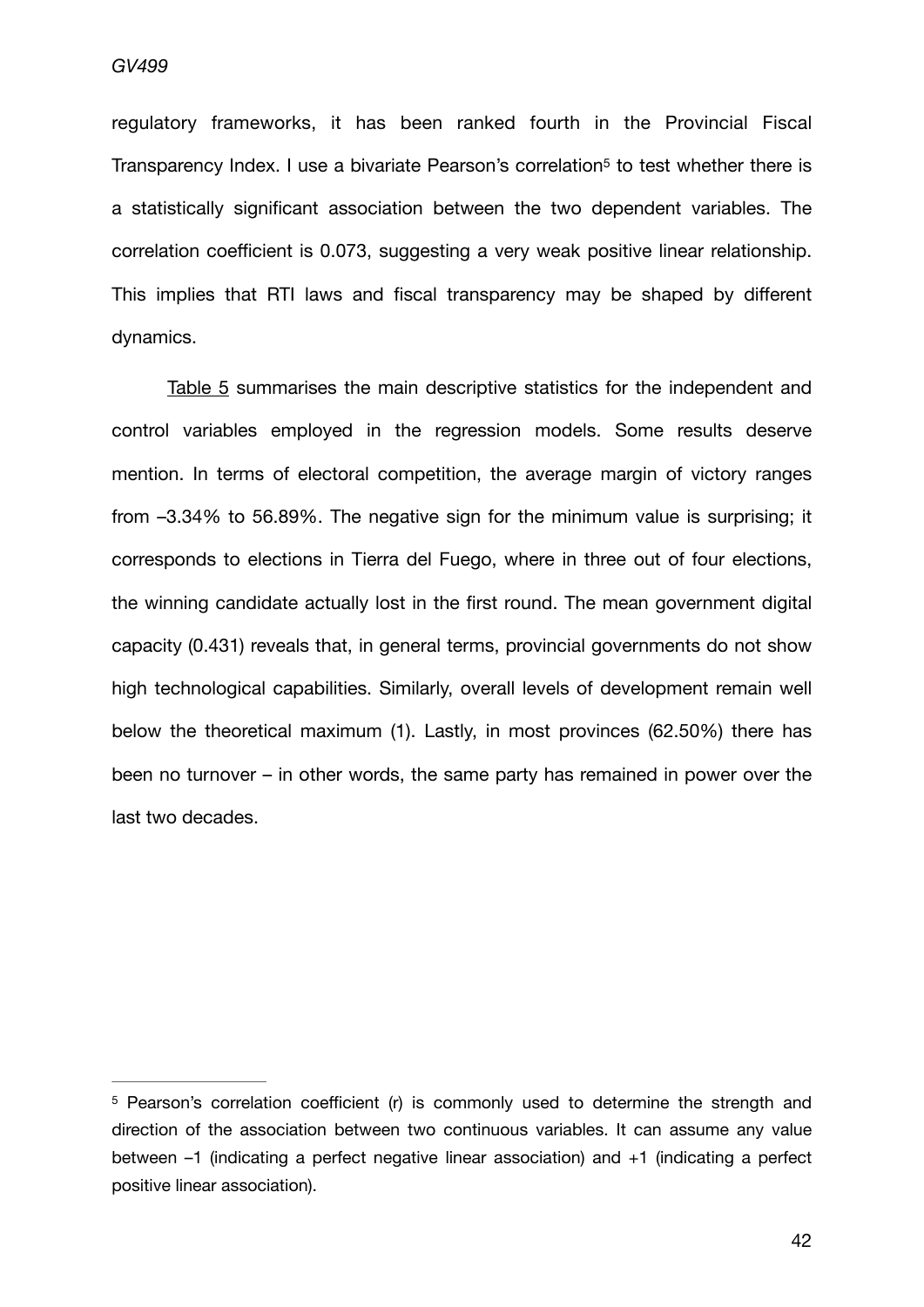regulatory frameworks, it has been ranked fourth in the Provincial Fiscal Transparency Index. I use a bivariate Pearson's correlation[5] to test whether there is a statistically significant association between the two dependent variables. The correlation coefficient is 0.073, suggesting a very weak positive linear relationship. This implies that RTI laws and fiscal transparency may be shaped by different dynamics.

Table 5 summarises the main descriptive statistics for the independent and control variables employed in the regression models. Some results deserve mention. In terms of electoral competition, the average margin of victory ranges from –3.34% to 56.89%. The negative sign for the minimum value is surprising; it corresponds to elections in Tierra del Fuego, where in three out of four elections, the winning candidate actually lost in the first round. The mean government digital capacity (0.431) reveals that, in general terms, provincial governments do not show high technological capabilities. Similarly, overall levels of development remain well below the theoretical maximum (1). Lastly, in most provinces (62.50%) there has been no turnover – in other words, the same party has remained in power over the last two decades.

---

[5] Pearson's correlation coefficient (r) is commonly used to determine the strength and direction of the association between two continuous variables. It can assume any value between –1 (indicating a perfect negative linear association) and +1 (indicating a perfect positive linear association).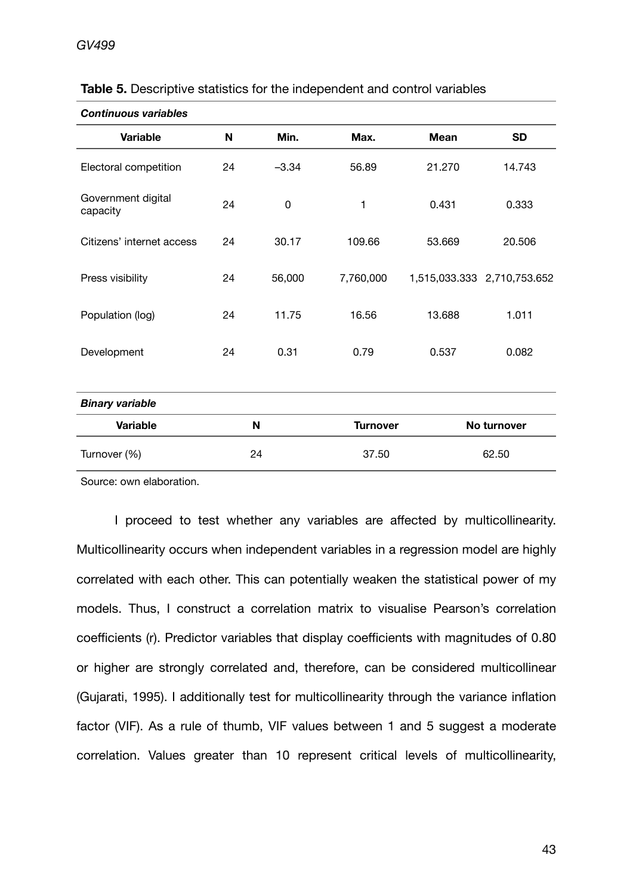**Table 5.** Descriptive statistics for the independent and control variables

| ***Continuous variables*** | | | | | |
|---|---|---|---|---|---|
| **Variable** | **N** | **Min.** | **Max.** | **Mean** | **SD** |
| Electoral competition | 24 | −3.34 | 56.89 | 21.270 | 14.743 |
| Government digital capacity | 24 | 0 | 1 | 0.431 | 0.333 |
| Citizens' internet access | 24 | 30.17 | 109.66 | 53.669 | 20.506 |
| Press visibility | 24 | 56,000 | 7,760,000 | 1,515,033.333 | 2,710,753.652 |
| Population (log) | 24 | 11.75 | 16.56 | 13.688 | 1.011 |
| Development | 24 | 0.31 | 0.79 | 0.537 | 0.082 |

| ***Binary variable*** | | | |
|---|---|---|---|
| **Variable** | **N** | **Turnover** | **No turnover** |
| Turnover (%) | 24 | 37.50 | 62.50 |

Source: own elaboration.

I proceed to test whether any variables are affected by multicollinearity. Multicollinearity occurs when independent variables in a regression model are highly correlated with each other. This can potentially weaken the statistical power of my models. Thus, I construct a correlation matrix to visualise Pearson's correlation coefficients (r). Predictor variables that display coefficients with magnitudes of 0.80 or higher are strongly correlated and, therefore, can be considered multicollinear (Gujarati, 1995). I additionally test for multicollinearity through the variance inflation factor (VIF). As a rule of thumb, VIF values between 1 and 5 suggest a moderate correlation. Values greater than 10 represent critical levels of multicollinearity,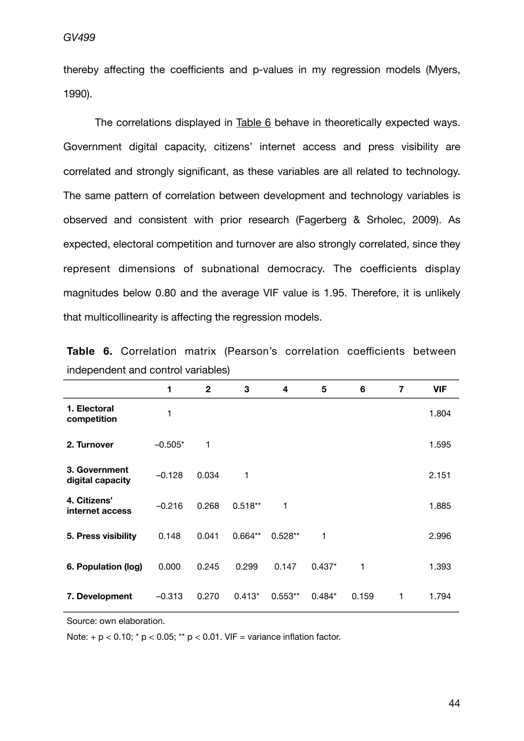thereby affecting the coefficients and p-values in my regression models (Myers, 1990).

The correlations displayed in Table 6 behave in theoretically expected ways. Government digital capacity, citizens' internet access and press visibility are correlated and strongly significant, as these variables are all related to technology. The same pattern of correlation between development and technology variables is observed and consistent with prior research (Fagerberg & Srholec, 2009). As expected, electoral competition and turnover are also strongly correlated, since they represent dimensions of subnational democracy. The coefficients display magnitudes below 0.80 and the average VIF value is 1.95. Therefore, it is unlikely that multicollinearity is affecting the regression models.

**Table 6.** Correlation matrix (Pearson's correlation coefficients between independent and control variables)

| | 1 | 2 | 3 | 4 | 5 | 6 | 7 | VIF |
|---|---|---|---|---|---|---|---|---|
| **1. Electoral competition** | 1 | | | | | | | 1.804 |
| **2. Turnover** | –0.505* | 1 | | | | | | 1.595 |
| **3. Government digital capacity** | –0.128 | 0.034 | 1 | | | | | 2.151 |
| **4. Citizens' internet access** | –0.216 | 0.268 | 0.518** | 1 | | | | 1.885 |
| **5. Press visibility** | 0.148 | 0.041 | 0.664** | 0.528** | 1 | | | 2.996 |
| **6. Population (log)** | 0.000 | 0.245 | 0.299 | 0.147 | 0.437* | 1 | | 1.393 |
| **7. Development** | –0.313 | 0.270 | 0.413* | 0.553** | 0.484* | 0.159 | 1 | 1.794 |

Source: own elaboration.

Note: + $p < 0.10$; * $p < 0.05$; ** $p < 0.01$. VIF = variance inflation factor.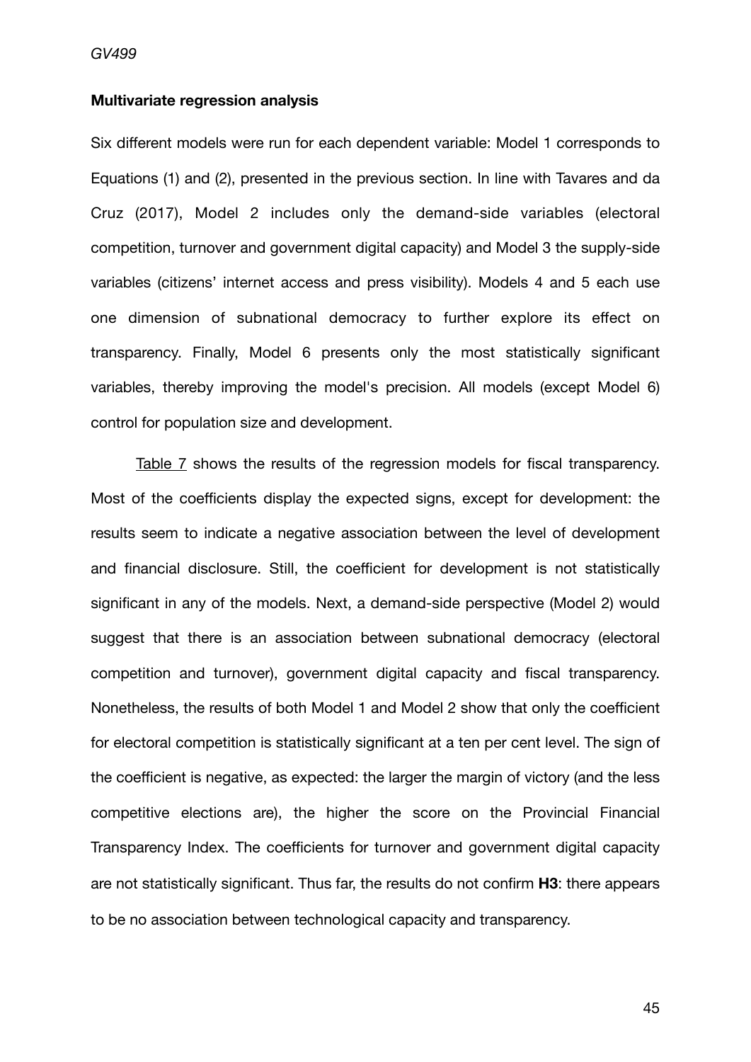**Multivariate regression analysis**

Six different models were run for each dependent variable: Model 1 corresponds to Equations (1) and (2), presented in the previous section. In line with Tavares and da Cruz (2017), Model 2 includes only the demand-side variables (electoral competition, turnover and government digital capacity) and Model 3 the supply-side variables (citizens' internet access and press visibility). Models 4 and 5 each use one dimension of subnational democracy to further explore its effect on transparency. Finally, Model 6 presents only the most statistically significant variables, thereby improving the model's precision. All models (except Model 6) control for population size and development.

Table 7 shows the results of the regression models for fiscal transparency. Most of the coefficients display the expected signs, except for development: the results seem to indicate a negative association between the level of development and financial disclosure. Still, the coefficient for development is not statistically significant in any of the models. Next, a demand-side perspective (Model 2) would suggest that there is an association between subnational democracy (electoral competition and turnover), government digital capacity and fiscal transparency. Nonetheless, the results of both Model 1 and Model 2 show that only the coefficient for electoral competition is statistically significant at a ten per cent level. The sign of the coefficient is negative, as expected: the larger the margin of victory (and the less competitive elections are), the higher the score on the Provincial Financial Transparency Index. The coefficients for turnover and government digital capacity are not statistically significant. Thus far, the results do not confirm **H3**: there appears to be no association between technological capacity and transparency.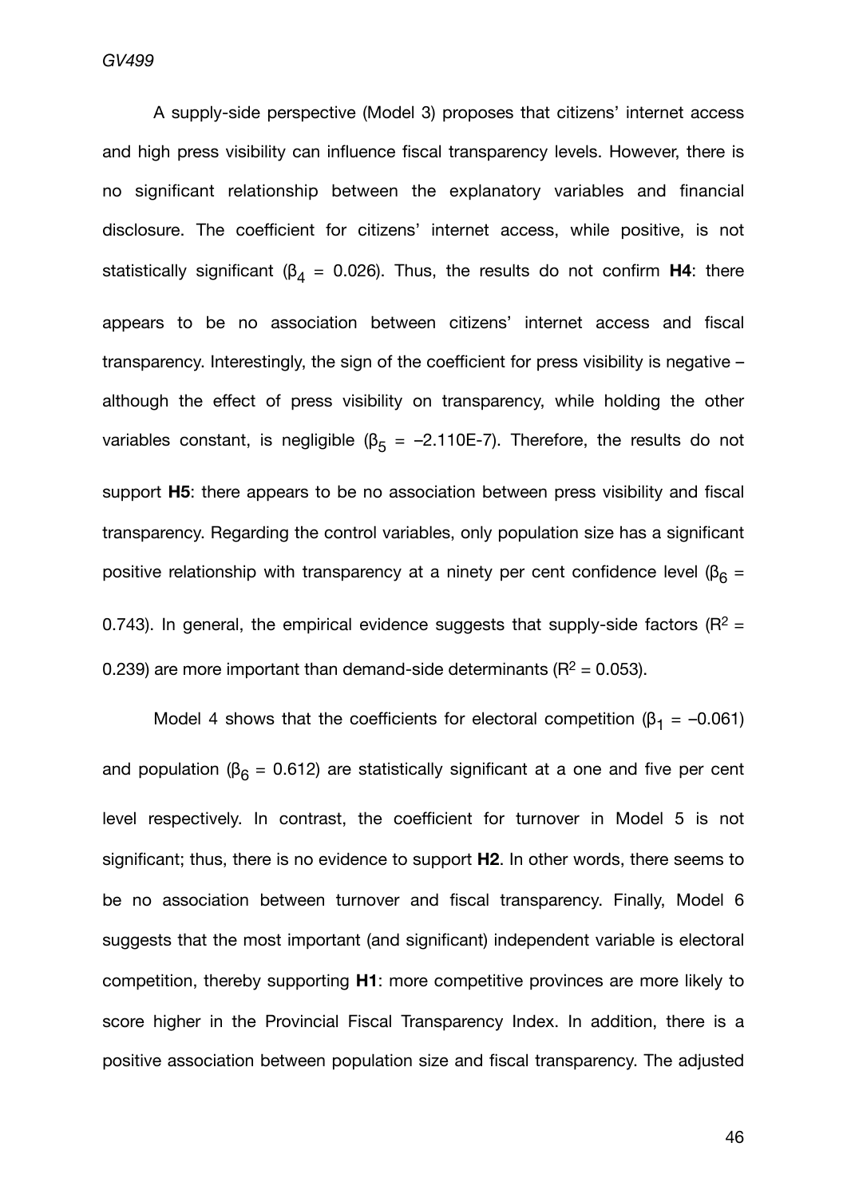A supply-side perspective (Model 3) proposes that citizens' internet access and high press visibility can influence fiscal transparency levels. However, there is no significant relationship between the explanatory variables and financial disclosure. The coefficient for citizens' internet access, while positive, is not statistically significant ($\beta_4$ = 0.026). Thus, the results do not confirm **H4**: there appears to be no association between citizens' internet access and fiscal transparency. Interestingly, the sign of the coefficient for press visibility is negative – although the effect of press visibility on transparency, while holding the other variables constant, is negligible ($\beta_5$ = –2.110E-7). Therefore, the results do not support **H5**: there appears to be no association between press visibility and fiscal transparency. Regarding the control variables, only population size has a significant positive relationship with transparency at a ninety per cent confidence level ($\beta_6$ = 0.743). In general, the empirical evidence suggests that supply-side factors ($R^2$ = 0.239) are more important than demand-side determinants ($R^2$ = 0.053).

Model 4 shows that the coefficients for electoral competition ($\beta_1$ = –0.061) and population ($\beta_6$ = 0.612) are statistically significant at a one and five per cent level respectively. In contrast, the coefficient for turnover in Model 5 is not significant; thus, there is no evidence to support **H2**. In other words, there seems to be no association between turnover and fiscal transparency. Finally, Model 6 suggests that the most important (and significant) independent variable is electoral competition, thereby supporting **H1**: more competitive provinces are more likely to score higher in the Provincial Fiscal Transparency Index. In addition, there is a positive association between population size and fiscal transparency. The adjusted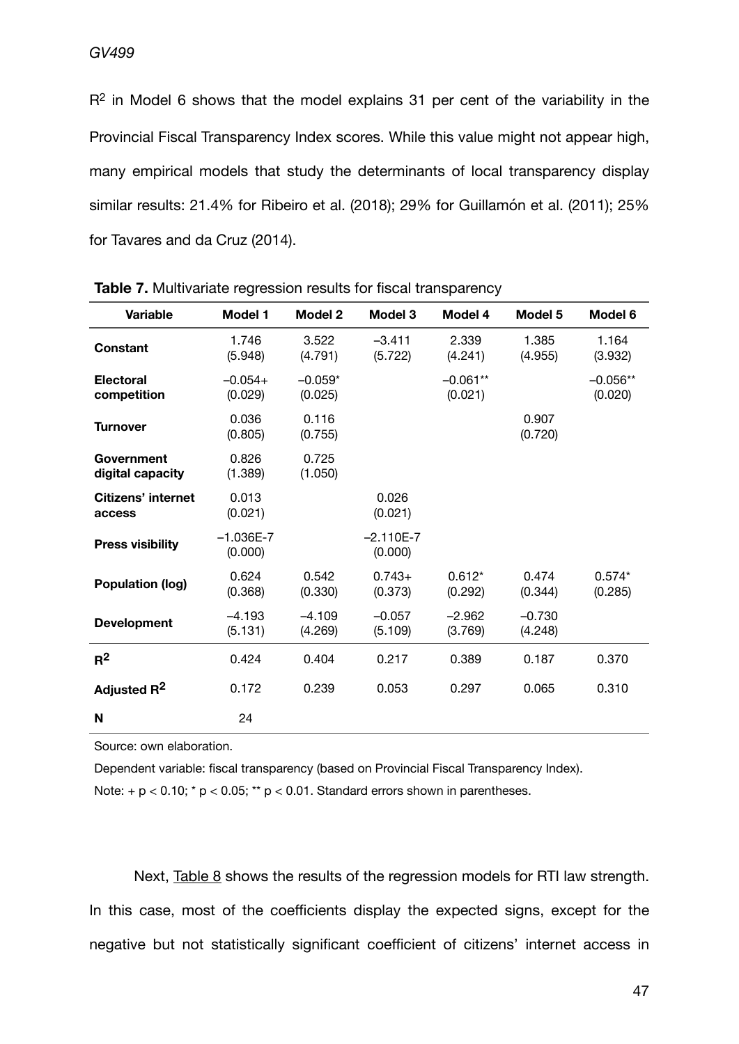$R^2$ in Model 6 shows that the model explains 31 per cent of the variability in the Provincial Fiscal Transparency Index scores. While this value might not appear high, many empirical models that study the determinants of local transparency display similar results: 21.4% for Ribeiro et al. (2018); 29% for Guillamón et al. (2011); 25% for Tavares and da Cruz (2014).

**Table 7.** Multivariate regression results for fiscal transparency

| Variable | Model 1 | Model 2 | Model 3 | Model 4 | Model 5 | Model 6 |
|---|---|---|---|---|---|---|
| **Constant** | 1.746 (5.948) | 3.522 (4.791) | –3.411 (5.722) | 2.339 (4.241) | 1.385 (4.955) | 1.164 (3.932) |
| **Electoral competition** | –0.054+ (0.029) | –0.059* (0.025) | | –0.061** (0.021) | | –0.056** (0.020) |
| **Turnover** | 0.036 (0.805) | 0.116 (0.755) | | | 0.907 (0.720) | |
| **Government digital capacity** | 0.826 (1.389) | 0.725 (1.050) | | | | |
| **Citizens' internet access** | 0.013 (0.021) | | 0.026 (0.021) | | | |
| **Press visibility** | –1.036E-7 (0.000) | | –2.110E-7 (0.000) | | | |
| **Population (log)** | 0.624 (0.368) | 0.542 (0.330) | 0.743+ (0.373) | 0.612* (0.292) | 0.474 (0.344) | 0.574* (0.285) |
| **Development** | –4.193 (5.131) | –4.109 (4.269) | –0.057 (5.109) | –2.962 (3.769) | –0.730 (4.248) | |
| **$R^2$** | 0.424 | 0.404 | 0.217 | 0.389 | 0.187 | 0.370 |
| **Adjusted $R^2$** | 0.172 | 0.239 | 0.053 | 0.297 | 0.065 | 0.310 |
| **N** | 24 | | | | | |

Source: own elaboration.

Dependent variable: fiscal transparency (based on Provincial Fiscal Transparency Index).

Note: + $p < 0.10$; * $p < 0.05$; ** $p < 0.01$. Standard errors shown in parentheses.

Next, Table 8 shows the results of the regression models for RTI law strength. In this case, most of the coefficients display the expected signs, except for the negative but not statistically significant coefficient of citizens' internet access in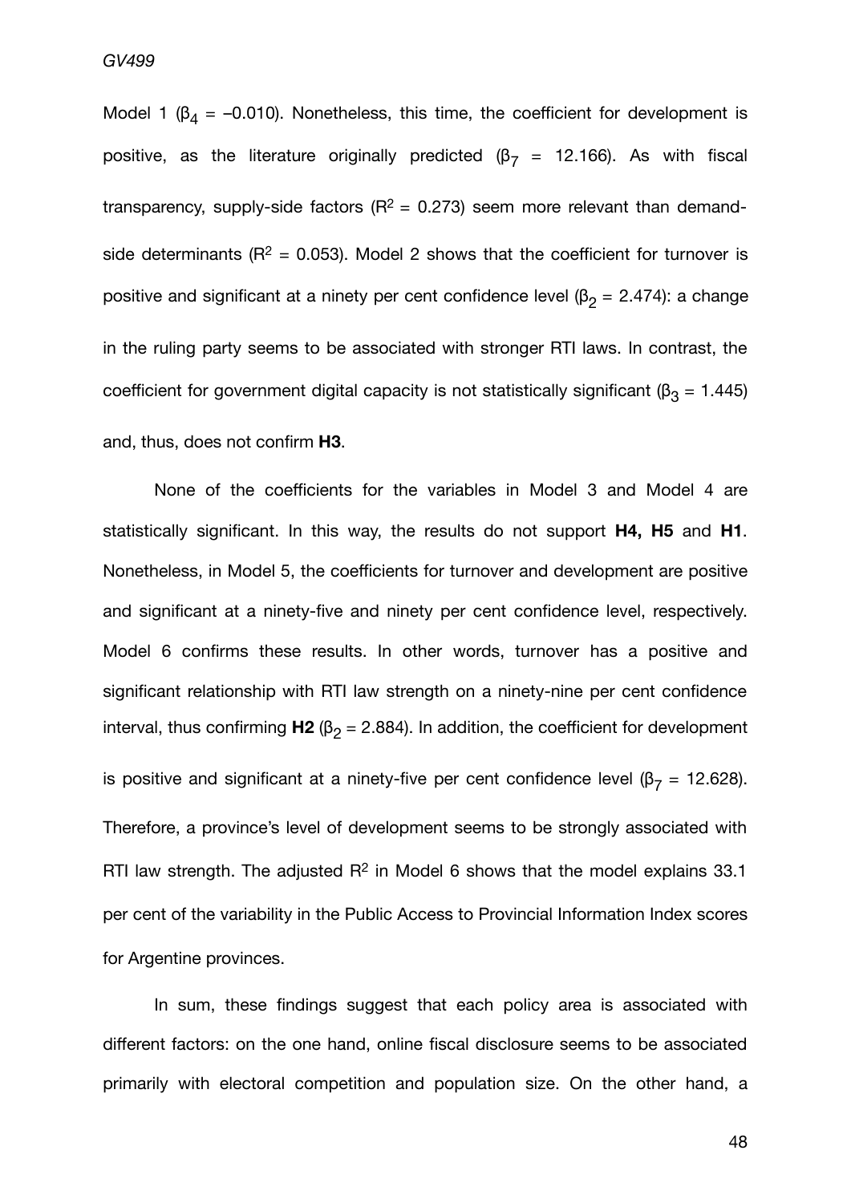Model 1 ($\beta_4$ = –0.010). Nonetheless, this time, the coefficient for development is positive, as the literature originally predicted ($\beta_7$ = 12.166). As with fiscal transparency, supply-side factors ($R^2$ = 0.273) seem more relevant than demand-side determinants ($R^2$ = 0.053). Model 2 shows that the coefficient for turnover is positive and significant at a ninety per cent confidence level ($\beta_2$ = 2.474): a change in the ruling party seems to be associated with stronger RTI laws. In contrast, the coefficient for government digital capacity is not statistically significant ($\beta_3$ = 1.445) and, thus, does not confirm **H3**.

None of the coefficients for the variables in Model 3 and Model 4 are statistically significant. In this way, the results do not support **H4, H5** and **H1**. Nonetheless, in Model 5, the coefficients for turnover and development are positive and significant at a ninety-five and ninety per cent confidence level, respectively. Model 6 confirms these results. In other words, turnover has a positive and significant relationship with RTI law strength on a ninety-nine per cent confidence interval, thus confirming **H2** ($\beta_2$ = 2.884). In addition, the coefficient for development is positive and significant at a ninety-five per cent confidence level ($\beta_7$ = 12.628). Therefore, a province's level of development seems to be strongly associated with RTI law strength. The adjusted $R^2$ in Model 6 shows that the model explains 33.1 per cent of the variability in the Public Access to Provincial Information Index scores for Argentine provinces.

In sum, these findings suggest that each policy area is associated with different factors: on the one hand, online fiscal disclosure seems to be associated primarily with electoral competition and population size. On the other hand, a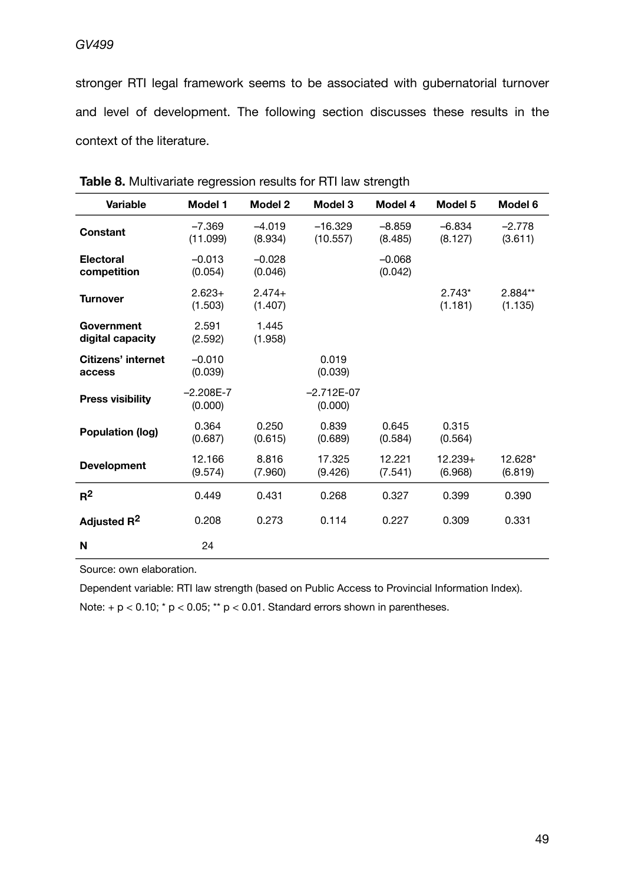stronger RTI legal framework seems to be associated with gubernatorial turnover and level of development. The following section discusses these results in the context of the literature.

**Table 8.** Multivariate regression results for RTI law strength

| Variable | Model 1 | Model 2 | Model 3 | Model 4 | Model 5 | Model 6 |
|---|---|---|---|---|---|---|
| **Constant** | –7.369 (11.099) | –4.019 (8.934) | –16.329 (10.557) | –8.859 (8.485) | –6.834 (8.127) | –2.778 (3.611) |
| **Electoral competition** | –0.013 (0.054) | –0.028 (0.046) | | –0.068 (0.042) | | |
| **Turnover** | 2.623+ (1.503) | 2.474+ (1.407) | | | 2.743* (1.181) | 2.884** (1.135) |
| **Government digital capacity** | 2.591 (2.592) | 1.445 (1.958) | | | | |
| **Citizens' internet access** | –0.010 (0.039) | | 0.019 (0.039) | | | |
| **Press visibility** | –2.208E-7 (0.000) | | –2.712E-07 (0.000) | | | |
| **Population (log)** | 0.364 (0.687) | 0.250 (0.615) | 0.839 (0.689) | 0.645 (0.584) | 0.315 (0.564) | |
| **Development** | 12.166 (9.574) | 8.816 (7.960) | 17.325 (9.426) | 12.221 (7.541) | 12.239+ (6.968) | 12.628* (6.819) |
| $R^2$ | 0.449 | 0.431 | 0.268 | 0.327 | 0.399 | 0.390 |
| **Adjusted $R^2$** | 0.208 | 0.273 | 0.114 | 0.227 | 0.309 | 0.331 |
| **N** | 24 | | | | | |

Source: own elaboration.

Dependent variable: RTI law strength (based on Public Access to Provincial Information Index).

Note: + $p < 0.10$; * $p < 0.05$; ** $p < 0.01$. Standard errors shown in parentheses.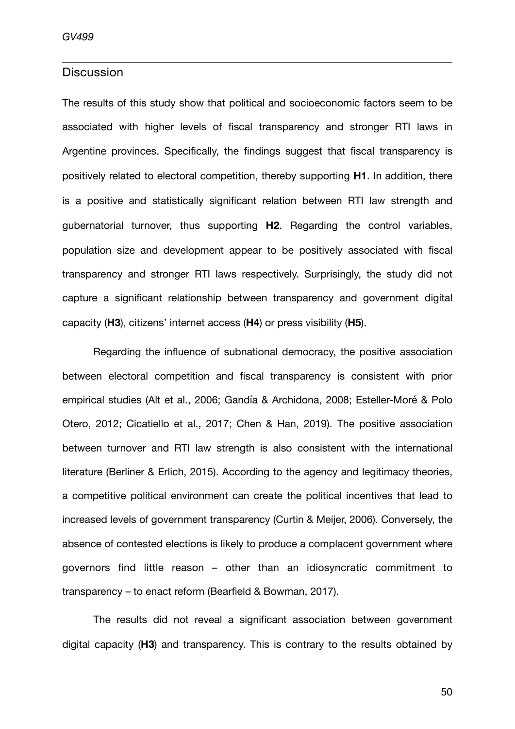## Discussion

The results of this study show that political and socioeconomic factors seem to be associated with higher levels of fiscal transparency and stronger RTI laws in Argentine provinces. Specifically, the findings suggest that fiscal transparency is positively related to electoral competition, thereby supporting **H1**. In addition, there is a positive and statistically significant relation between RTI law strength and gubernatorial turnover, thus supporting **H2**. Regarding the control variables, population size and development appear to be positively associated with fiscal transparency and stronger RTI laws respectively. Surprisingly, the study did not capture a significant relationship between transparency and government digital capacity (**H3**), citizens' internet access (**H4**) or press visibility (**H5**).

Regarding the influence of subnational democracy, the positive association between electoral competition and fiscal transparency is consistent with prior empirical studies (Alt et al., 2006; Gandía & Archidona, 2008; Esteller-Moré & Polo Otero, 2012; Cicatiello et al., 2017; Chen & Han, 2019). The positive association between turnover and RTI law strength is also consistent with the international literature (Berliner & Erlich, 2015). According to the agency and legitimacy theories, a competitive political environment can create the political incentives that lead to increased levels of government transparency (Curtin & Meijer, 2006). Conversely, the absence of contested elections is likely to produce a complacent government where governors find little reason – other than an idiosyncratic commitment to transparency – to enact reform (Bearfield & Bowman, 2017).

The results did not reveal a significant association between government digital capacity (**H3**) and transparency. This is contrary to the results obtained by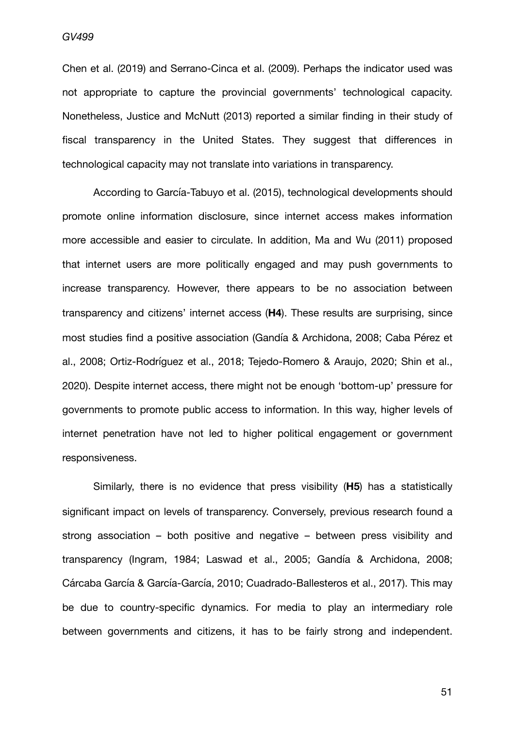Chen et al. (2019) and Serrano-Cinca et al. (2009). Perhaps the indicator used was not appropriate to capture the provincial governments' technological capacity. Nonetheless, Justice and McNutt (2013) reported a similar finding in their study of fiscal transparency in the United States. They suggest that differences in technological capacity may not translate into variations in transparency.

According to García-Tabuyo et al. (2015), technological developments should promote online information disclosure, since internet access makes information more accessible and easier to circulate. In addition, Ma and Wu (2011) proposed that internet users are more politically engaged and may push governments to increase transparency. However, there appears to be no association between transparency and citizens' internet access (**H4**). These results are surprising, since most studies find a positive association (Gandía & Archidona, 2008; Caba Pérez et al., 2008; Ortiz-Rodríguez et al., 2018; Tejedo-Romero & Araujo, 2020; Shin et al., 2020). Despite internet access, there might not be enough 'bottom-up' pressure for governments to promote public access to information. In this way, higher levels of internet penetration have not led to higher political engagement or government responsiveness.

Similarly, there is no evidence that press visibility (**H5**) has a statistically significant impact on levels of transparency. Conversely, previous research found a strong association – both positive and negative – between press visibility and transparency (Ingram, 1984; Laswad et al., 2005; Gandía & Archidona, 2008; Cárcaba García & García-García, 2010; Cuadrado-Ballesteros et al., 2017). This may be due to country-specific dynamics. For media to play an intermediary role between governments and citizens, it has to be fairly strong and independent.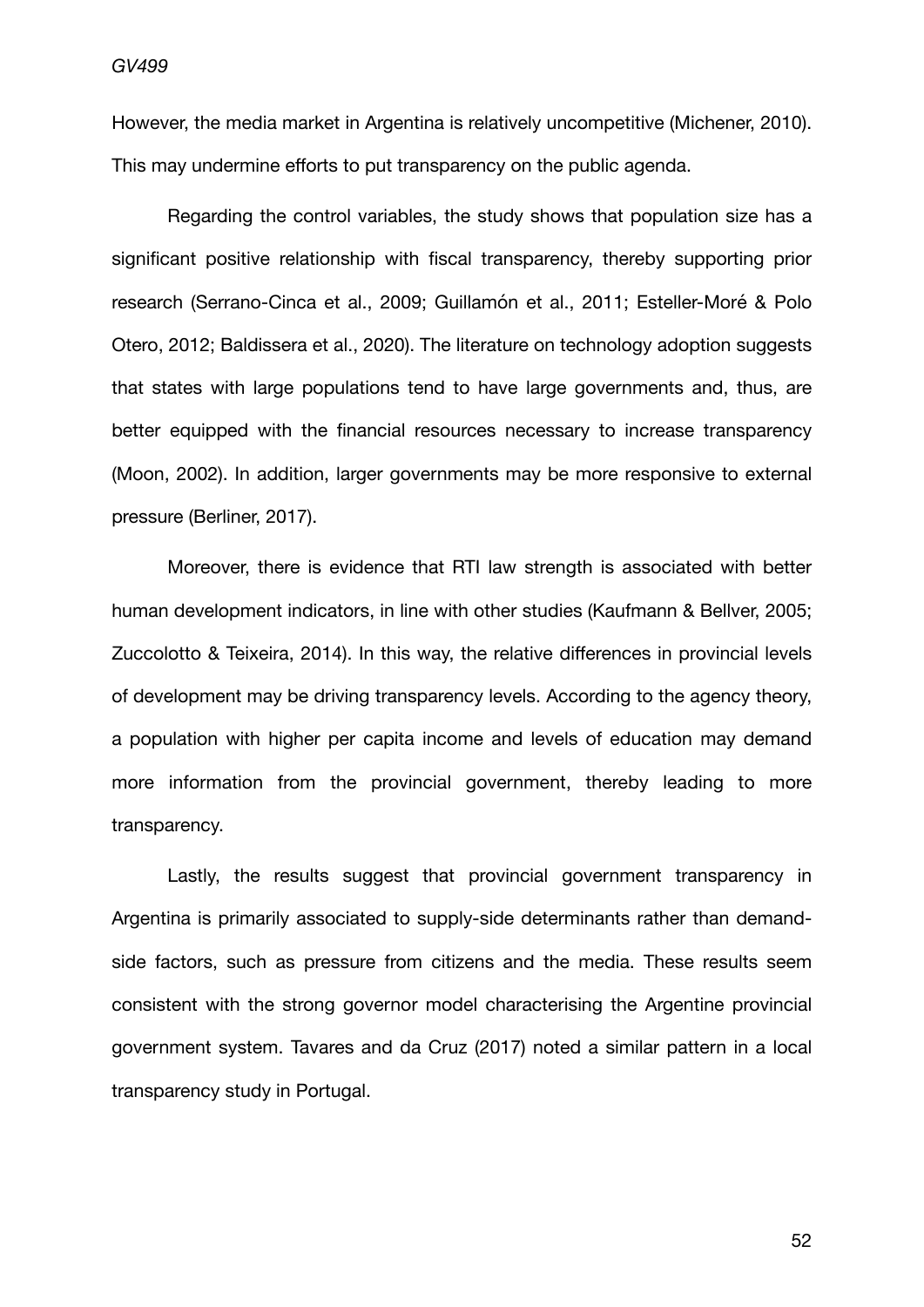However, the media market in Argentina is relatively uncompetitive (Michener, 2010). This may undermine efforts to put transparency on the public agenda.

Regarding the control variables, the study shows that population size has a significant positive relationship with fiscal transparency, thereby supporting prior research (Serrano-Cinca et al., 2009; Guillamón et al., 2011; Esteller-Moré & Polo Otero, 2012; Baldissera et al., 2020). The literature on technology adoption suggests that states with large populations tend to have large governments and, thus, are better equipped with the financial resources necessary to increase transparency (Moon, 2002). In addition, larger governments may be more responsive to external pressure (Berliner, 2017).

Moreover, there is evidence that RTI law strength is associated with better human development indicators, in line with other studies (Kaufmann & Bellver, 2005; Zuccolotto & Teixeira, 2014). In this way, the relative differences in provincial levels of development may be driving transparency levels. According to the agency theory, a population with higher per capita income and levels of education may demand more information from the provincial government, thereby leading to more transparency.

Lastly, the results suggest that provincial government transparency in Argentina is primarily associated to supply-side determinants rather than demand-side factors, such as pressure from citizens and the media. These results seem consistent with the strong governor model characterising the Argentine provincial government system. Tavares and da Cruz (2017) noted a similar pattern in a local transparency study in Portugal.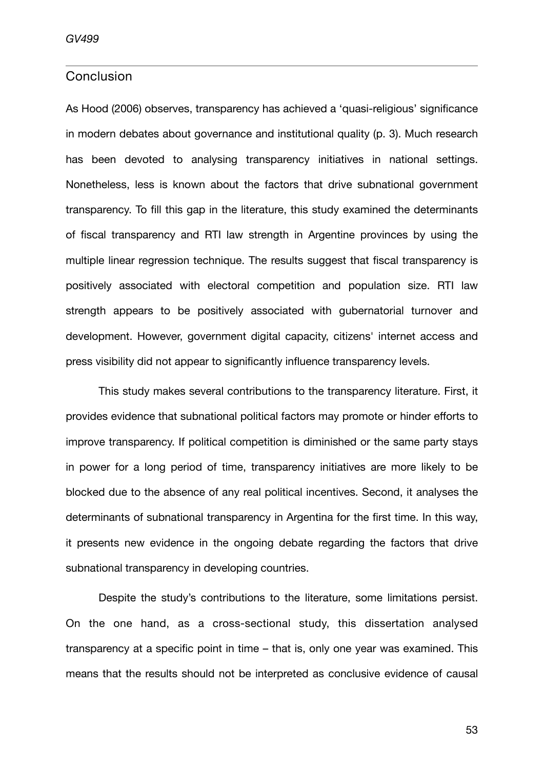# Conclusion

As Hood (2006) observes, transparency has achieved a 'quasi-religious' significance in modern debates about governance and institutional quality (p. 3). Much research has been devoted to analysing transparency initiatives in national settings. Nonetheless, less is known about the factors that drive subnational government transparency. To fill this gap in the literature, this study examined the determinants of fiscal transparency and RTI law strength in Argentine provinces by using the multiple linear regression technique. The results suggest that fiscal transparency is positively associated with electoral competition and population size. RTI law strength appears to be positively associated with gubernatorial turnover and development. However, government digital capacity, citizens' internet access and press visibility did not appear to significantly influence transparency levels.

This study makes several contributions to the transparency literature. First, it provides evidence that subnational political factors may promote or hinder efforts to improve transparency. If political competition is diminished or the same party stays in power for a long period of time, transparency initiatives are more likely to be blocked due to the absence of any real political incentives. Second, it analyses the determinants of subnational transparency in Argentina for the first time. In this way, it presents new evidence in the ongoing debate regarding the factors that drive subnational transparency in developing countries.

Despite the study's contributions to the literature, some limitations persist. On the one hand, as a cross-sectional study, this dissertation analysed transparency at a specific point in time – that is, only one year was examined. This means that the results should not be interpreted as conclusive evidence of causal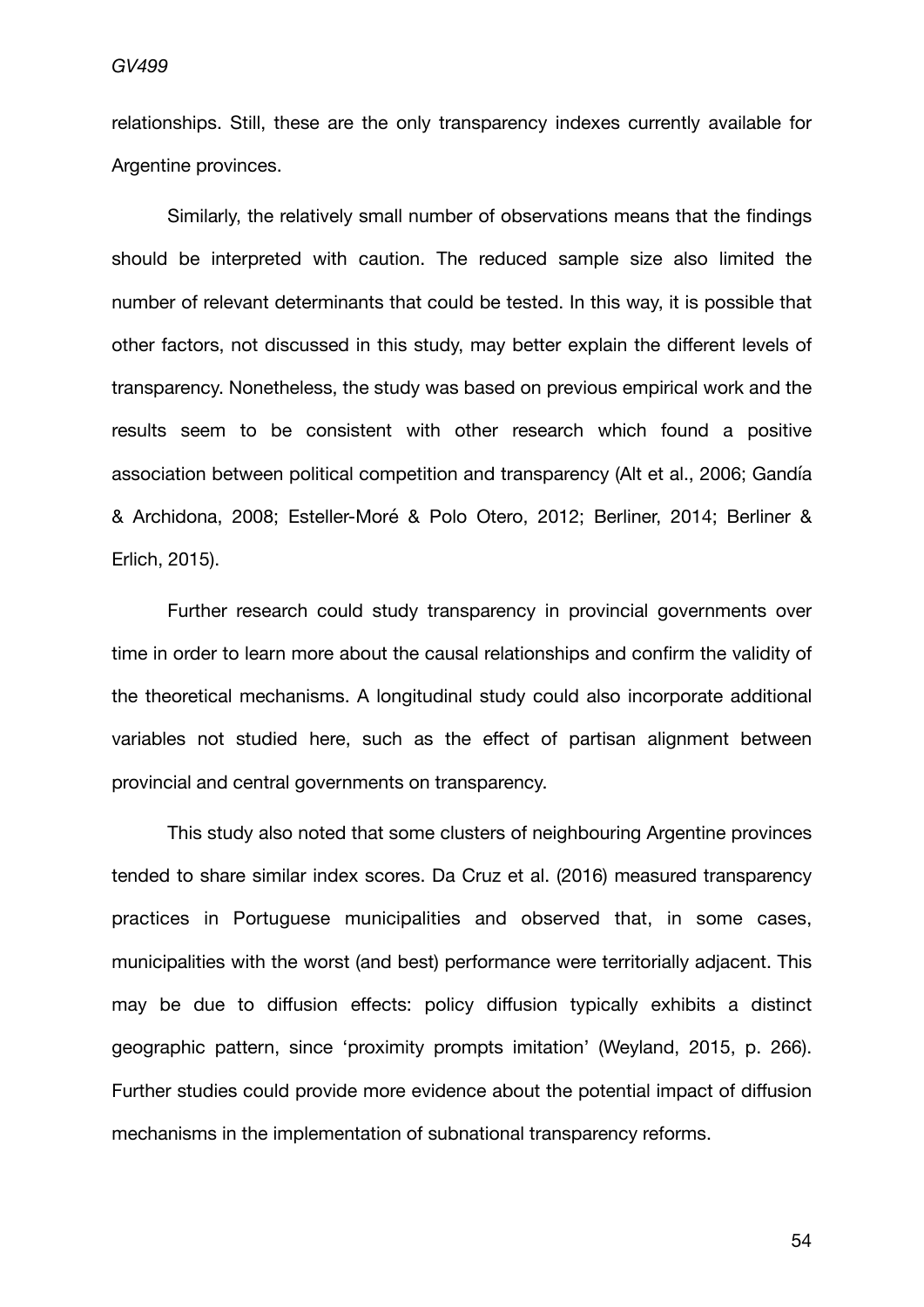relationships. Still, these are the only transparency indexes currently available for Argentine provinces.

Similarly, the relatively small number of observations means that the findings should be interpreted with caution. The reduced sample size also limited the number of relevant determinants that could be tested. In this way, it is possible that other factors, not discussed in this study, may better explain the different levels of transparency. Nonetheless, the study was based on previous empirical work and the results seem to be consistent with other research which found a positive association between political competition and transparency (Alt et al., 2006; Gandía & Archidona, 2008; Esteller-Moré & Polo Otero, 2012; Berliner, 2014; Berliner & Erlich, 2015).

Further research could study transparency in provincial governments over time in order to learn more about the causal relationships and confirm the validity of the theoretical mechanisms. A longitudinal study could also incorporate additional variables not studied here, such as the effect of partisan alignment between provincial and central governments on transparency.

This study also noted that some clusters of neighbouring Argentine provinces tended to share similar index scores. Da Cruz et al. (2016) measured transparency practices in Portuguese municipalities and observed that, in some cases, municipalities with the worst (and best) performance were territorially adjacent. This may be due to diffusion effects: policy diffusion typically exhibits a distinct geographic pattern, since 'proximity prompts imitation' (Weyland, 2015, p. 266). Further studies could provide more evidence about the potential impact of diffusion mechanisms in the implementation of subnational transparency reforms.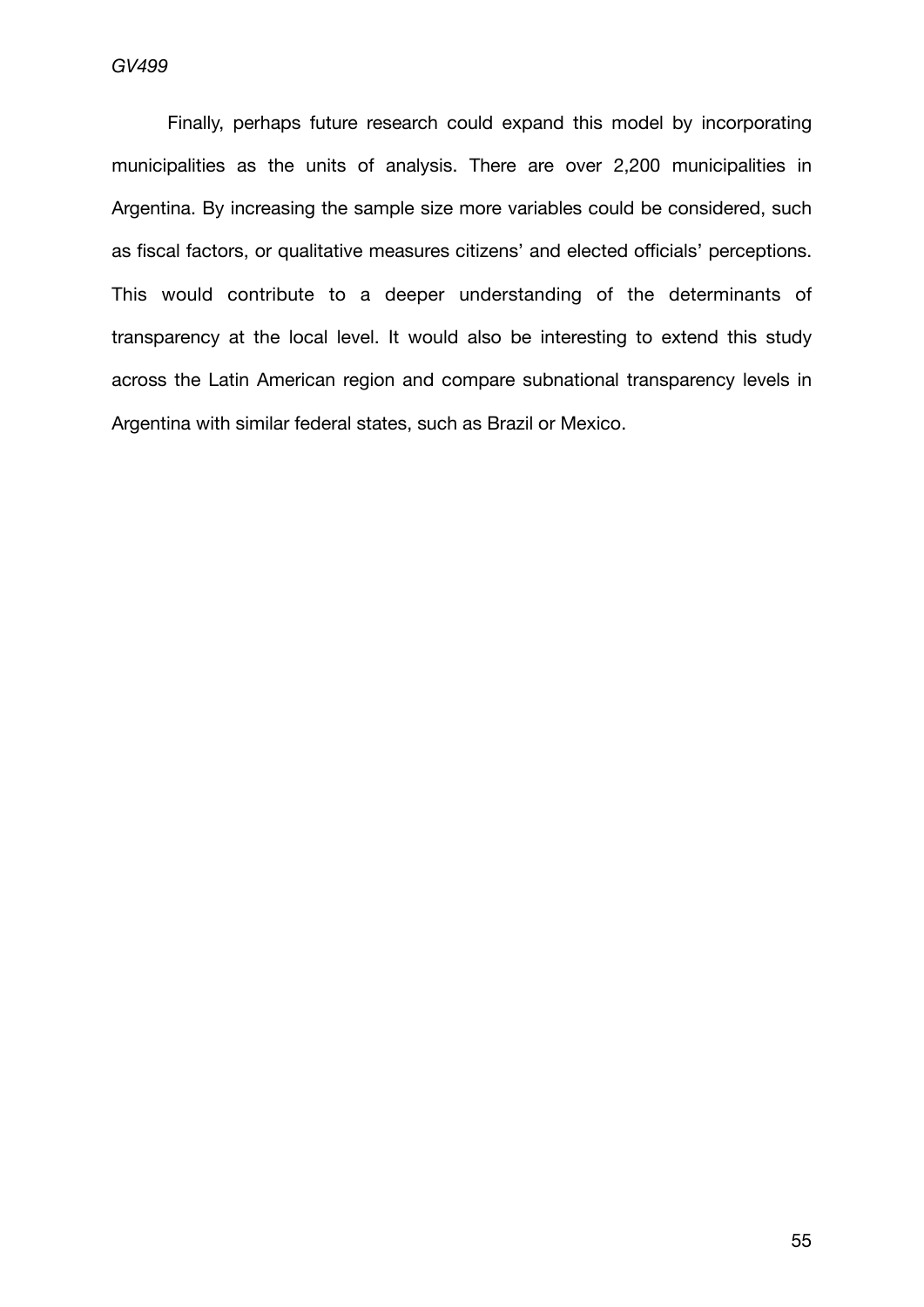Finally, perhaps future research could expand this model by incorporating municipalities as the units of analysis. There are over 2,200 municipalities in Argentina. By increasing the sample size more variables could be considered, such as fiscal factors, or qualitative measures citizens' and elected officials' perceptions. This would contribute to a deeper understanding of the determinants of transparency at the local level. It would also be interesting to extend this study across the Latin American region and compare subnational transparency levels in Argentina with similar federal states, such as Brazil or Mexico.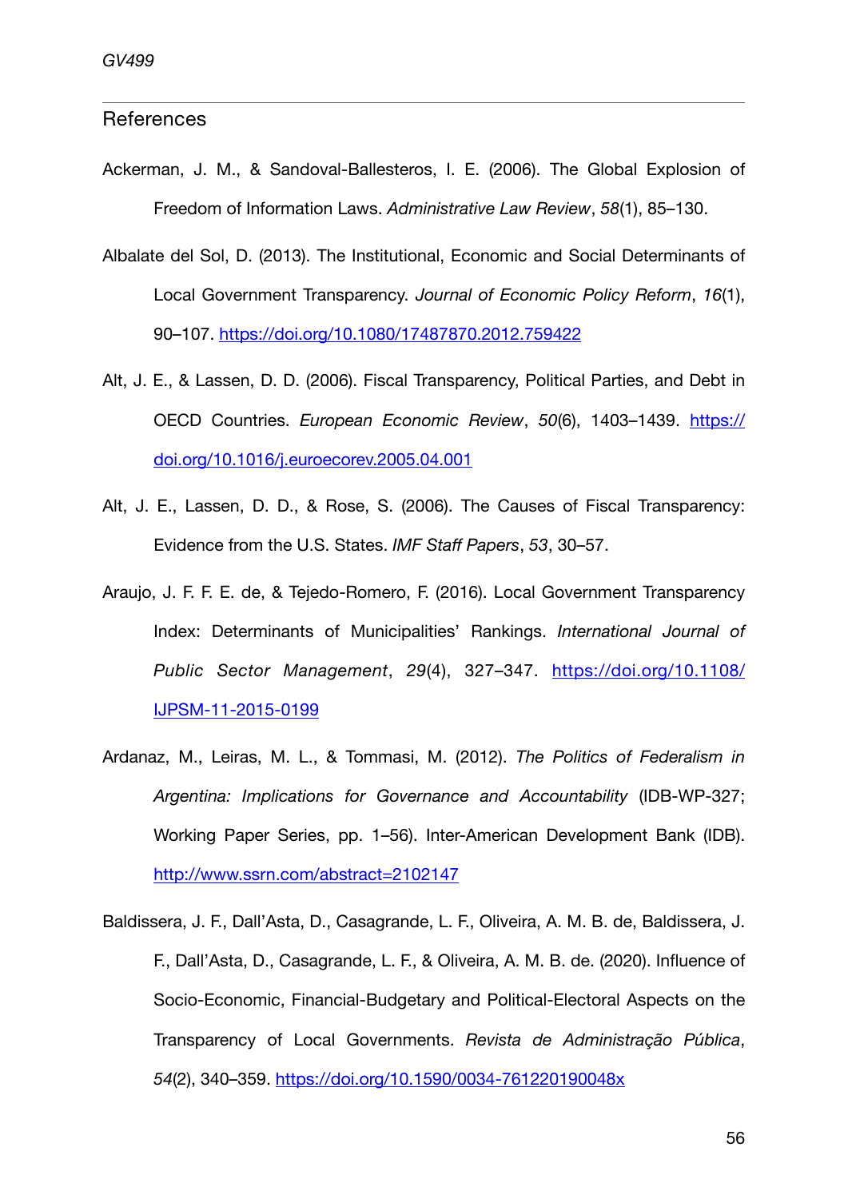## References

Ackerman, J. M., & Sandoval-Ballesteros, I. E. (2006). The Global Explosion of Freedom of Information Laws. *Administrative Law Review*, *58*(1), 85–130.

Albalate del Sol, D. (2013). The Institutional, Economic and Social Determinants of Local Government Transparency. *Journal of Economic Policy Reform*, *16*(1), 90–107. https://doi.org/10.1080/17487870.2012.759422

Alt, J. E., & Lassen, D. D. (2006). Fiscal Transparency, Political Parties, and Debt in OECD Countries. *European Economic Review*, *50*(6), 1403–1439. https://doi.org/10.1016/j.euroecorev.2005.04.001

Alt, J. E., Lassen, D. D., & Rose, S. (2006). The Causes of Fiscal Transparency: Evidence from the U.S. States. *IMF Staff Papers*, *53*, 30–57.

Araujo, J. F. F. E. de, & Tejedo-Romero, F. (2016). Local Government Transparency Index: Determinants of Municipalities' Rankings. *International Journal of Public Sector Management*, *29*(4), 327–347. https://doi.org/10.1108/IJPSM-11-2015-0199

Ardanaz, M., Leiras, M. L., & Tommasi, M. (2012). *The Politics of Federalism in Argentina: Implications for Governance and Accountability* (IDB-WP-327; Working Paper Series, pp. 1–56). Inter-American Development Bank (IDB). http://www.ssrn.com/abstract=2102147

Baldissera, J. F., Dall'Asta, D., Casagrande, L. F., Oliveira, A. M. B. de, Baldissera, J. F., Dall'Asta, D., Casagrande, L. F., & Oliveira, A. M. B. de. (2020). Influence of Socio-Economic, Financial-Budgetary and Political-Electoral Aspects on the Transparency of Local Governments. *Revista de Administração Pública*, *54*(2), 340–359. https://doi.org/10.1590/0034-761220190048x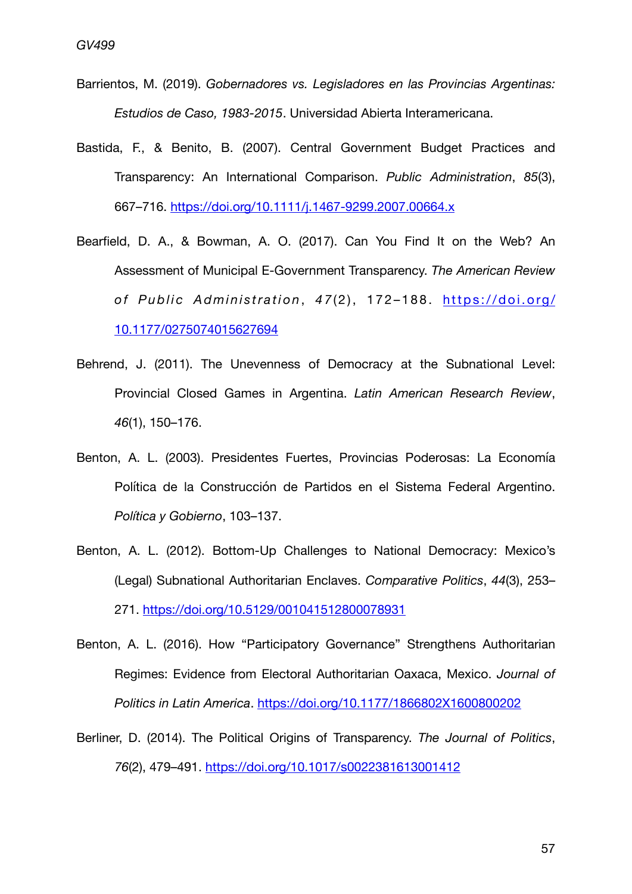Barrientos, M. (2019). *Gobernadores vs. Legisladores en las Provincias Argentinas: Estudios de Caso, 1983-2015*. Universidad Abierta Interamericana.

Bastida, F., & Benito, B. (2007). Central Government Budget Practices and Transparency: An International Comparison. *Public Administration*, *85*(3), 667–716. https://doi.org/10.1111/j.1467-9299.2007.00664.x

Bearfield, D. A., & Bowman, A. O. (2017). Can You Find It on the Web? An Assessment of Municipal E-Government Transparency. *The American Review of Public Administration*, *47*(2), 172–188. https://doi.org/10.1177/0275074015627694

Behrend, J. (2011). The Unevenness of Democracy at the Subnational Level: Provincial Closed Games in Argentina. *Latin American Research Review*, *46*(1), 150–176.

Benton, A. L. (2003). Presidentes Fuertes, Provincias Poderosas: La Economía Política de la Construcción de Partidos en el Sistema Federal Argentino. *Política y Gobierno*, 103–137.

Benton, A. L. (2012). Bottom-Up Challenges to National Democracy: Mexico's (Legal) Subnational Authoritarian Enclaves. *Comparative Politics*, *44*(3), 253–271. https://doi.org/10.5129/001041512800078931

Benton, A. L. (2016). How "Participatory Governance" Strengthens Authoritarian Regimes: Evidence from Electoral Authoritarian Oaxaca, Mexico. *Journal of Politics in Latin America*. https://doi.org/10.1177/1866802X1600800202

Berliner, D. (2014). The Political Origins of Transparency. *The Journal of Politics*, *76*(2), 479–491. https://doi.org/10.1017/s0022381613001412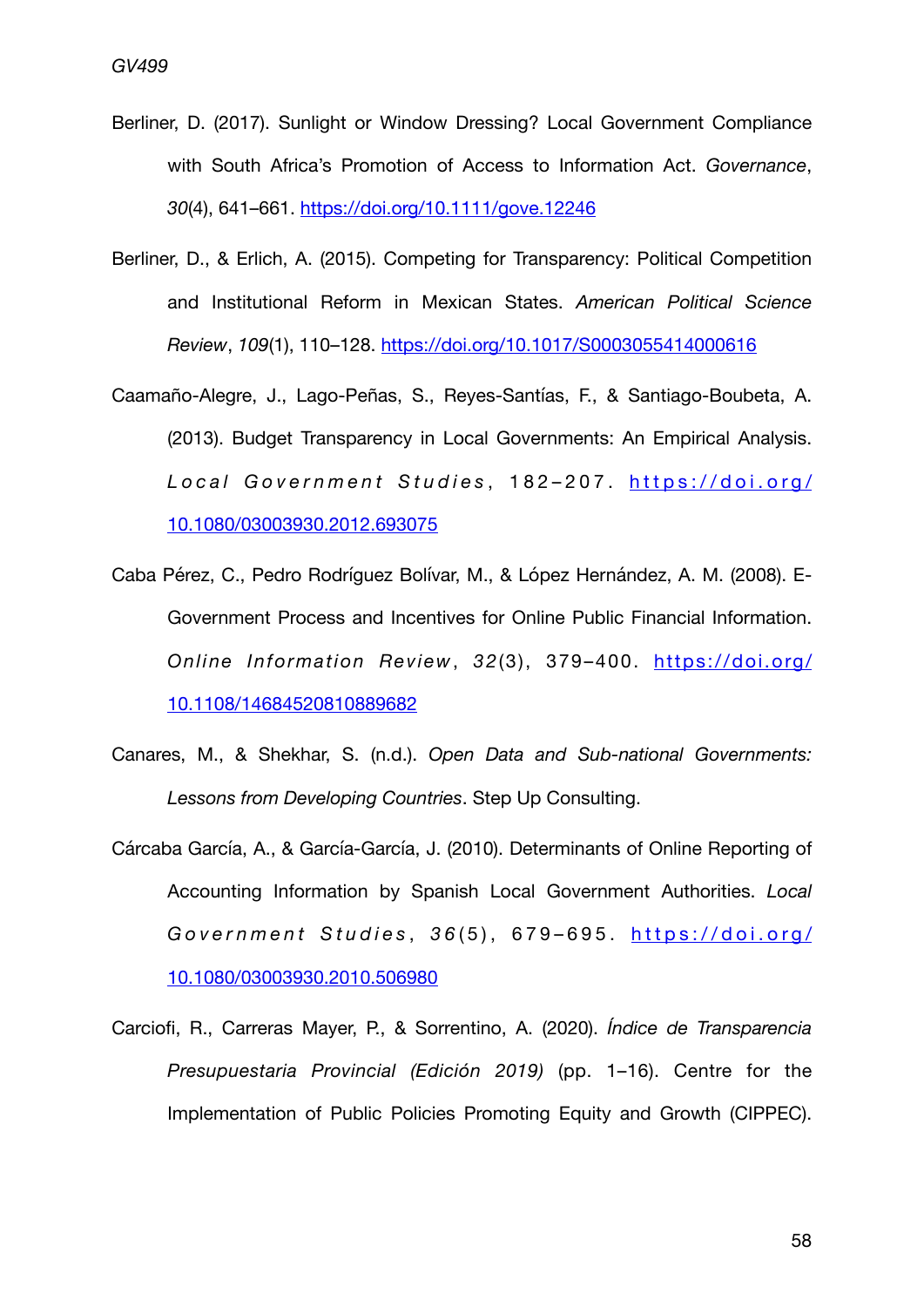Berliner, D. (2017). Sunlight or Window Dressing? Local Government Compliance with South Africa's Promotion of Access to Information Act. *Governance*, *30*(4), 641–661. https://doi.org/10.1111/gove.12246

Berliner, D., & Erlich, A. (2015). Competing for Transparency: Political Competition and Institutional Reform in Mexican States. *American Political Science Review*, *109*(1), 110–128. https://doi.org/10.1017/S0003055414000616

Caamaño-Alegre, J., Lago-Peñas, S., Reyes-Santías, F., & Santiago-Boubeta, A. (2013). Budget Transparency in Local Governments: An Empirical Analysis. *Local Government Studies*, 182–207. https://doi.org/10.1080/03003930.2012.693075

Caba Pérez, C., Pedro Rodríguez Bolívar, M., & López Hernández, A. M. (2008). E-Government Process and Incentives for Online Public Financial Information. *Online Information Review*, *32*(3), 379–400. https://doi.org/10.1108/14684520810889682

Canares, M., & Shekhar, S. (n.d.). *Open Data and Sub-national Governments: Lessons from Developing Countries*. Step Up Consulting.

Cárcaba García, A., & García-García, J. (2010). Determinants of Online Reporting of Accounting Information by Spanish Local Government Authorities. *Local Government Studies*, *36*(5), 679–695. https://doi.org/10.1080/03003930.2010.506980

Carciofi, R., Carreras Mayer, P., & Sorrentino, A. (2020). *Índice de Transparencia Presupuestaria Provincial (Edición 2019)* (pp. 1–16). Centre for the Implementation of Public Policies Promoting Equity and Growth (CIPPEC).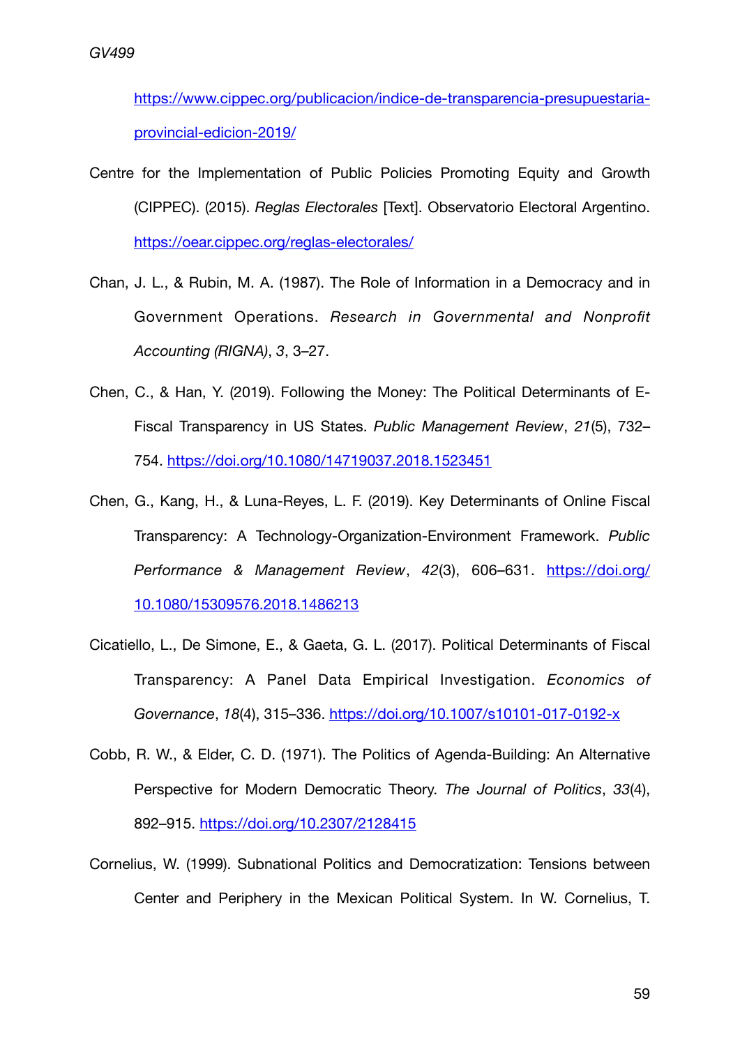https://www.cippec.org/publicacion/indice-de-transparencia-presupuestaria-provincial-edicion-2019/

Centre for the Implementation of Public Policies Promoting Equity and Growth (CIPPEC). (2015). *Reglas Electorales* [Text]. Observatorio Electoral Argentino. https://oear.cippec.org/reglas-electorales/

Chan, J. L., & Rubin, M. A. (1987). The Role of Information in a Democracy and in Government Operations. *Research in Governmental and Nonprofit Accounting (RIGNA)*, *3*, 3–27.

Chen, C., & Han, Y. (2019). Following the Money: The Political Determinants of E-Fiscal Transparency in US States. *Public Management Review*, *21*(5), 732–754. https://doi.org/10.1080/14719037.2018.1523451

Chen, G., Kang, H., & Luna-Reyes, L. F. (2019). Key Determinants of Online Fiscal Transparency: A Technology-Organization-Environment Framework. *Public Performance & Management Review*, *42*(3), 606–631. https://doi.org/10.1080/15309576.2018.1486213

Cicatiello, L., De Simone, E., & Gaeta, G. L. (2017). Political Determinants of Fiscal Transparency: A Panel Data Empirical Investigation. *Economics of Governance*, *18*(4), 315–336. https://doi.org/10.1007/s10101-017-0192-x

Cobb, R. W., & Elder, C. D. (1971). The Politics of Agenda-Building: An Alternative Perspective for Modern Democratic Theory. *The Journal of Politics*, *33*(4), 892–915. https://doi.org/10.2307/2128415

Cornelius, W. (1999). Subnational Politics and Democratization: Tensions between Center and Periphery in the Mexican Political System. In W. Cornelius, T.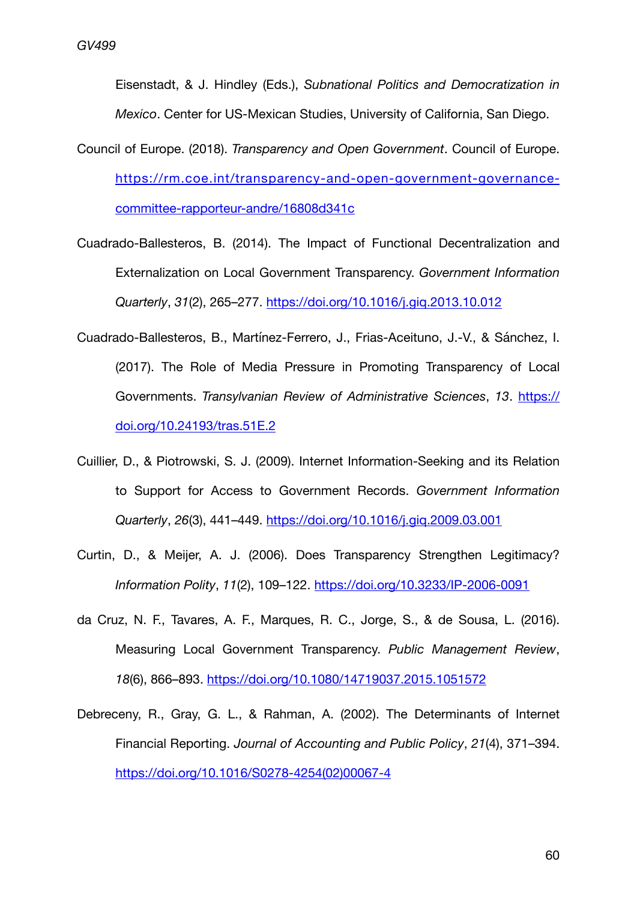Eisenstadt, & J. Hindley (Eds.), *Subnational Politics and Democratization in Mexico*. Center for US-Mexican Studies, University of California, San Diego.

Council of Europe. (2018). *Transparency and Open Government*. Council of Europe. [https://rm.coe.int/transparency-and-open-government-governance-committee-rapporteur-andre/16808d341c](https://rm.coe.int/transparency-and-open-government-governance-committee-rapporteur-andre/16808d341c)

Cuadrado-Ballesteros, B. (2014). The Impact of Functional Decentralization and Externalization on Local Government Transparency. *Government Information Quarterly*, *31*(2), 265–277. [https://doi.org/10.1016/j.giq.2013.10.012](https://doi.org/10.1016/j.giq.2013.10.012)

Cuadrado-Ballesteros, B., Martínez-Ferrero, J., Frias-Aceituno, J.-V., & Sánchez, I. (2017). The Role of Media Pressure in Promoting Transparency of Local Governments. *Transylvanian Review of Administrative Sciences*, *13*. [https://doi.org/10.24193/tras.51E.2](https://doi.org/10.24193/tras.51E.2)

Cuillier, D., & Piotrowski, S. J. (2009). Internet Information-Seeking and its Relation to Support for Access to Government Records. *Government Information Quarterly*, *26*(3), 441–449. [https://doi.org/10.1016/j.giq.2009.03.001](https://doi.org/10.1016/j.giq.2009.03.001)

Curtin, D., & Meijer, A. J. (2006). Does Transparency Strengthen Legitimacy? *Information Polity*, *11*(2), 109–122. [https://doi.org/10.3233/IP-2006-0091](https://doi.org/10.3233/IP-2006-0091)

da Cruz, N. F., Tavares, A. F., Marques, R. C., Jorge, S., & de Sousa, L. (2016). Measuring Local Government Transparency. *Public Management Review*, *18*(6), 866–893. [https://doi.org/10.1080/14719037.2015.1051572](https://doi.org/10.1080/14719037.2015.1051572)

Debreceny, R., Gray, G. L., & Rahman, A. (2002). The Determinants of Internet Financial Reporting. *Journal of Accounting and Public Policy*, *21*(4), 371–394. [https://doi.org/10.1016/S0278-4254(02)00067-4](https://doi.org/10.1016/S0278-4254(02)00067-4)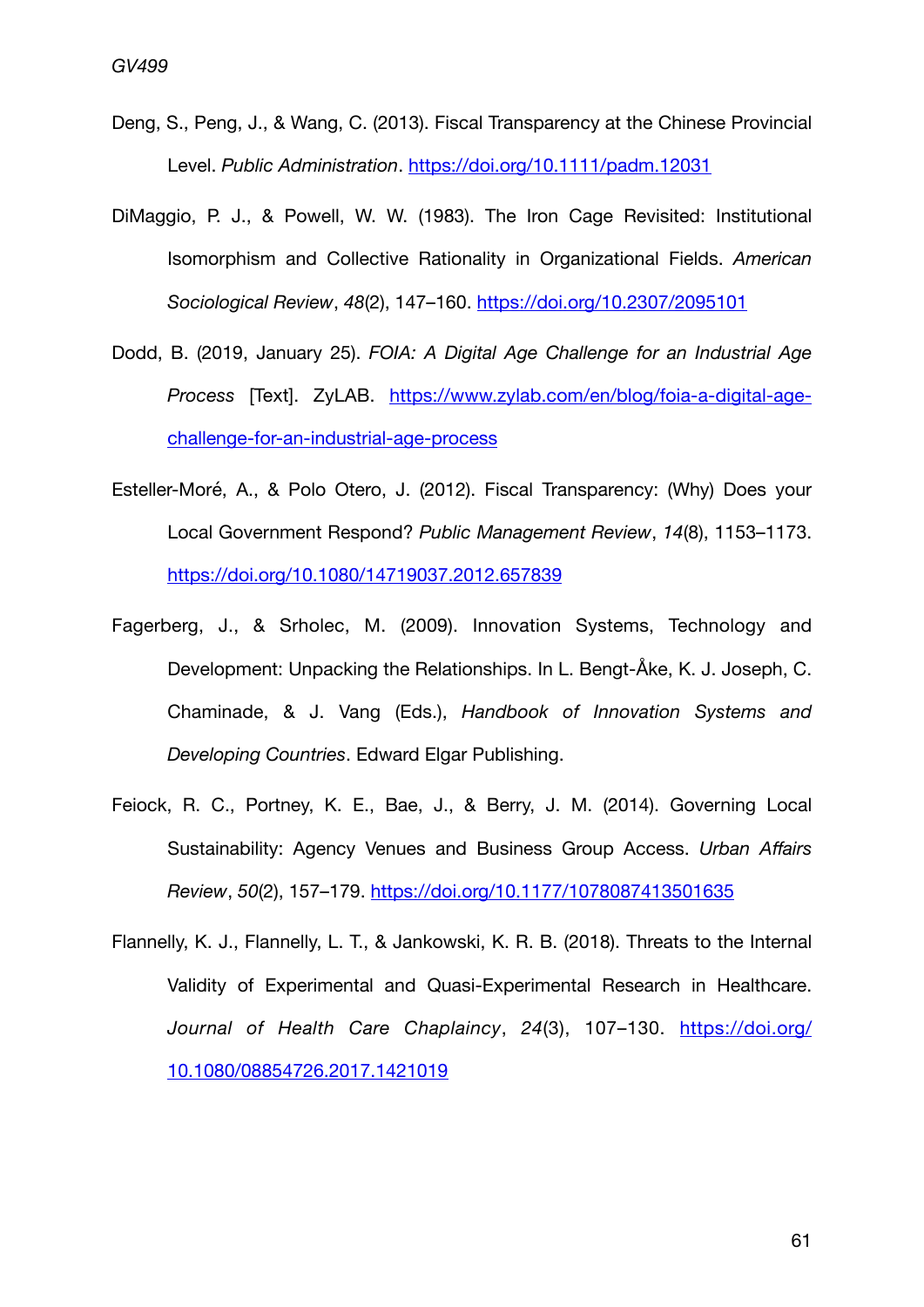Deng, S., Peng, J., & Wang, C. (2013). Fiscal Transparency at the Chinese Provincial Level. *Public Administration*. https://doi.org/10.1111/padm.12031

DiMaggio, P. J., & Powell, W. W. (1983). The Iron Cage Revisited: Institutional Isomorphism and Collective Rationality in Organizational Fields. *American Sociological Review*, *48*(2), 147–160. https://doi.org/10.2307/2095101

Dodd, B. (2019, January 25). *FOIA: A Digital Age Challenge for an Industrial Age Process* [Text]. ZyLAB. https://www.zylab.com/en/blog/foia-a-digital-age-challenge-for-an-industrial-age-process

Esteller-Moré, A., & Polo Otero, J. (2012). Fiscal Transparency: (Why) Does your Local Government Respond? *Public Management Review*, *14*(8), 1153–1173. https://doi.org/10.1080/14719037.2012.657839

Fagerberg, J., & Srholec, M. (2009). Innovation Systems, Technology and Development: Unpacking the Relationships. In L. Bengt-Åke, K. J. Joseph, C. Chaminade, & J. Vang (Eds.), *Handbook of Innovation Systems and Developing Countries*. Edward Elgar Publishing.

Feiock, R. C., Portney, K. E., Bae, J., & Berry, J. M. (2014). Governing Local Sustainability: Agency Venues and Business Group Access. *Urban Affairs Review*, *50*(2), 157–179. https://doi.org/10.1177/1078087413501635

Flannelly, K. J., Flannelly, L. T., & Jankowski, K. R. B. (2018). Threats to the Internal Validity of Experimental and Quasi-Experimental Research in Healthcare. *Journal of Health Care Chaplaincy*, *24*(3), 107–130. https://doi.org/10.1080/08854726.2017.1421019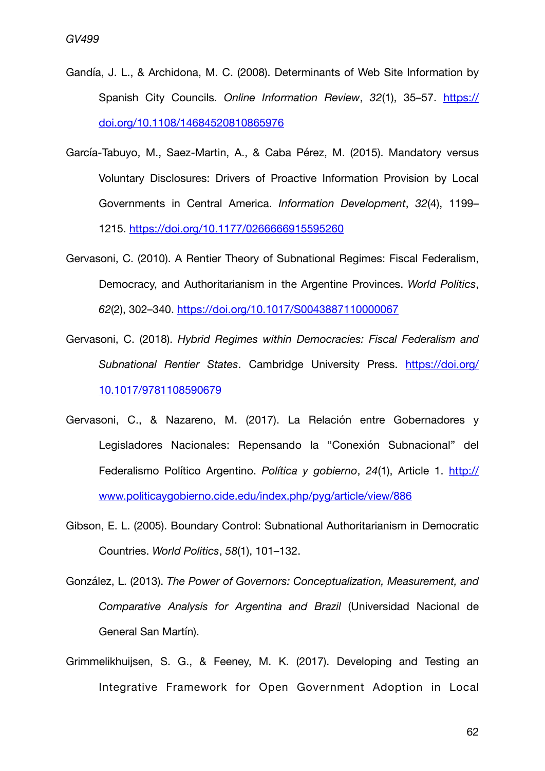Gandía, J. L., & Archidona, M. C. (2008). Determinants of Web Site Information by Spanish City Councils. *Online Information Review*, *32*(1), 35–57. https://doi.org/10.1108/14684520810865976

García-Tabuyo, M., Saez-Martin, A., & Caba Pérez, M. (2015). Mandatory versus Voluntary Disclosures: Drivers of Proactive Information Provision by Local Governments in Central America. *Information Development*, *32*(4), 1199–1215. https://doi.org/10.1177/0266666915595260

Gervasoni, C. (2010). A Rentier Theory of Subnational Regimes: Fiscal Federalism, Democracy, and Authoritarianism in the Argentine Provinces. *World Politics*, *62*(2), 302–340. https://doi.org/10.1017/S0043887110000067

Gervasoni, C. (2018). *Hybrid Regimes within Democracies: Fiscal Federalism and Subnational Rentier States*. Cambridge University Press. https://doi.org/10.1017/9781108590679

Gervasoni, C., & Nazareno, M. (2017). La Relación entre Gobernadores y Legisladores Nacionales: Repensando la "Conexión Subnacional" del Federalismo Político Argentino. *Política y gobierno*, *24*(1), Article 1. http://www.politicaygobierno.cide.edu/index.php/pyg/article/view/886

Gibson, E. L. (2005). Boundary Control: Subnational Authoritarianism in Democratic Countries. *World Politics*, *58*(1), 101–132.

González, L. (2013). *The Power of Governors: Conceptualization, Measurement, and Comparative Analysis for Argentina and Brazil* (Universidad Nacional de General San Martín).

Grimmelikhuijsen, S. G., & Feeney, M. K. (2017). Developing and Testing an Integrative Framework for Open Government Adoption in Local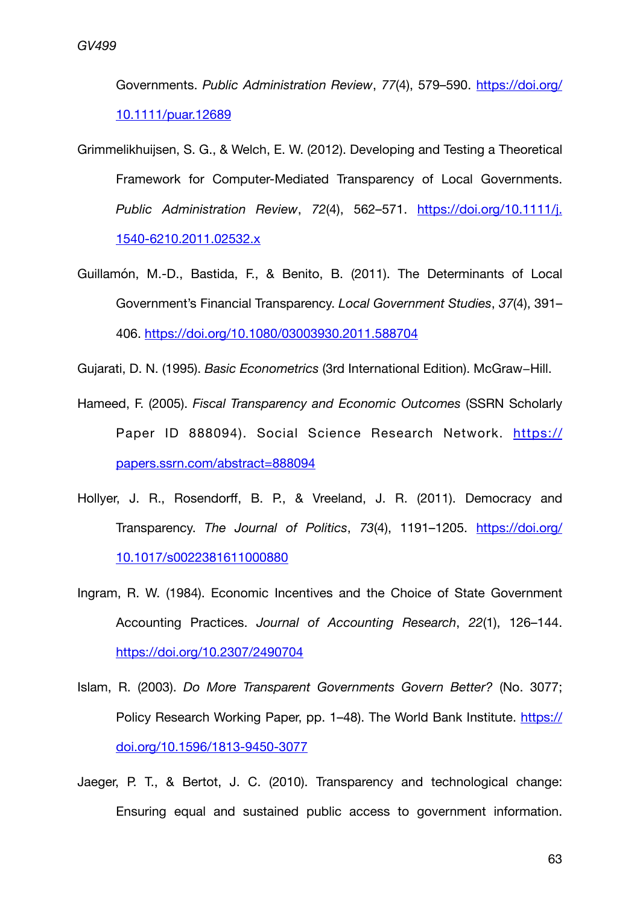Governments. *Public Administration Review*, *77*(4), 579–590. https://doi.org/10.1111/puar.12689

Grimmelikhuijsen, S. G., & Welch, E. W. (2012). Developing and Testing a Theoretical Framework for Computer-Mediated Transparency of Local Governments. *Public Administration Review*, *72*(4), 562–571. https://doi.org/10.1111/j.1540-6210.2011.02532.x

Guillamón, M.-D., Bastida, F., & Benito, B. (2011). The Determinants of Local Government's Financial Transparency. *Local Government Studies*, *37*(4), 391–406. https://doi.org/10.1080/03003930.2011.588704

Gujarati, D. N. (1995). *Basic Econometrics* (3rd International Edition). McGraw−Hill.

Hameed, F. (2005). *Fiscal Transparency and Economic Outcomes* (SSRN Scholarly Paper ID 888094). Social Science Research Network. https://papers.ssrn.com/abstract=888094

Hollyer, J. R., Rosendorff, B. P., & Vreeland, J. R. (2011). Democracy and Transparency. *The Journal of Politics*, *73*(4), 1191–1205. https://doi.org/10.1017/s0022381611000880

Ingram, R. W. (1984). Economic Incentives and the Choice of State Government Accounting Practices. *Journal of Accounting Research*, *22*(1), 126–144. https://doi.org/10.2307/2490704

Islam, R. (2003). *Do More Transparent Governments Govern Better?* (No. 3077; Policy Research Working Paper, pp. 1–48). The World Bank Institute. https://doi.org/10.1596/1813-9450-3077

Jaeger, P. T., & Bertot, J. C. (2010). Transparency and technological change: Ensuring equal and sustained public access to government information.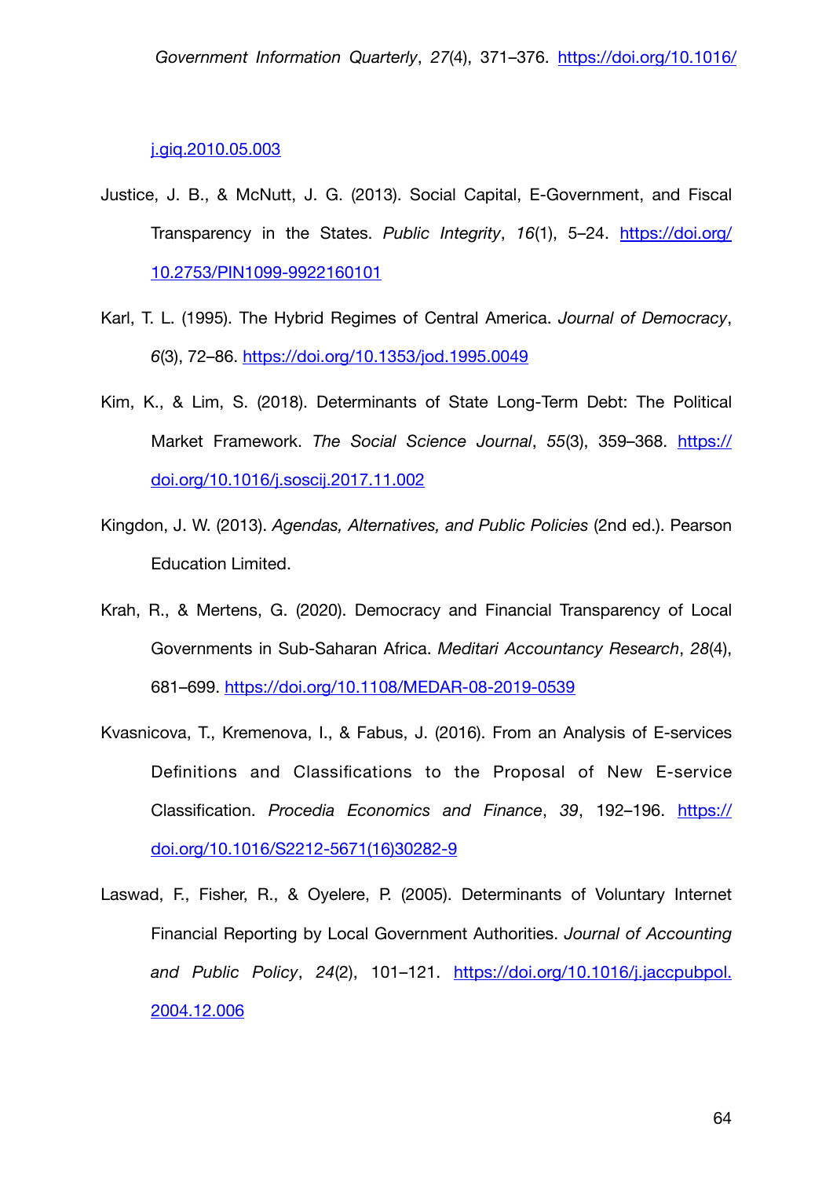*Government Information Quarterly*, *27*(4), 371–376. https://doi.org/10.1016/j.giq.2010.05.003

Justice, J. B., & McNutt, J. G. (2013). Social Capital, E-Government, and Fiscal Transparency in the States. *Public Integrity*, *16*(1), 5–24. https://doi.org/10.2753/PIN1099-9922160101

Karl, T. L. (1995). The Hybrid Regimes of Central America. *Journal of Democracy*, *6*(3), 72–86. https://doi.org/10.1353/jod.1995.0049

Kim, K., & Lim, S. (2018). Determinants of State Long-Term Debt: The Political Market Framework. *The Social Science Journal*, *55*(3), 359–368. https://doi.org/10.1016/j.soscij.2017.11.002

Kingdon, J. W. (2013). *Agendas, Alternatives, and Public Policies* (2nd ed.). Pearson Education Limited.

Krah, R., & Mertens, G. (2020). Democracy and Financial Transparency of Local Governments in Sub-Saharan Africa. *Meditari Accountancy Research*, *28*(4), 681–699. https://doi.org/10.1108/MEDAR-08-2019-0539

Kvasnicova, T., Kremenova, I., & Fabus, J. (2016). From an Analysis of E-services Definitions and Classifications to the Proposal of New E-service Classification. *Procedia Economics and Finance*, *39*, 192–196. https://doi.org/10.1016/S2212-5671(16)30282-9

Laswad, F., Fisher, R., & Oyelere, P. (2005). Determinants of Voluntary Internet Financial Reporting by Local Government Authorities. *Journal of Accounting and Public Policy*, *24*(2), 101–121. https://doi.org/10.1016/j.jaccpubpol.2004.12.006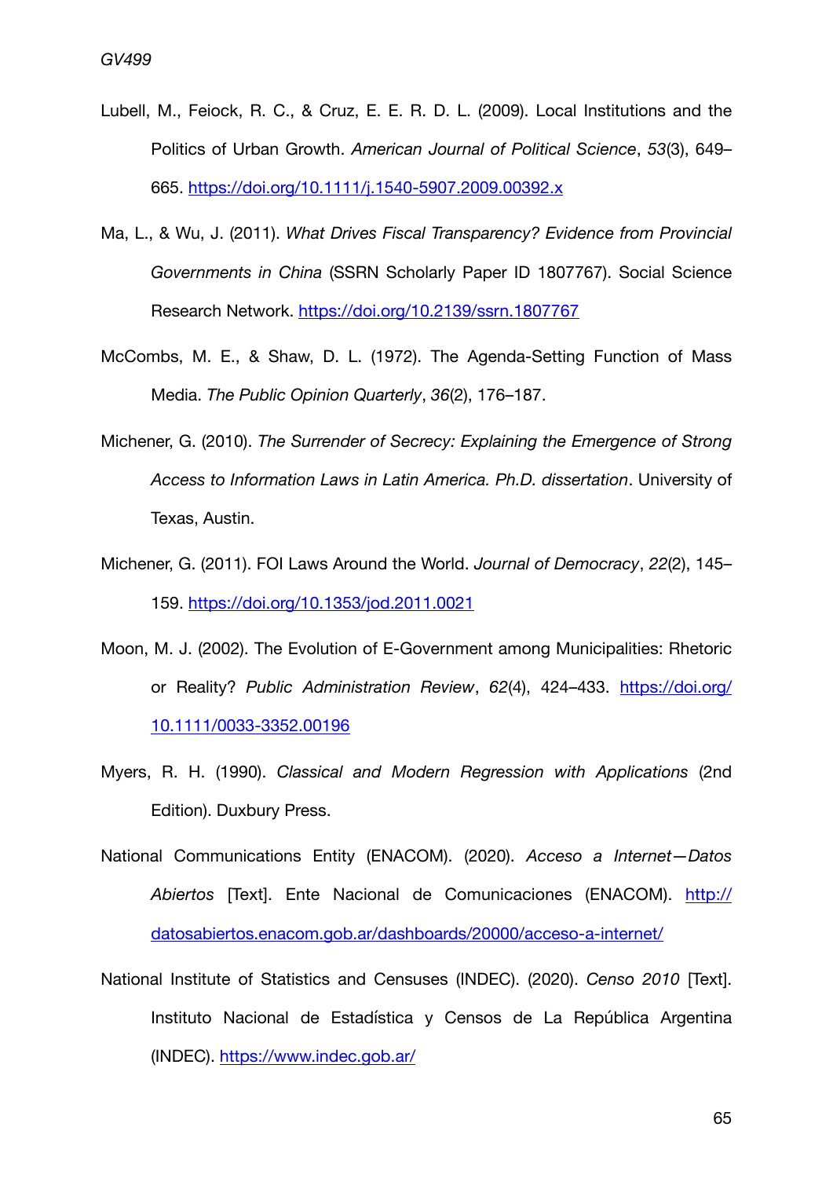Lubell, M., Feiock, R. C., & Cruz, E. E. R. D. L. (2009). Local Institutions and the Politics of Urban Growth. *American Journal of Political Science*, *53*(3), 649–665. https://doi.org/10.1111/j.1540-5907.2009.00392.x

Ma, L., & Wu, J. (2011). *What Drives Fiscal Transparency? Evidence from Provincial Governments in China* (SSRN Scholarly Paper ID 1807767). Social Science Research Network. https://doi.org/10.2139/ssrn.1807767

McCombs, M. E., & Shaw, D. L. (1972). The Agenda-Setting Function of Mass Media. *The Public Opinion Quarterly*, *36*(2), 176–187.

Michener, G. (2010). *The Surrender of Secrecy: Explaining the Emergence of Strong Access to Information Laws in Latin America. Ph.D. dissertation*. University of Texas, Austin.

Michener, G. (2011). FOI Laws Around the World. *Journal of Democracy*, *22*(2), 145–159. https://doi.org/10.1353/jod.2011.0021

Moon, M. J. (2002). The Evolution of E-Government among Municipalities: Rhetoric or Reality? *Public Administration Review*, *62*(4), 424–433. https://doi.org/10.1111/0033-3352.00196

Myers, R. H. (1990). *Classical and Modern Regression with Applications* (2nd Edition). Duxbury Press.

National Communications Entity (ENACOM). (2020). *Acceso a Internet—Datos Abiertos* [Text]. Ente Nacional de Comunicaciones (ENACOM). http://datosabiertos.enacom.gob.ar/dashboards/20000/acceso-a-internet/

National Institute of Statistics and Censuses (INDEC). (2020). *Censo 2010* [Text]. Instituto Nacional de Estadística y Censos de La República Argentina (INDEC). https://www.indec.gob.ar/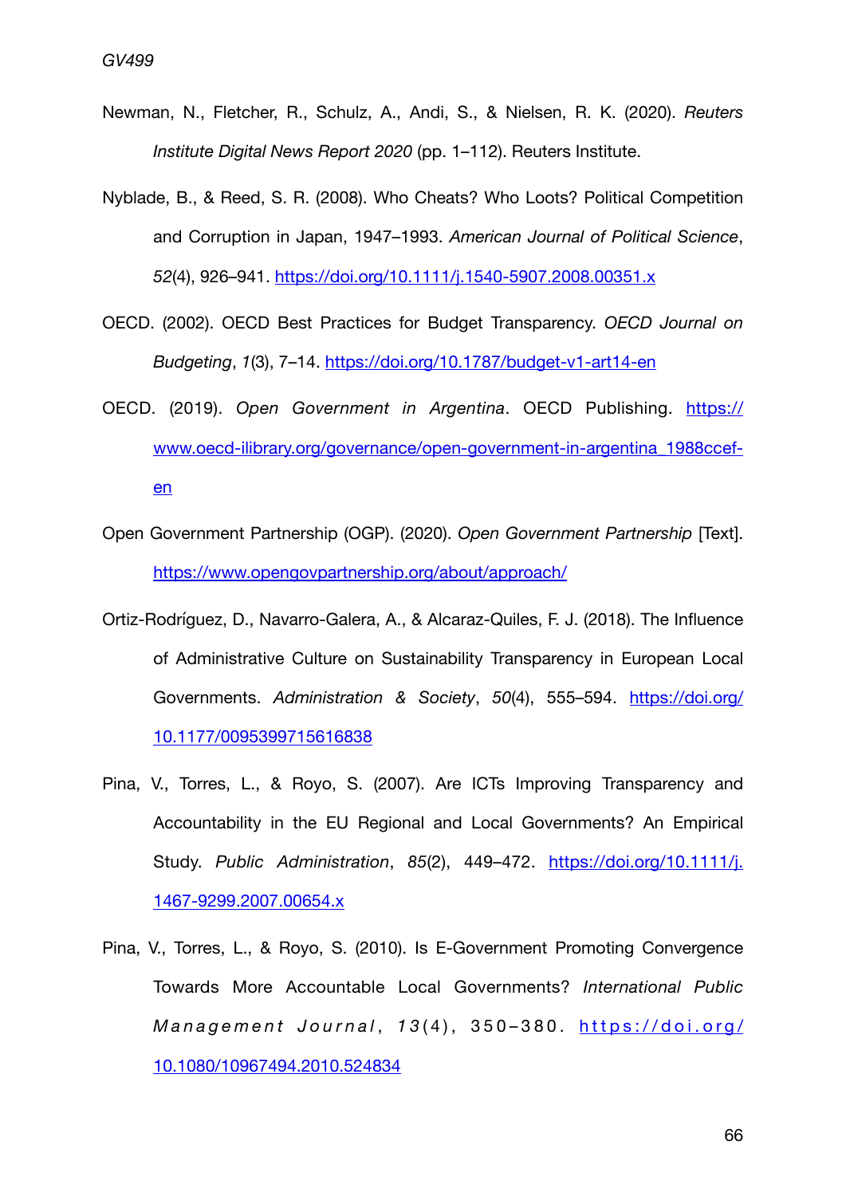Newman, N., Fletcher, R., Schulz, A., Andi, S., & Nielsen, R. K. (2020). *Reuters Institute Digital News Report 2020* (pp. 1–112). Reuters Institute.

Nyblade, B., & Reed, S. R. (2008). Who Cheats? Who Loots? Political Competition and Corruption in Japan, 1947–1993. *American Journal of Political Science*, *52*(4), 926–941. https://doi.org/10.1111/j.1540-5907.2008.00351.x

OECD. (2002). OECD Best Practices for Budget Transparency. *OECD Journal on Budgeting*, *1*(3), 7–14. https://doi.org/10.1787/budget-v1-art14-en

OECD. (2019). *Open Government in Argentina*. OECD Publishing. https://www.oecd-ilibrary.org/governance/open-government-in-argentina_1988ccef-en

Open Government Partnership (OGP). (2020). *Open Government Partnership* [Text]. https://www.opengovpartnership.org/about/approach/

Ortiz-Rodríguez, D., Navarro-Galera, A., & Alcaraz-Quiles, F. J. (2018). The Influence of Administrative Culture on Sustainability Transparency in European Local Governments. *Administration & Society*, *50*(4), 555–594. https://doi.org/10.1177/0095399715616838

Pina, V., Torres, L., & Royo, S. (2007). Are ICTs Improving Transparency and Accountability in the EU Regional and Local Governments? An Empirical Study. *Public Administration*, *85*(2), 449–472. https://doi.org/10.1111/j.1467-9299.2007.00654.x

Pina, V., Torres, L., & Royo, S. (2010). Is E-Government Promoting Convergence Towards More Accountable Local Governments? *International Public Management Journal*, *13*(4), 350–380. https://doi.org/10.1080/10967494.2010.524834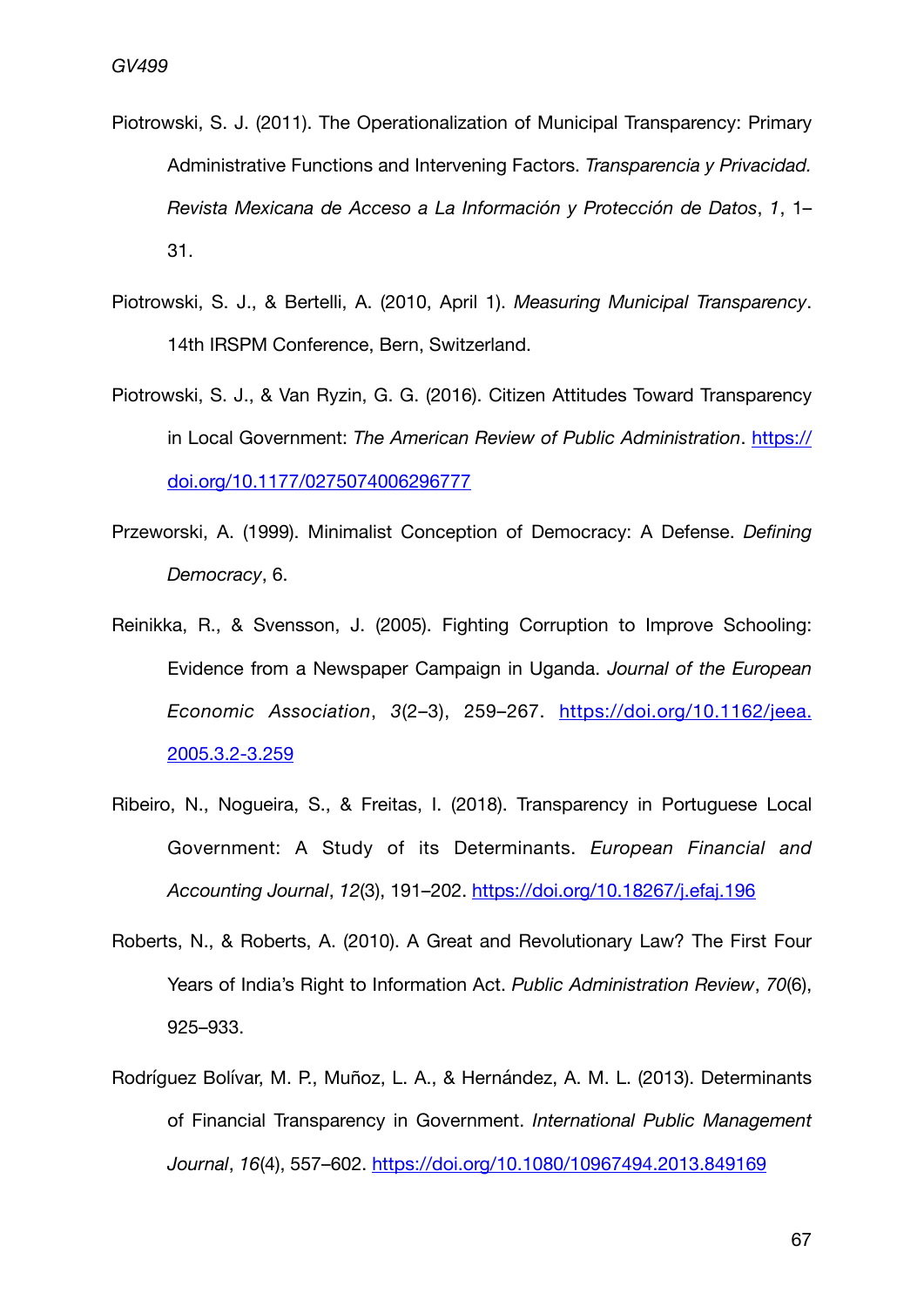Piotrowski, S. J. (2011). The Operationalization of Municipal Transparency: Primary Administrative Functions and Intervening Factors. *Transparencia y Privacidad. Revista Mexicana de Acceso a La Información y Protección de Datos*, *1*, 1–31.

Piotrowski, S. J., & Bertelli, A. (2010, April 1). *Measuring Municipal Transparency*. 14th IRSPM Conference, Bern, Switzerland.

Piotrowski, S. J., & Van Ryzin, G. G. (2016). Citizen Attitudes Toward Transparency in Local Government: *The American Review of Public Administration*. https://doi.org/10.1177/0275074006296777

Przeworski, A. (1999). Minimalist Conception of Democracy: A Defense. *Defining Democracy*, 6.

Reinikka, R., & Svensson, J. (2005). Fighting Corruption to Improve Schooling: Evidence from a Newspaper Campaign in Uganda. *Journal of the European Economic Association*, *3*(2–3), 259–267. https://doi.org/10.1162/jeea.2005.3.2-3.259

Ribeiro, N., Nogueira, S., & Freitas, I. (2018). Transparency in Portuguese Local Government: A Study of its Determinants. *European Financial and Accounting Journal*, *12*(3), 191–202. https://doi.org/10.18267/j.efaj.196

Roberts, N., & Roberts, A. (2010). A Great and Revolutionary Law? The First Four Years of India's Right to Information Act. *Public Administration Review*, *70*(6), 925–933.

Rodríguez Bolívar, M. P., Muñoz, L. A., & Hernández, A. M. L. (2013). Determinants of Financial Transparency in Government. *International Public Management Journal*, *16*(4), 557–602. https://doi.org/10.1080/10967494.2013.849169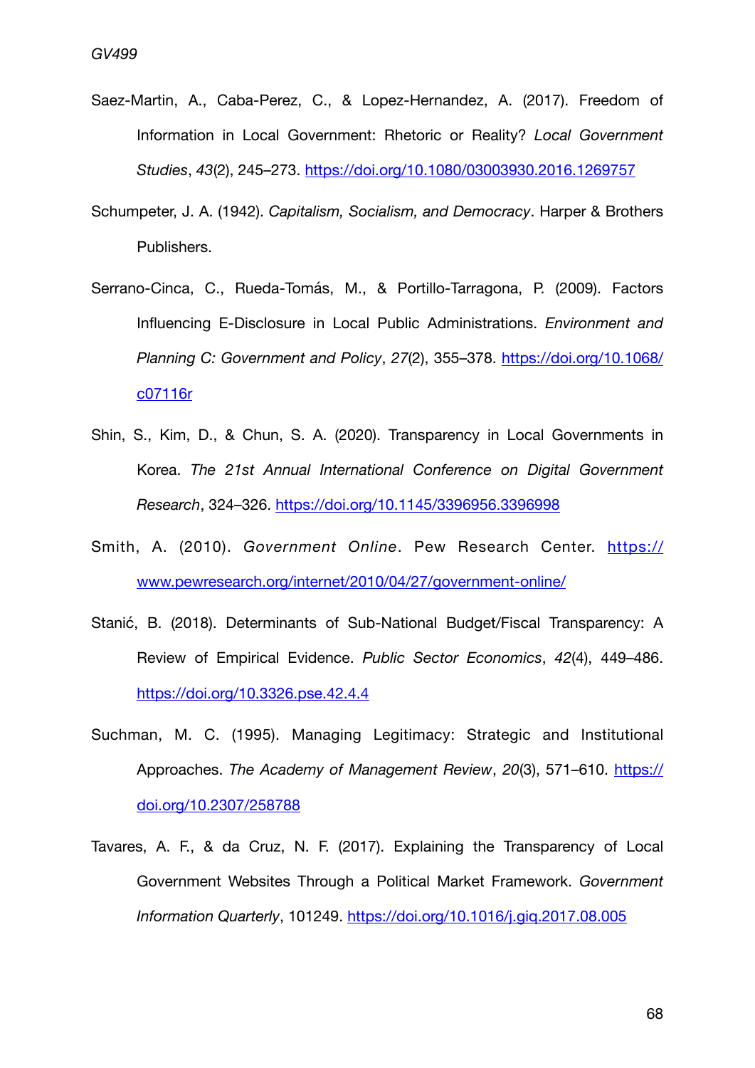Saez-Martin, A., Caba-Perez, C., & Lopez-Hernandez, A. (2017). Freedom of Information in Local Government: Rhetoric or Reality? *Local Government Studies*, *43*(2), 245–273. https://doi.org/10.1080/03003930.2016.1269757

Schumpeter, J. A. (1942). *Capitalism, Socialism, and Democracy*. Harper & Brothers Publishers.

Serrano-Cinca, C., Rueda-Tomás, M., & Portillo-Tarragona, P. (2009). Factors Influencing E-Disclosure in Local Public Administrations. *Environment and Planning C: Government and Policy*, *27*(2), 355–378. https://doi.org/10.1068/c07116r

Shin, S., Kim, D., & Chun, S. A. (2020). Transparency in Local Governments in Korea. *The 21st Annual International Conference on Digital Government Research*, 324–326. https://doi.org/10.1145/3396956.3396998

Smith, A. (2010). *Government Online*. Pew Research Center. https://www.pewresearch.org/internet/2010/04/27/government-online/

Stanić, B. (2018). Determinants of Sub-National Budget/Fiscal Transparency: A Review of Empirical Evidence. *Public Sector Economics*, *42*(4), 449–486. https://doi.org/10.3326.pse.42.4.4

Suchman, M. C. (1995). Managing Legitimacy: Strategic and Institutional Approaches. *The Academy of Management Review*, *20*(3), 571–610. https://doi.org/10.2307/258788

Tavares, A. F., & da Cruz, N. F. (2017). Explaining the Transparency of Local Government Websites Through a Political Market Framework. *Government Information Quarterly*, 101249. https://doi.org/10.1016/j.giq.2017.08.005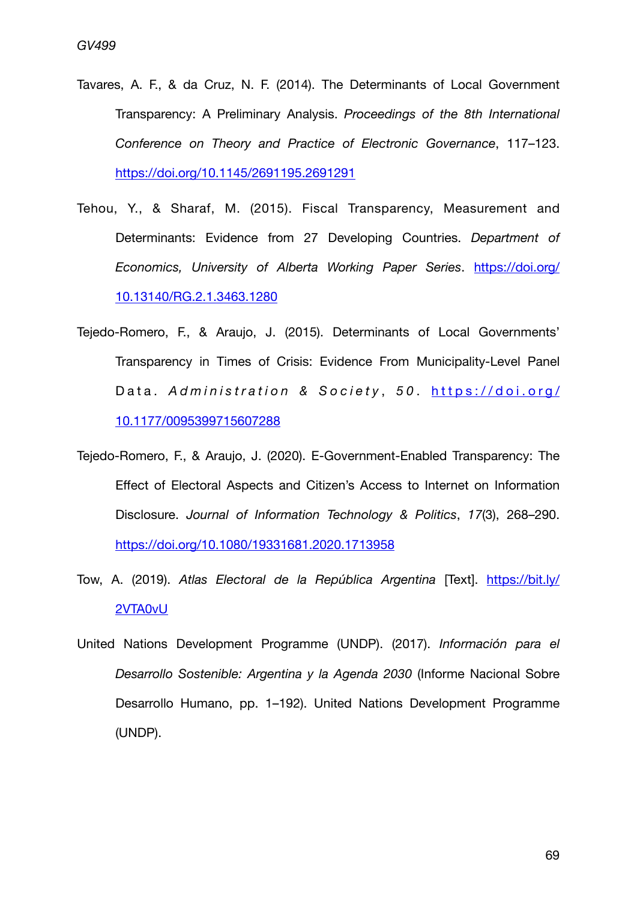Tavares, A. F., & da Cruz, N. F. (2014). The Determinants of Local Government Transparency: A Preliminary Analysis. *Proceedings of the 8th International Conference on Theory and Practice of Electronic Governance*, 117–123. https://doi.org/10.1145/2691195.2691291

Tehou, Y., & Sharaf, M. (2015). Fiscal Transparency, Measurement and Determinants: Evidence from 27 Developing Countries. *Department of Economics, University of Alberta Working Paper Series*. https://doi.org/10.13140/RG.2.1.3463.1280

Tejedo-Romero, F., & Araujo, J. (2015). Determinants of Local Governments' Transparency in Times of Crisis: Evidence From Municipality-Level Panel Data. *Administration & Society*, *50*. https://doi.org/10.1177/0095399715607288

Tejedo-Romero, F., & Araujo, J. (2020). E-Government-Enabled Transparency: The Effect of Electoral Aspects and Citizen's Access to Internet on Information Disclosure. *Journal of Information Technology & Politics*, *17*(3), 268–290. https://doi.org/10.1080/19331681.2020.1713958

Tow, A. (2019). *Atlas Electoral de la República Argentina* [Text]. https://bit.ly/2VTA0vU

United Nations Development Programme (UNDP). (2017). *Información para el Desarrollo Sostenible: Argentina y la Agenda 2030* (Informe Nacional Sobre Desarrollo Humano, pp. 1–192). United Nations Development Programme (UNDP).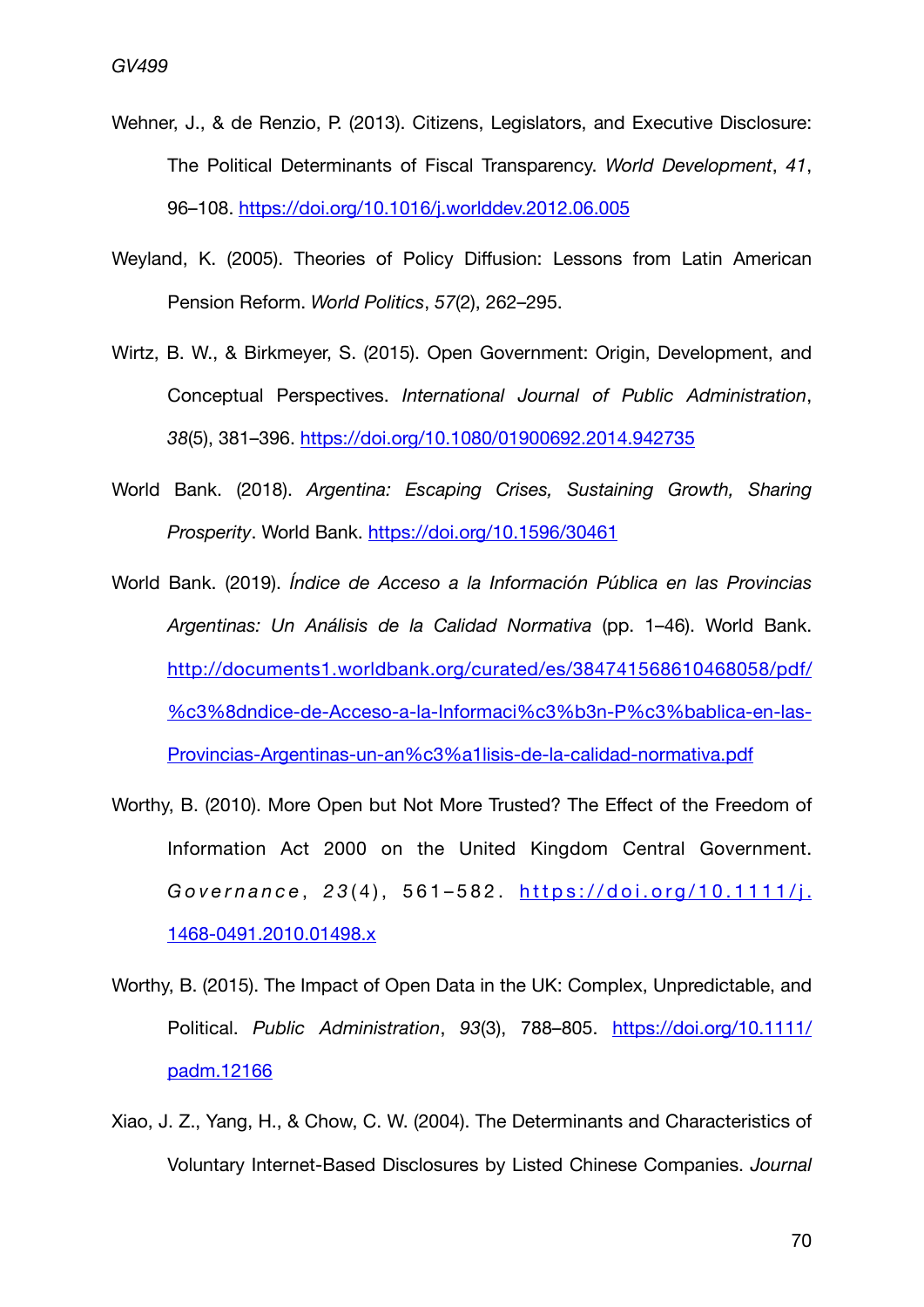Wehner, J., & de Renzio, P. (2013). Citizens, Legislators, and Executive Disclosure: The Political Determinants of Fiscal Transparency. *World Development*, *41*, 96–108. https://doi.org/10.1016/j.worlddev.2012.06.005

Weyland, K. (2005). Theories of Policy Diffusion: Lessons from Latin American Pension Reform. *World Politics*, *57*(2), 262–295.

Wirtz, B. W., & Birkmeyer, S. (2015). Open Government: Origin, Development, and Conceptual Perspectives. *International Journal of Public Administration*, *38*(5), 381–396. https://doi.org/10.1080/01900692.2014.942735

World Bank. (2018). *Argentina: Escaping Crises, Sustaining Growth, Sharing Prosperity*. World Bank. https://doi.org/10.1596/30461

World Bank. (2019). *Índice de Acceso a la Información Pública en las Provincias Argentinas: Un Análisis de la Calidad Normativa* (pp. 1–46). World Bank. http://documents1.worldbank.org/curated/es/384741568610468058/pdf/%c3%8dndice-de-Acceso-a-la-Informaci%c3%b3n-P%c3%bablica-en-las-Provincias-Argentinas-un-an%c3%a1lisis-de-la-calidad-normativa.pdf

Worthy, B. (2010). More Open but Not More Trusted? The Effect of the Freedom of Information Act 2000 on the United Kingdom Central Government. *Governance*, *23*(4), 561–582. https://doi.org/10.1111/j.1468-0491.2010.01498.x

Worthy, B. (2015). The Impact of Open Data in the UK: Complex, Unpredictable, and Political. *Public Administration*, *93*(3), 788–805. https://doi.org/10.1111/padm.12166

Xiao, J. Z., Yang, H., & Chow, C. W. (2004). The Determinants and Characteristics of Voluntary Internet-Based Disclosures by Listed Chinese Companies. *Journal*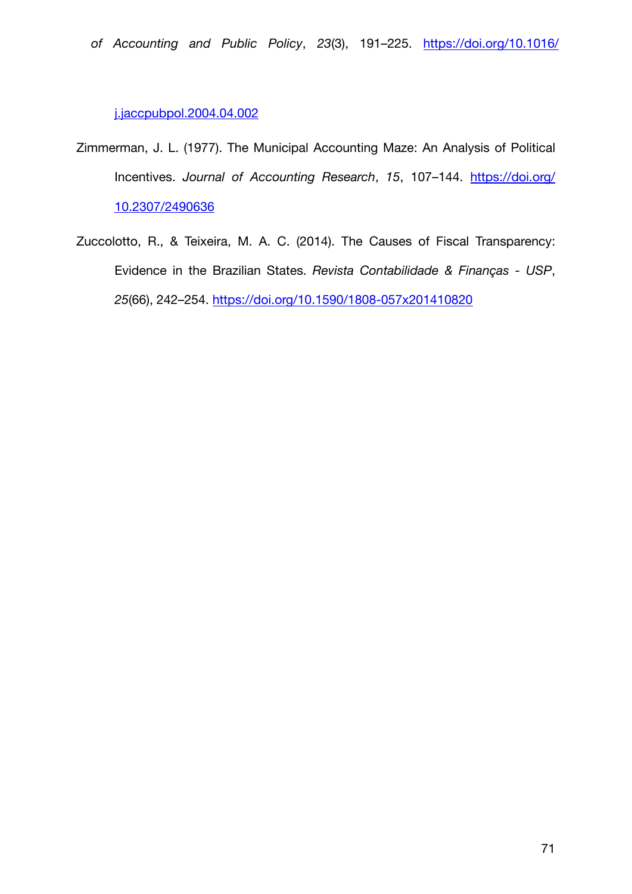*of Accounting and Public Policy*, *23*(3), 191–225. https://doi.org/10.1016/j.jaccpubpol.2004.04.002

Zimmerman, J. L. (1977). The Municipal Accounting Maze: An Analysis of Political Incentives. *Journal of Accounting Research*, *15*, 107–144. https://doi.org/10.2307/2490636

Zuccolotto, R., & Teixeira, M. A. C. (2014). The Causes of Fiscal Transparency: Evidence in the Brazilian States. *Revista Contabilidade & Finanças - USP*, *25*(66), 242–254. https://doi.org/10.1590/1808-057x201410820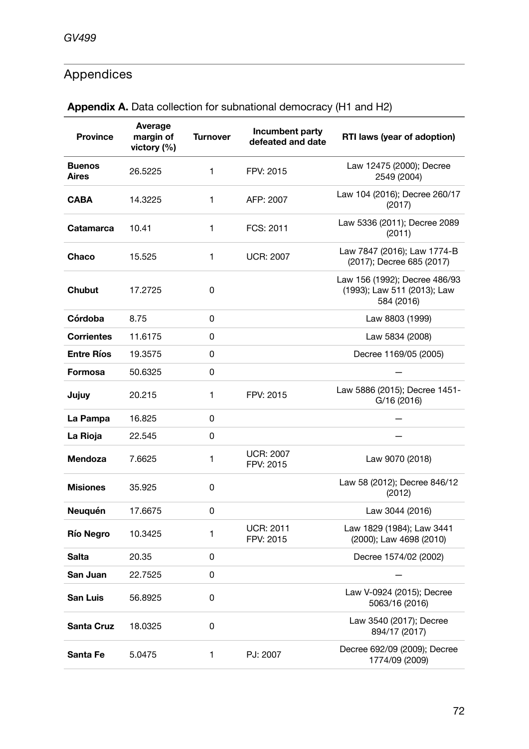# Appendices

**Appendix A.** Data collection for subnational democracy (H1 and H2)

| Province | Average margin of victory (%) | Turnover | Incumbent party defeated and date | RTI laws (year of adoption) |
|---|---|---|---|---|
| **Buenos Aires** | 26.5225 | 1 | FPV: 2015 | Law 12475 (2000); Decree 2549 (2004) |
| **CABA** | 14.3225 | 1 | AFP: 2007 | Law 104 (2016); Decree 260/17 (2017) |
| **Catamarca** | 10.41 | 1 | FCS: 2011 | Law 5336 (2011); Decree 2089 (2011) |
| **Chaco** | 15.525 | 1 | UCR: 2007 | Law 7847 (2016); Law 1774-B (2017); Decree 685 (2017) |
| **Chubut** | 17.2725 | 0 | | Law 156 (1992); Decree 486/93 (1993); Law 511 (2013); Law 584 (2016) |
| **Córdoba** | 8.75 | 0 | | Law 8803 (1999) |
| **Corrientes** | 11.6175 | 0 | | Law 5834 (2008) |
| **Entre Ríos** | 19.3575 | 0 | | Decree 1169/05 (2005) |
| **Formosa** | 50.6325 | 0 | | — |
| **Jujuy** | 20.215 | 1 | FPV: 2015 | Law 5886 (2015); Decree 1451-G/16 (2016) |
| **La Pampa** | 16.825 | 0 | | — |
| **La Rioja** | 22.545 | 0 | | — |
| **Mendoza** | 7.6625 | 1 | UCR: 2007<br>FPV: 2015 | Law 9070 (2018) |
| **Misiones** | 35.925 | 0 | | Law 58 (2012); Decree 846/12 (2012) |
| **Neuquén** | 17.6675 | 0 | | Law 3044 (2016) |
| **Río Negro** | 10.3425 | 1 | UCR: 2011<br>FPV: 2015 | Law 1829 (1984); Law 3441 (2000); Law 4698 (2010) |
| **Salta** | 20.35 | 0 | | Decree 1574/02 (2002) |
| **San Juan** | 22.7525 | 0 | | — |
| **San Luis** | 56.8925 | 0 | | Law V-0924 (2015); Decree 5063/16 (2016) |
| **Santa Cruz** | 18.0325 | 0 | | Law 3540 (2017); Decree 894/17 (2017) |
| **Santa Fe** | 5.0475 | 1 | PJ: 2007 | Decree 692/09 (2009); Decree 1774/09 (2009) |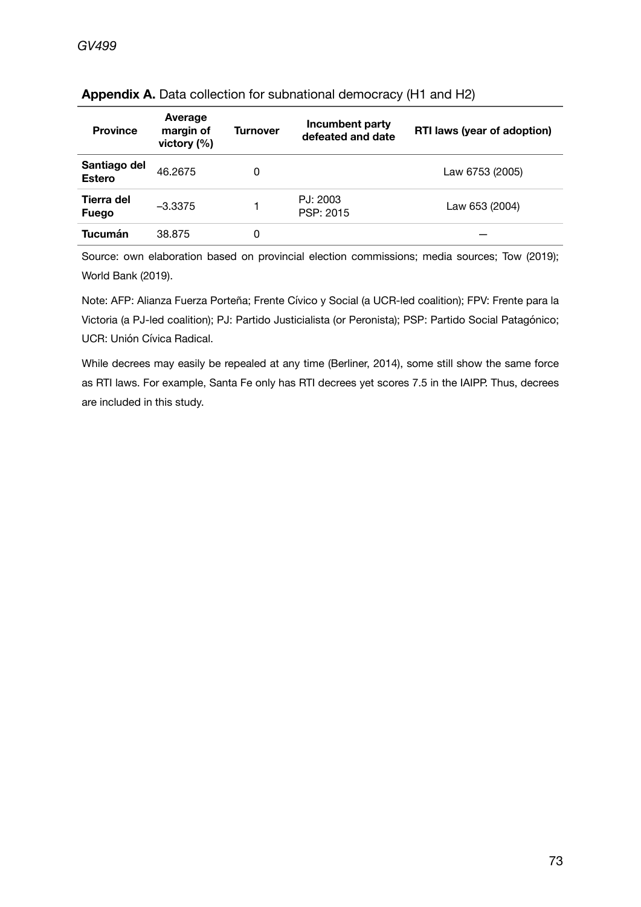**Appendix A.** Data collection for subnational democracy (H1 and H2)

| Province | Average margin of victory (%) | Turnover | Incumbent party defeated and date | RTI laws (year of adoption) |
|---|---|---|---|---|
| **Santiago del Estero** | 46.2675 | 0 | | Law 6753 (2005) |
| **Tierra del Fuego** | –3.3375 | 1 | PJ: 2003<br>PSP: 2015 | Law 653 (2004) |
| **Tucumán** | 38.875 | 0 | | — |

Source: own elaboration based on provincial election commissions; media sources; Tow (2019); World Bank (2019).

Note: AFP: Alianza Fuerza Porteña; Frente Cívico y Social (a UCR-led coalition); FPV: Frente para la Victoria (a PJ-led coalition); PJ: Partido Justicialista (or Peronista); PSP: Partido Social Patagónico; UCR: Unión Cívica Radical.

While decrees may easily be repealed at any time (Berliner, 2014), some still show the same force as RTI laws. For example, Santa Fe only has RTI decrees yet scores 7.5 in the IAIPP. Thus, decrees are included in this study.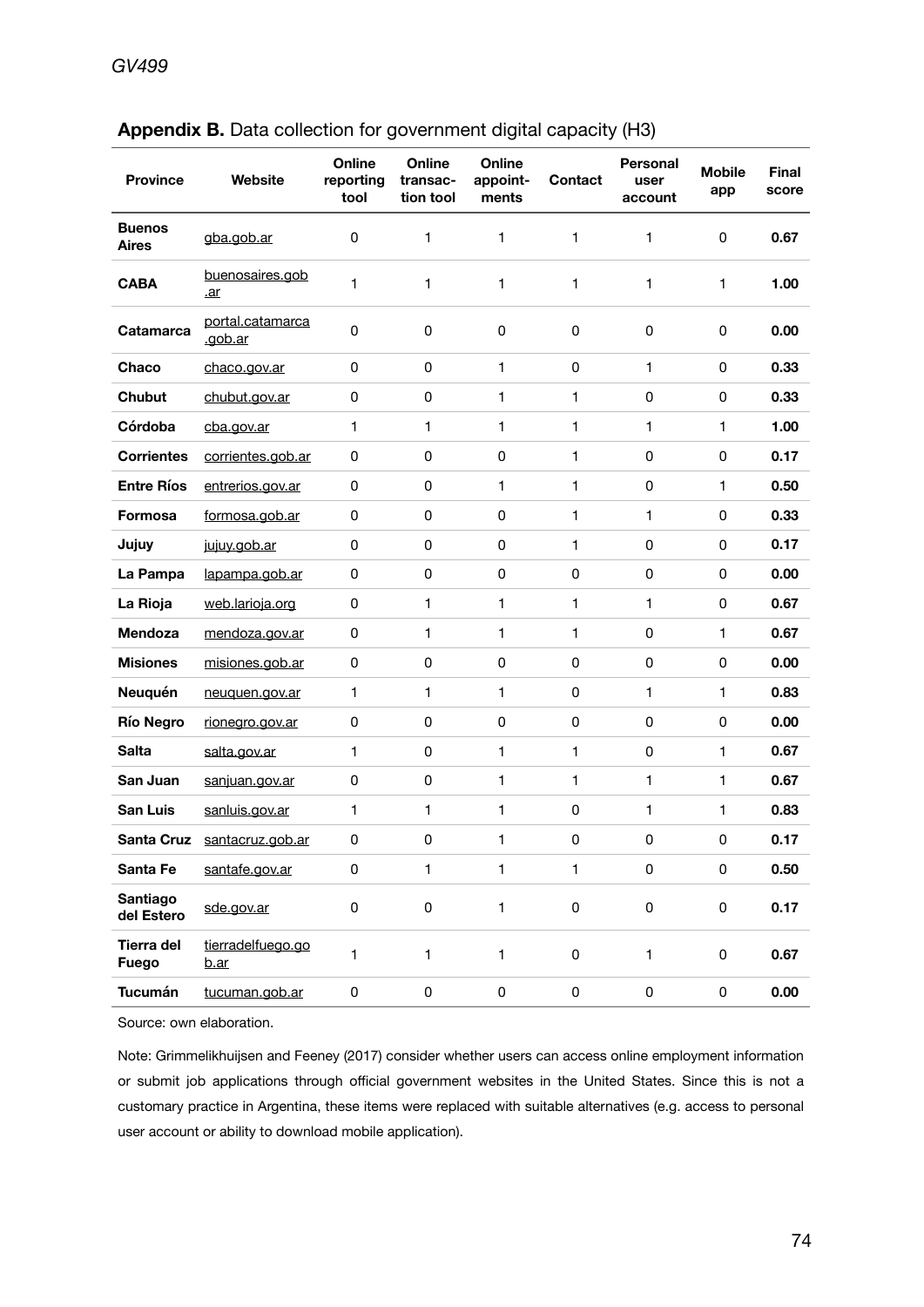**Appendix B.** Data collection for government digital capacity (H3)

| Province | Website | Online reporting tool | Online transac-tion tool | Online appoint-ments | Contact | Personal user account | Mobile app | Final score |
|---|---|---|---|---|---|---|---|---|
| **Buenos Aires** | gba.gob.ar | 0 | 1 | 1 | 1 | 1 | 0 | **0.67** |
| **CABA** | buenosaires.gob.ar | 1 | 1 | 1 | 1 | 1 | 1 | **1.00** |
| **Catamarca** | portal.catamarca.gob.ar | 0 | 0 | 0 | 0 | 0 | 0 | **0.00** |
| **Chaco** | chaco.gov.ar | 0 | 0 | 1 | 0 | 1 | 0 | **0.33** |
| **Chubut** | chubut.gov.ar | 0 | 0 | 1 | 1 | 0 | 0 | **0.33** |
| **Córdoba** | cba.gov.ar | 1 | 1 | 1 | 1 | 1 | 1 | **1.00** |
| **Corrientes** | corrientes.gob.ar | 0 | 0 | 0 | 1 | 0 | 0 | **0.17** |
| **Entre Ríos** | entrerios.gov.ar | 0 | 0 | 1 | 1 | 0 | 1 | **0.50** |
| **Formosa** | formosa.gob.ar | 0 | 0 | 0 | 1 | 1 | 0 | **0.33** |
| **Jujuy** | jujuy.gob.ar | 0 | 0 | 0 | 1 | 0 | 0 | **0.17** |
| **La Pampa** | lapampa.gob.ar | 0 | 0 | 0 | 0 | 0 | 0 | **0.00** |
| **La Rioja** | web.larioja.org | 0 | 1 | 1 | 1 | 1 | 0 | **0.67** |
| **Mendoza** | mendoza.gov.ar | 0 | 1 | 1 | 1 | 0 | 1 | **0.67** |
| **Misiones** | misiones.gob.ar | 0 | 0 | 0 | 0 | 0 | 0 | **0.00** |
| **Neuquén** | neuquen.gov.ar | 1 | 1 | 1 | 0 | 1 | 1 | **0.83** |
| **Río Negro** | rionegro.gov.ar | 0 | 0 | 0 | 0 | 0 | 0 | **0.00** |
| **Salta** | salta.gov.ar | 1 | 0 | 1 | 1 | 0 | 1 | **0.67** |
| **San Juan** | sanjuan.gov.ar | 0 | 0 | 1 | 1 | 1 | 1 | **0.67** |
| **San Luis** | sanluis.gov.ar | 1 | 1 | 1 | 0 | 1 | 1 | **0.83** |
| **Santa Cruz** | santacruz.gob.ar | 0 | 0 | 1 | 0 | 0 | 0 | **0.17** |
| **Santa Fe** | santafe.gov.ar | 0 | 1 | 1 | 1 | 0 | 0 | **0.50** |
| **Santiago del Estero** | sde.gov.ar | 0 | 0 | 1 | 0 | 0 | 0 | **0.17** |
| **Tierra del Fuego** | tierradelfuego.gob.ar | 1 | 1 | 1 | 0 | 1 | 0 | **0.67** |
| **Tucumán** | tucuman.gob.ar | 0 | 0 | 0 | 0 | 0 | 0 | **0.00** |

Source: own elaboration.

Note: Grimmelikhuijsen and Feeney (2017) consider whether users can access online employment information or submit job applications through official government websites in the United States. Since this is not a customary practice in Argentina, these items were replaced with suitable alternatives (e.g. access to personal user account or ability to download mobile application).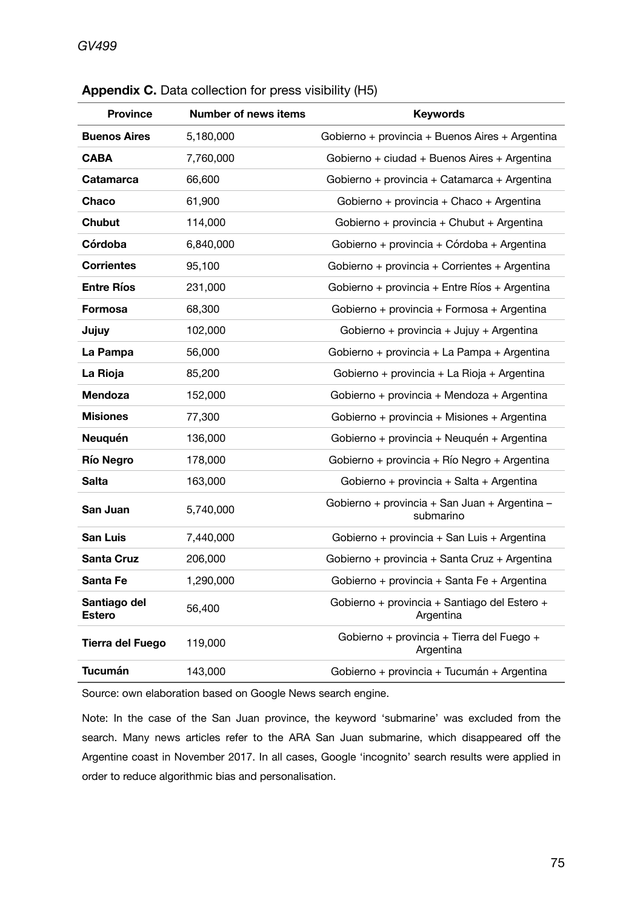**Appendix C.** Data collection for press visibility (H5)

| Province | Number of news items | Keywords |
|---|---|---|
| **Buenos Aires** | 5,180,000 | Gobierno + provincia + Buenos Aires + Argentina |
| **CABA** | 7,760,000 | Gobierno + ciudad + Buenos Aires + Argentina |
| **Catamarca** | 66,600 | Gobierno + provincia + Catamarca + Argentina |
| **Chaco** | 61,900 | Gobierno + provincia + Chaco + Argentina |
| **Chubut** | 114,000 | Gobierno + provincia + Chubut + Argentina |
| **Córdoba** | 6,840,000 | Gobierno + provincia + Córdoba + Argentina |
| **Corrientes** | 95,100 | Gobierno + provincia + Corrientes + Argentina |
| **Entre Ríos** | 231,000 | Gobierno + provincia + Entre Ríos + Argentina |
| **Formosa** | 68,300 | Gobierno + provincia + Formosa + Argentina |
| **Jujuy** | 102,000 | Gobierno + provincia + Jujuy + Argentina |
| **La Pampa** | 56,000 | Gobierno + provincia + La Pampa + Argentina |
| **La Rioja** | 85,200 | Gobierno + provincia + La Rioja + Argentina |
| **Mendoza** | 152,000 | Gobierno + provincia + Mendoza + Argentina |
| **Misiones** | 77,300 | Gobierno + provincia + Misiones + Argentina |
| **Neuquén** | 136,000 | Gobierno + provincia + Neuquén + Argentina |
| **Río Negro** | 178,000 | Gobierno + provincia + Río Negro + Argentina |
| **Salta** | 163,000 | Gobierno + provincia + Salta + Argentina |
| **San Juan** | 5,740,000 | Gobierno + provincia + San Juan + Argentina – submarino |
| **San Luis** | 7,440,000 | Gobierno + provincia + San Luis + Argentina |
| **Santa Cruz** | 206,000 | Gobierno + provincia + Santa Cruz + Argentina |
| **Santa Fe** | 1,290,000 | Gobierno + provincia + Santa Fe + Argentina |
| **Santiago del Estero** | 56,400 | Gobierno + provincia + Santiago del Estero + Argentina |
| **Tierra del Fuego** | 119,000 | Gobierno + provincia + Tierra del Fuego + Argentina |
| **Tucumán** | 143,000 | Gobierno + provincia + Tucumán + Argentina |

Source: own elaboration based on Google News search engine.

Note: In the case of the San Juan province, the keyword 'submarine' was excluded from the search. Many news articles refer to the ARA San Juan submarine, which disappeared off the Argentine coast in November 2017. In all cases, Google 'incognito' search results were applied in order to reduce algorithmic bias and personalisation.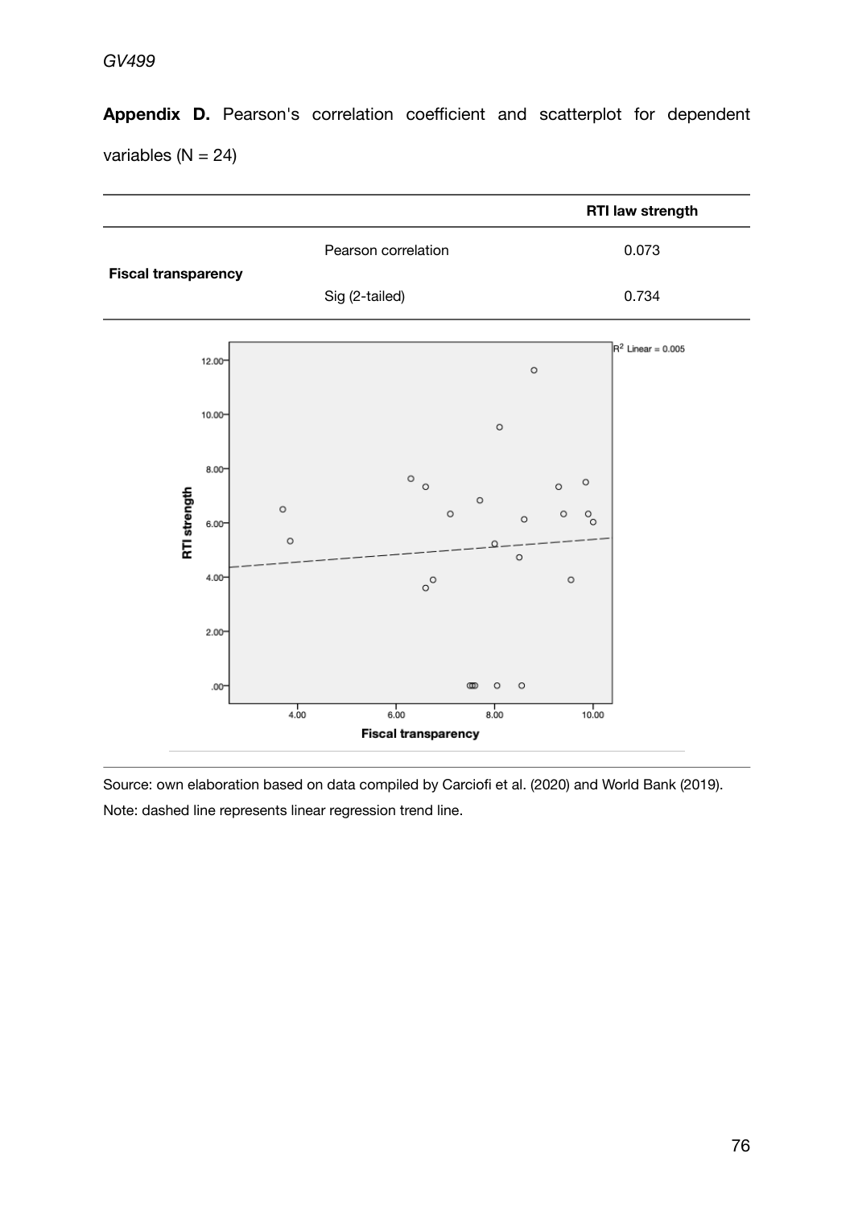**Appendix D.** Pearson's correlation coefficient and scatterplot for dependent variables (N = 24)

| | | RTI law strength |
|---|---|---|
| **Fiscal transparency** | Pearson correlation | 0.073 |
| | Sig (2-tailed) | 0.734 |

$R^2$ Linear = 0.005

RTI strength

12.00
10.00
8.00
6.00
4.00
2.00
.00

4.00
6.00
8.00
10.00

Fiscal transparency

Source: own elaboration based on data compiled by Carciofi et al. (2020) and World Bank (2019).

Note: dashed line represents linear regression trend line.